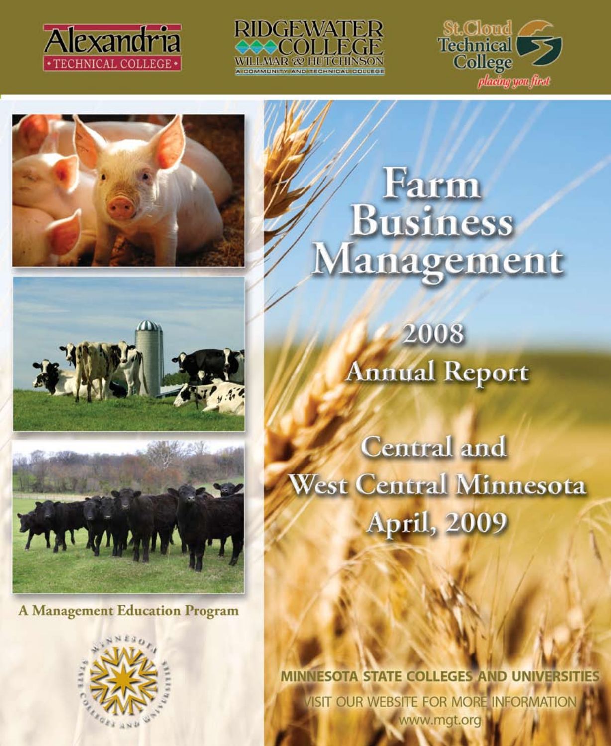Alexandria Technical College

Ridgewater College — Willmar & Hutchinson — A Community and Technical College

St. Cloud Technical College — placing you first

# Farm Business Management

## 2008 Annual Report

## Central and West Central Minnesota

## April, 2009

A Management Education Program

MINNESOTA STATE COLLEGES AND UNIVERSITIES

VISIT OUR WEBSITE FOR MORE INFORMATION

www.mgt.org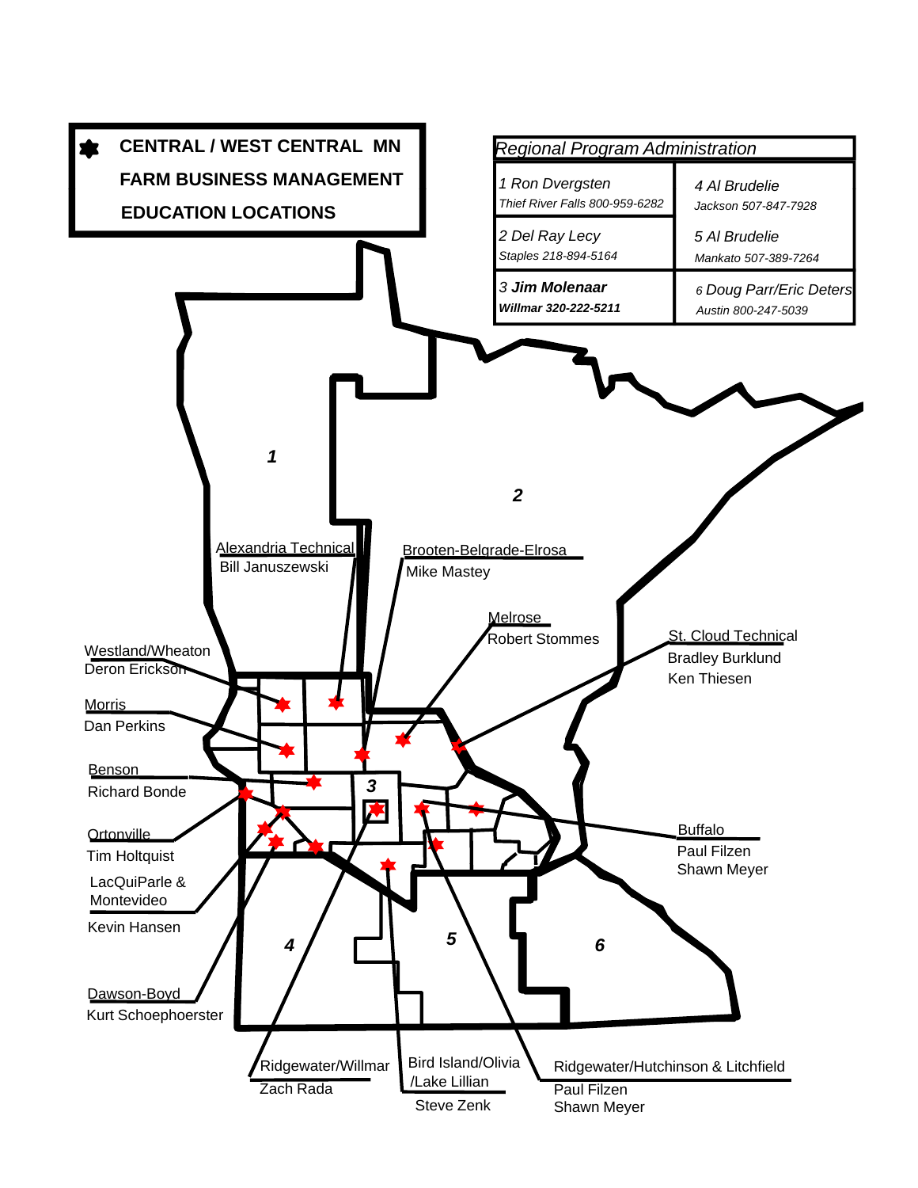# CENTRAL / WEST CENTRAL MN FARM BUSINESS MANAGEMENT EDUCATION LOCATIONS

*Regional Program Administration*

| | |
|---|---|
| *1 Ron Dvergsten*<br>*Thief River Falls 800-959-6282* | *4 Al Brudelie*<br>*Jackson 507-847-7928* |
| *2 Del Ray Lecy*<br>*Staples 218-894-5164* | *5 Al Brudelie*<br>*Mankato 507-389-7264* |
| *3* ***Jim Molenaar***<br>***Willmar 320-222-5211*** | *6 Doug Parr/Eric Deters*<br>*Austin 800-247-5039* |

1

2

3

4

5

6

Alexandria Technical
Bill Januszewski

Brooten-Belgrade-Elrosa
Mike Mastey

Melrose
Robert Stommes

St. Cloud Technical
Bradley Burklund
Ken Thiesen

Westland/Wheaton
Deron Erickson

Morris
Dan Perkins

Benson
Richard Bonde

Ortonville
Tim Holtquist

LacQuiParle & Montevideo
Kevin Hansen

Dawson-Boyd
Kurt Schoephoerster

Buffalo
Paul Filzen
Shawn Meyer

Ridgewater/Willmar
Zach Rada

Bird Island/Olivia /Lake Lillian
Steve Zenk

Ridgewater/Hutchinson & Litchfield
Paul Filzen
Shawn Meyer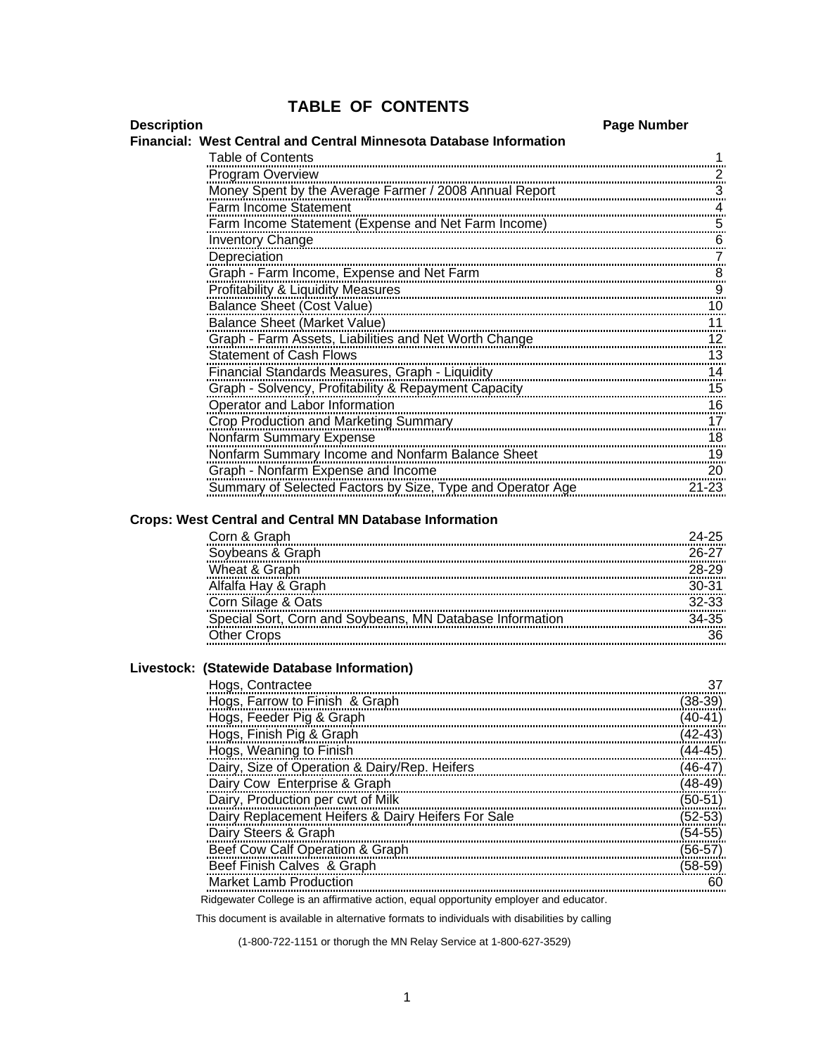# TABLE OF CONTENTS

| Description | Page Number |
| --- | --- |
| **Financial: West Central and Central Minnesota Database Information** | |
| Table of Contents | 1 |
| Program Overview | 2 |
| Money Spent by the Average Farmer / 2008 Annual Report | 3 |
| Farm Income Statement | 4 |
| Farm Income Statement (Expense and Net Farm Income) | 5 |
| Inventory Change | 6 |
| Depreciation | 7 |
| Graph - Farm Income, Expense and Net Farm | 8 |
| Profitability & Liquidity Measures | 9 |
| Balance Sheet (Cost Value) | 10 |
| Balance Sheet (Market Value) | 11 |
| Graph - Farm Assets, Liabilities and Net Worth Change | 12 |
| Statement of Cash Flows | 13 |
| Financial Standards Measures, Graph - Liquidity | 14 |
| Graph - Solvency, Profitability & Repayment Capacity | 15 |
| Operator and Labor Information | 16 |
| Crop Production and Marketing Summary | 17 |
| Nonfarm Summary Expense | 18 |
| Nonfarm Summary Income and Nonfarm Balance Sheet | 19 |
| Graph - Nonfarm Expense and Income | 20 |
| Summary of Selected Factors by Size, Type and Operator Age | 21-23 |
| **Crops: West Central and Central MN Database Information** | |
| Corn & Graph | 24-25 |
| Soybeans & Graph | 26-27 |
| Wheat & Graph | 28-29 |
| Alfalfa Hay & Graph | 30-31 |
| Corn Silage & Oats | 32-33 |
| Special Sort, Corn and Soybeans, MN Database Information | 34-35 |
| Other Crops | 36 |
| **Livestock: (Statewide Database Information)** | |
| Hogs, Contractee | 37 |
| Hogs, Farrow to Finish & Graph | (38-39) |
| Hogs, Feeder Pig & Graph | (40-41) |
| Hogs, Finish Pig & Graph | (42-43) |
| Hogs, Weaning to Finish | (44-45) |
| Dairy, Size of Operation & Dairy/Rep. Heifers | (46-47) |
| Dairy Cow Enterprise & Graph | (48-49) |
| Dairy, Production per cwt of Milk | (50-51) |
| Dairy Replacement Heifers & Dairy Heifers For Sale | (52-53) |
| Dairy Steers & Graph | (54-55) |
| Beef Cow Calf Operation & Graph | (56-57) |
| Beef Finish Calves & Graph | (58-59) |
| Market Lamb Production | 60 |

Ridgewater College is an affirmative action, equal opportunity employer and educator.

This document is available in alternative formats to individuals with disabilities by calling

(1-800-722-1151 or thorugh the MN Relay Service at 1-800-627-3529)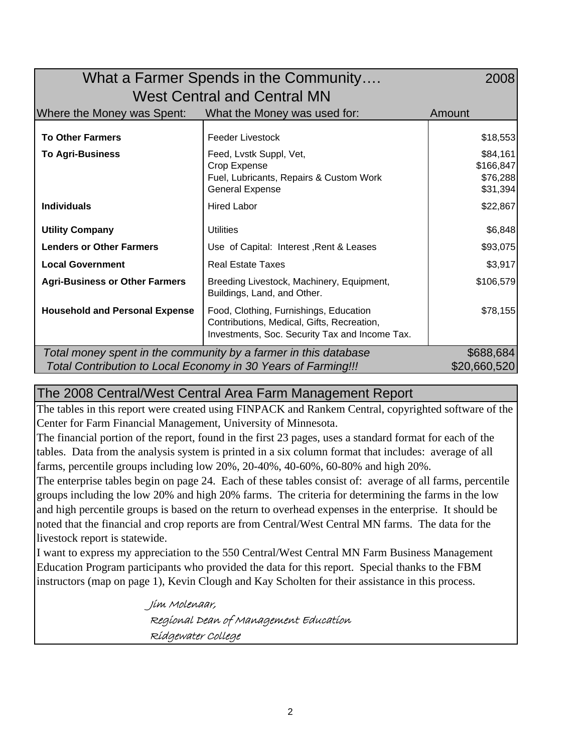## What a Farmer Spends in the Community…. 2008

### West Central and Central MN

| Where the Money was Spent: | What the Money was used for: | Amount |
|---|---|---|
| **To Other Farmers** | Feeder Livestock | $18,553 |
| **To Agri-Business** | Feed, Lvstk Suppl, Vet, | $84,161 |
| | Crop Expense | $166,847 |
| | Fuel, Lubricants, Repairs & Custom Work | $76,288 |
| | General Expense | $31,394 |
| **Individuals** | Hired Labor | $22,867 |
| **Utility Company** | Utilities | $6,848 |
| **Lenders or Other Farmers** | Use of Capital: Interest ,Rent & Leases | $93,075 |
| **Local Government** | Real Estate Taxes | $3,917 |
| **Agri-Business or Other Farmers** | Breeding Livestock, Machinery, Equipment, Buildings, Land, and Other. | $106,579 |
| **Household and Personal Expense** | Food, Clothing, Furnishings, Education Contributions, Medical, Gifts, Recreation, Investments, Soc. Security Tax and Income Tax. | $78,155 |
| *Total money spent in the community by a farmer in this database* | | $688,684 |
| *Total Contribution to Local Economy in 30 Years of Farming!!!* | | $20,660,520 |

## The 2008 Central/West Central Area Farm Management Report

The tables in this report were created using FINPACK and Rankem Central, copyrighted software of the Center for Farm Financial Management, University of Minnesota.

The financial portion of the report, found in the first 23 pages, uses a standard format for each of the tables. Data from the analysis system is printed in a six column format that includes: average of all farms, percentile groups including low 20%, 20-40%, 40-60%, 60-80% and high 20%.

The enterprise tables begin on page 24. Each of these tables consist of: average of all farms, percentile groups including the low 20% and high 20% farms. The criteria for determining the farms in the low and high percentile groups is based on the return to overhead expenses in the enterprise. It should be noted that the financial and crop reports are from Central/West Central MN farms. The data for the livestock report is statewide.

I want to express my appreciation to the 550 Central/West Central MN Farm Business Management Education Program participants who provided the data for this report. Special thanks to the FBM instructors (map on page 1), Kevin Clough and Kay Scholten for their assistance in this process.

*Jim Molenaar,*
*Regional Dean of Management Education*
*Ridgewater College*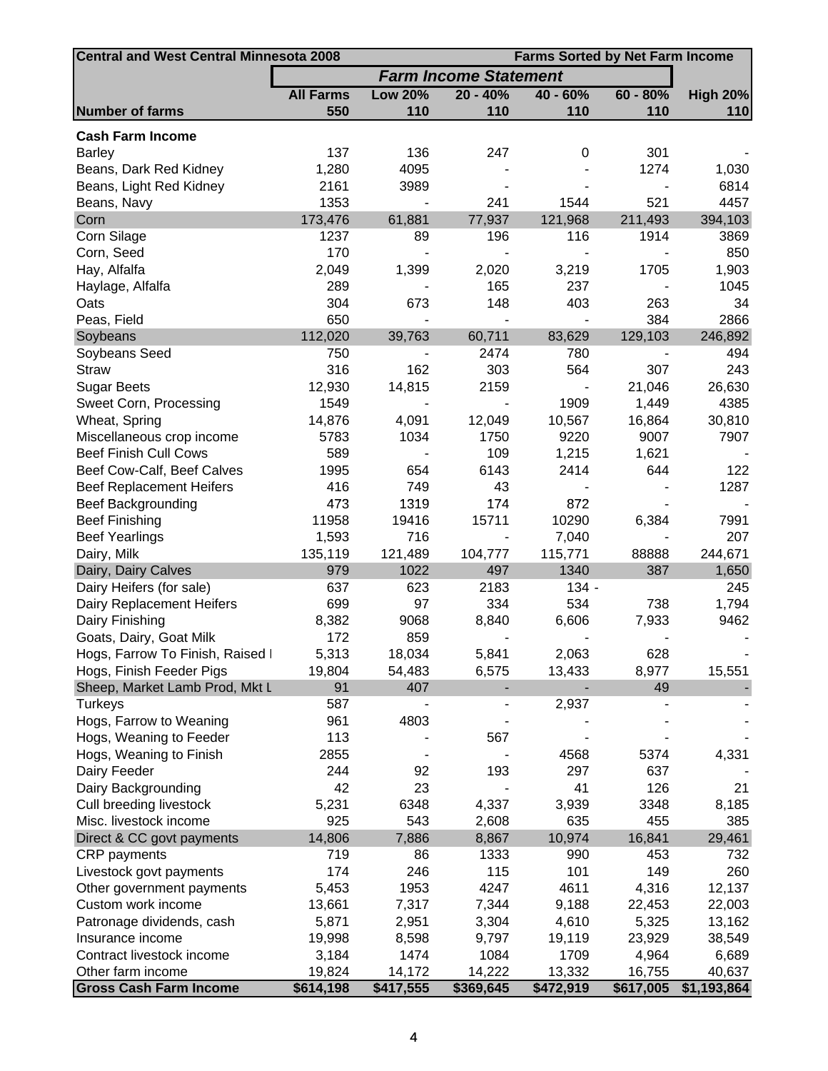| Central and West Central Minnesota 2008 | | | | | Farms Sorted by Net Farm Income | |
|---|---|---|---|---|---|---|
| | *Farm Income Statement* | | | | | |
| | **All Farms** | **Low 20%** | **20 - 40%** | **40 - 60%** | **60 - 80%** | **High 20%** |
| **Number of farms** | **550** | **110** | **110** | **110** | **110** | **110** |
| **Cash Farm Income** | | | | | | |
| Barley | 137 | 136 | 247 | 0 | 301 | - |
| Beans, Dark Red Kidney | 1,280 | 4095 | - | - | 1274 | 1,030 |
| Beans, Light Red Kidney | 2161 | 3989 | - | - | - | 6814 |
| Beans, Navy | 1353 | - | 241 | 1544 | 521 | 4457 |
| Corn | 173,476 | 61,881 | 77,937 | 121,968 | 211,493 | 394,103 |
| Corn Silage | 1237 | 89 | 196 | 116 | 1914 | 3869 |
| Corn, Seed | 170 | - | - | - | - | 850 |
| Hay, Alfalfa | 2,049 | 1,399 | 2,020 | 3,219 | 1705 | 1,903 |
| Haylage, Alfalfa | 289 | - | 165 | 237 | - | 1045 |
| Oats | 304 | 673 | 148 | 403 | 263 | 34 |
| Peas, Field | 650 | - | - | - | 384 | 2866 |
| Soybeans | 112,020 | 39,763 | 60,711 | 83,629 | 129,103 | 246,892 |
| Soybeans Seed | 750 | - | 2474 | 780 | - | 494 |
| Straw | 316 | 162 | 303 | 564 | 307 | 243 |
| Sugar Beets | 12,930 | 14,815 | 2159 | - | 21,046 | 26,630 |
| Sweet Corn, Processing | 1549 | - | - | 1909 | 1,449 | 4385 |
| Wheat, Spring | 14,876 | 4,091 | 12,049 | 10,567 | 16,864 | 30,810 |
| Miscellaneous crop income | 5783 | 1034 | 1750 | 9220 | 9007 | 7907 |
| Beef Finish Cull Cows | 589 | - | 109 | 1,215 | 1,621 | - |
| Beef Cow-Calf, Beef Calves | 1995 | 654 | 6143 | 2414 | 644 | 122 |
| Beef Replacement Heifers | 416 | 749 | 43 | - | - | 1287 |
| Beef Backgrounding | 473 | 1319 | 174 | 872 | - | - |
| Beef Finishing | 11958 | 19416 | 15711 | 10290 | 6,384 | 7991 |
| Beef Yearlings | 1,593 | 716 | - | 7,040 | - | 207 |
| Dairy, Milk | 135,119 | 121,489 | 104,777 | 115,771 | 88888 | 244,671 |
| Dairy, Dairy Calves | 979 | 1022 | 497 | 1340 | 387 | 1,650 |
| Dairy Heifers (for sale) | 637 | 623 | 2183 | 134 - | | 245 |
| Dairy Replacement Heifers | 699 | 97 | 334 | 534 | 738 | 1,794 |
| Dairy Finishing | 8,382 | 9068 | 8,840 | 6,606 | 7,933 | 9462 |
| Goats, Dairy, Goat Milk | 172 | 859 | - | - | - | - |
| Hogs, Farrow To Finish, Raised I | 5,313 | 18,034 | 5,841 | 2,063 | 628 | - |
| Hogs, Finish Feeder Pigs | 19,804 | 54,483 | 6,575 | 13,433 | 8,977 | 15,551 |
| Sheep, Market Lamb Prod, Mkt L | 91 | 407 | - | - | 49 | - |
| Turkeys | 587 | - | - | 2,937 | - | - |
| Hogs, Farrow to Weaning | 961 | 4803 | - | - | - | - |
| Hogs, Weaning to Feeder | 113 | - | 567 | - | - | - |
| Hogs, Weaning to Finish | 2855 | - | - | 4568 | 5374 | 4,331 |
| Dairy Feeder | 244 | 92 | 193 | 297 | 637 | - |
| Dairy Backgrounding | 42 | 23 | - | 41 | 126 | 21 |
| Cull breeding livestock | 5,231 | 6348 | 4,337 | 3,939 | 3348 | 8,185 |
| Misc. livestock income | 925 | 543 | 2,608 | 635 | 455 | 385 |
| Direct & CC govt payments | 14,806 | 7,886 | 8,867 | 10,974 | 16,841 | 29,461 |
| CRP payments | 719 | 86 | 1333 | 990 | 453 | 732 |
| Livestock govt payments | 174 | 246 | 115 | 101 | 149 | 260 |
| Other government payments | 5,453 | 1953 | 4247 | 4611 | 4,316 | 12,137 |
| Custom work income | 13,661 | 7,317 | 7,344 | 9,188 | 22,453 | 22,003 |
| Patronage dividends, cash | 5,871 | 2,951 | 3,304 | 4,610 | 5,325 | 13,162 |
| Insurance income | 19,998 | 8,598 | 9,797 | 19,119 | 23,929 | 38,549 |
| Contract livestock income | 3,184 | 1474 | 1084 | 1709 | 4,964 | 6,689 |
| Other farm income | 19,824 | 14,172 | 14,222 | 13,332 | 16,755 | 40,637 |
| **Gross Cash Farm Income** | **$614,198** | **$417,555** | **$369,645** | **$472,919** | **$617,005** | **$1,193,864** |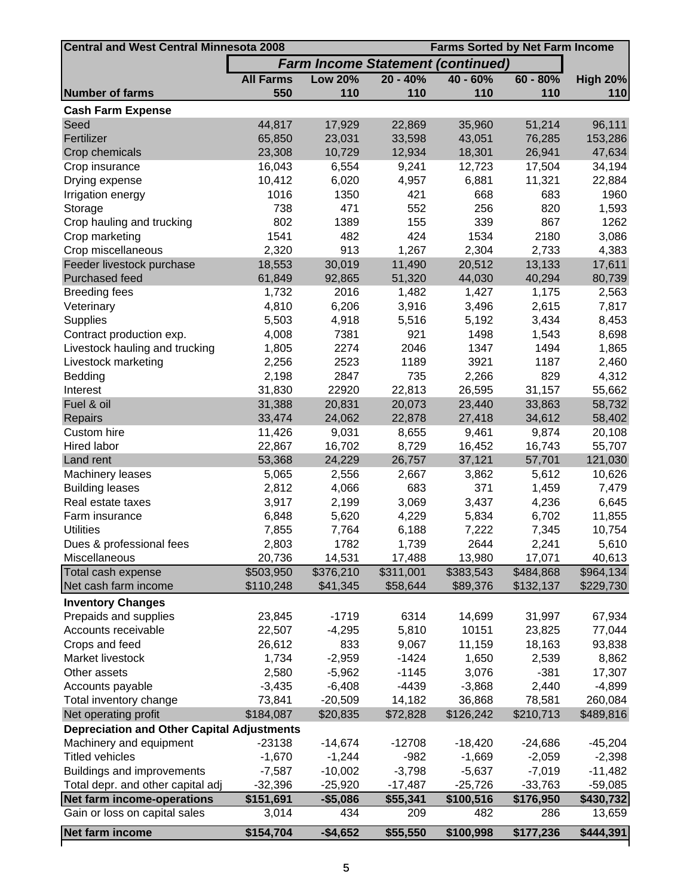| Central and West Central Minnesota 2008 | | | | | | Farms Sorted by Net Farm Income |
|---|---|---|---|---|---|---|
| | *Farm Income Statement (continued)* | | | | | |
| | **All Farms** | **Low 20%** | **20 - 40%** | **40 - 60%** | **60 - 80%** | **High 20%** |
| **Number of farms** | **550** | **110** | **110** | **110** | **110** | **110** |
| **Cash Farm Expense** | | | | | | |
| Seed | 44,817 | 17,929 | 22,869 | 35,960 | 51,214 | 96,111 |
| Fertilizer | 65,850 | 23,031 | 33,598 | 43,051 | 76,285 | 153,286 |
| Crop chemicals | 23,308 | 10,729 | 12,934 | 18,301 | 26,941 | 47,634 |
| Crop insurance | 16,043 | 6,554 | 9,241 | 12,723 | 17,504 | 34,194 |
| Drying expense | 10,412 | 6,020 | 4,957 | 6,881 | 11,321 | 22,884 |
| Irrigation energy | 1016 | 1350 | 421 | 668 | 683 | 1960 |
| Storage | 738 | 471 | 552 | 256 | 820 | 1,593 |
| Crop hauling and trucking | 802 | 1389 | 155 | 339 | 867 | 1262 |
| Crop marketing | 1541 | 482 | 424 | 1534 | 2180 | 3,086 |
| Crop miscellaneous | 2,320 | 913 | 1,267 | 2,304 | 2,733 | 4,383 |
| Feeder livestock purchase | 18,553 | 30,019 | 11,490 | 20,512 | 13,133 | 17,611 |
| Purchased feed | 61,849 | 92,865 | 51,320 | 44,030 | 40,294 | 80,739 |
| Breeding fees | 1,732 | 2016 | 1,482 | 1,427 | 1,175 | 2,563 |
| Veterinary | 4,810 | 6,206 | 3,916 | 3,496 | 2,615 | 7,817 |
| Supplies | 5,503 | 4,918 | 5,516 | 5,192 | 3,434 | 8,453 |
| Contract production exp. | 4,008 | 7381 | 921 | 1498 | 1,543 | 8,698 |
| Livestock hauling and trucking | 1,805 | 2274 | 2046 | 1347 | 1494 | 1,865 |
| Livestock marketing | 2,256 | 2523 | 1189 | 3921 | 1187 | 2,460 |
| Bedding | 2,198 | 2847 | 735 | 2,266 | 829 | 4,312 |
| Interest | 31,830 | 22920 | 22,813 | 26,595 | 31,157 | 55,662 |
| Fuel & oil | 31,388 | 20,831 | 20,073 | 23,440 | 33,863 | 58,732 |
| Repairs | 33,474 | 24,062 | 22,878 | 27,418 | 34,612 | 58,402 |
| Custom hire | 11,426 | 9,031 | 8,655 | 9,461 | 9,874 | 20,108 |
| Hired labor | 22,867 | 16,702 | 8,729 | 16,452 | 16,743 | 55,707 |
| Land rent | 53,368 | 24,229 | 26,757 | 37,121 | 57,701 | 121,030 |
| Machinery leases | 5,065 | 2,556 | 2,667 | 3,862 | 5,612 | 10,626 |
| Building leases | 2,812 | 4,066 | 683 | 371 | 1,459 | 7,479 |
| Real estate taxes | 3,917 | 2,199 | 3,069 | 3,437 | 4,236 | 6,645 |
| Farm insurance | 6,848 | 5,620 | 4,229 | 5,834 | 6,702 | 11,855 |
| Utilities | 7,855 | 7,764 | 6,188 | 7,222 | 7,345 | 10,754 |
| Dues & professional fees | 2,803 | 1782 | 1,739 | 2644 | 2,241 | 5,610 |
| Miscellaneous | 20,736 | 14,531 | 17,488 | 13,980 | 17,071 | 40,613 |
| Total cash expense | $503,950 | $376,210 | $311,001 | $383,543 | $484,868 | $964,134 |
| Net cash farm income | $110,248 | $41,345 | $58,644 | $89,376 | $132,137 | $229,730 |
| **Inventory Changes** | | | | | | |
| Prepaids and supplies | 23,845 | -1719 | 6314 | 14,699 | 31,997 | 67,934 |
| Accounts receivable | 22,507 | -4,295 | 5,810 | 10151 | 23,825 | 77,044 |
| Crops and feed | 26,612 | 833 | 9,067 | 11,159 | 18,163 | 93,838 |
| Market livestock | 1,734 | -2,959 | -1424 | 1,650 | 2,539 | 8,862 |
| Other assets | 2,580 | -5,962 | -1145 | 3,076 | -381 | 17,307 |
| Accounts payable | -3,435 | -6,408 | -4439 | -3,868 | 2,440 | -4,899 |
| Total inventory change | 73,841 | -20,509 | 14,182 | 36,868 | 78,581 | 260,084 |
| Net operating profit | $184,087 | $20,835 | $72,828 | $126,242 | $210,713 | $489,816 |
| **Depreciation and Other Capital Adjustments** | | | | | | |
| Machinery and equipment | -23138 | -14,674 | -12708 | -18,420 | -24,686 | -45,204 |
| Titled vehicles | -1,670 | -1,244 | -982 | -1,669 | -2,059 | -2,398 |
| Buildings and improvements | -7,587 | -10,002 | -3,798 | -5,637 | -7,019 | -11,482 |
| Total depr. and other capital adj | -32,396 | -25,920 | -17,487 | -25,726 | -33,763 | -59,085 |
| **Net farm income-operations** | **$151,691** | **-$5,086** | **$55,341** | **$100,516** | **$176,950** | **$430,732** |
| Gain or loss on capital sales | 3,014 | 434 | 209 | 482 | 286 | 13,659 |
| **Net farm income** | **$154,704** | **-$4,652** | **$55,550** | **$100,998** | **$177,236** | **$444,391** |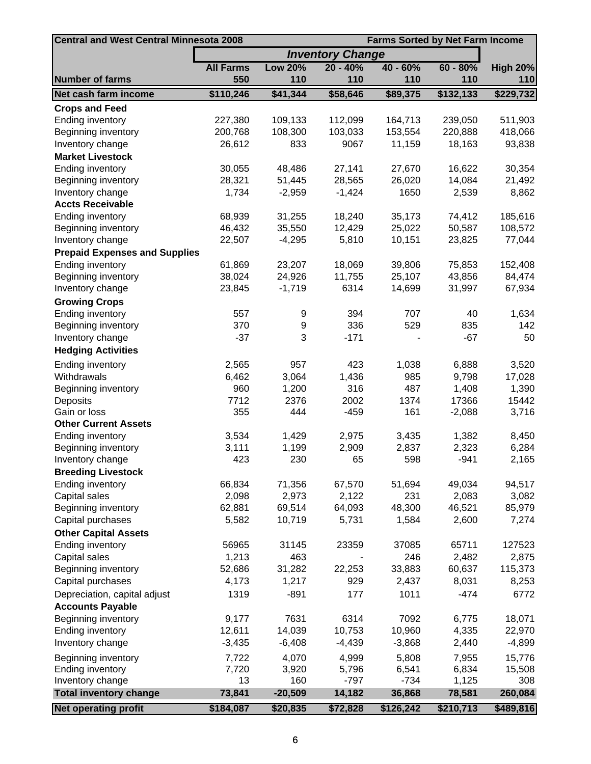| Central and West Central Minnesota 2008 | | | | | Farms Sorted by Net Farm Income | |
|---|---|---|---|---|---|---|
| | *Inventory Change* | | | | | |
| | **All Farms** | **Low 20%** | **20 - 40%** | **40 - 60%** | **60 - 80%** | **High 20%** |
| **Number of farms** | **550** | **110** | **110** | **110** | **110** | **110** |
| **Net cash farm income** | **$110,246** | **$41,344** | **$58,646** | **$89,375** | **$132,133** | **$229,732** |
| **Crops and Feed** | | | | | | |
| Ending inventory | 227,380 | 109,133 | 112,099 | 164,713 | 239,050 | 511,903 |
| Beginning inventory | 200,768 | 108,300 | 103,033 | 153,554 | 220,888 | 418,066 |
| Inventory change | 26,612 | 833 | 9067 | 11,159 | 18,163 | 93,838 |
| **Market Livestock** | | | | | | |
| Ending inventory | 30,055 | 48,486 | 27,141 | 27,670 | 16,622 | 30,354 |
| Beginning inventory | 28,321 | 51,445 | 28,565 | 26,020 | 14,084 | 21,492 |
| Inventory change | 1,734 | -2,959 | -1,424 | 1650 | 2,539 | 8,862 |
| **Accts Receivable** | | | | | | |
| Ending inventory | 68,939 | 31,255 | 18,240 | 35,173 | 74,412 | 185,616 |
| Beginning inventory | 46,432 | 35,550 | 12,429 | 25,022 | 50,587 | 108,572 |
| Inventory change | 22,507 | -4,295 | 5,810 | 10,151 | 23,825 | 77,044 |
| **Prepaid Expenses and Supplies** | | | | | | |
| Ending inventory | 61,869 | 23,207 | 18,069 | 39,806 | 75,853 | 152,408 |
| Beginning inventory | 38,024 | 24,926 | 11,755 | 25,107 | 43,856 | 84,474 |
| Inventory change | 23,845 | -1,719 | 6314 | 14,699 | 31,997 | 67,934 |
| **Growing Crops** | | | | | | |
| Ending inventory | 557 | 9 | 394 | 707 | 40 | 1,634 |
| Beginning inventory | 370 | 9 | 336 | 529 | 835 | 142 |
| Inventory change | -37 | 3 | -171 | - | -67 | 50 |
| **Hedging Activities** | | | | | | |
| Ending inventory | 2,565 | 957 | 423 | 1,038 | 6,888 | 3,520 |
| Withdrawals | 6,462 | 3,064 | 1,436 | 985 | 9,798 | 17,028 |
| Beginning inventory | 960 | 1,200 | 316 | 487 | 1,408 | 1,390 |
| Deposits | 7712 | 2376 | 2002 | 1374 | 17366 | 15442 |
| Gain or loss | 355 | 444 | -459 | 161 | -2,088 | 3,716 |
| **Other Current Assets** | | | | | | |
| Ending inventory | 3,534 | 1,429 | 2,975 | 3,435 | 1,382 | 8,450 |
| Beginning inventory | 3,111 | 1,199 | 2,909 | 2,837 | 2,323 | 6,284 |
| Inventory change | 423 | 230 | 65 | 598 | -941 | 2,165 |
| **Breeding Livestock** | | | | | | |
| Ending inventory | 66,834 | 71,356 | 67,570 | 51,694 | 49,034 | 94,517 |
| Capital sales | 2,098 | 2,973 | 2,122 | 231 | 2,083 | 3,082 |
| Beginning inventory | 62,881 | 69,514 | 64,093 | 48,300 | 46,521 | 85,979 |
| Capital purchases | 5,582 | 10,719 | 5,731 | 1,584 | 2,600 | 7,274 |
| **Other Capital Assets** | | | | | | |
| Ending inventory | 56965 | 31145 | 23359 | 37085 | 65711 | 127523 |
| Capital sales | 1,213 | 463 | - | 246 | 2,482 | 2,875 |
| Beginning inventory | 52,686 | 31,282 | 22,253 | 33,883 | 60,637 | 115,373 |
| Capital purchases | 4,173 | 1,217 | 929 | 2,437 | 8,031 | 8,253 |
| Depreciation, capital adjust | 1319 | -891 | 177 | 1011 | -474 | 6772 |
| **Accounts Payable** | | | | | | |
| Beginning inventory | 9,177 | 7631 | 6314 | 7092 | 6,775 | 18,071 |
| Ending inventory | 12,611 | 14,039 | 10,753 | 10,960 | 4,335 | 22,970 |
| Inventory change | -3,435 | -6,408 | -4,439 | -3,868 | 2,440 | -4,899 |
| Beginning inventory | 7,722 | 4,070 | 4,999 | 5,808 | 7,955 | 15,776 |
| Ending inventory | 7,720 | 3,920 | 5,796 | 6,541 | 6,834 | 15,508 |
| Inventory change | 13 | 160 | -797 | -734 | 1,125 | 308 |
| **Total inventory change** | **73,841** | **-20,509** | **14,182** | **36,868** | **78,581** | **260,084** |
| **Net operating profit** | **$184,087** | **$20,835** | **$72,828** | **$126,242** | **$210,713** | **$489,816** |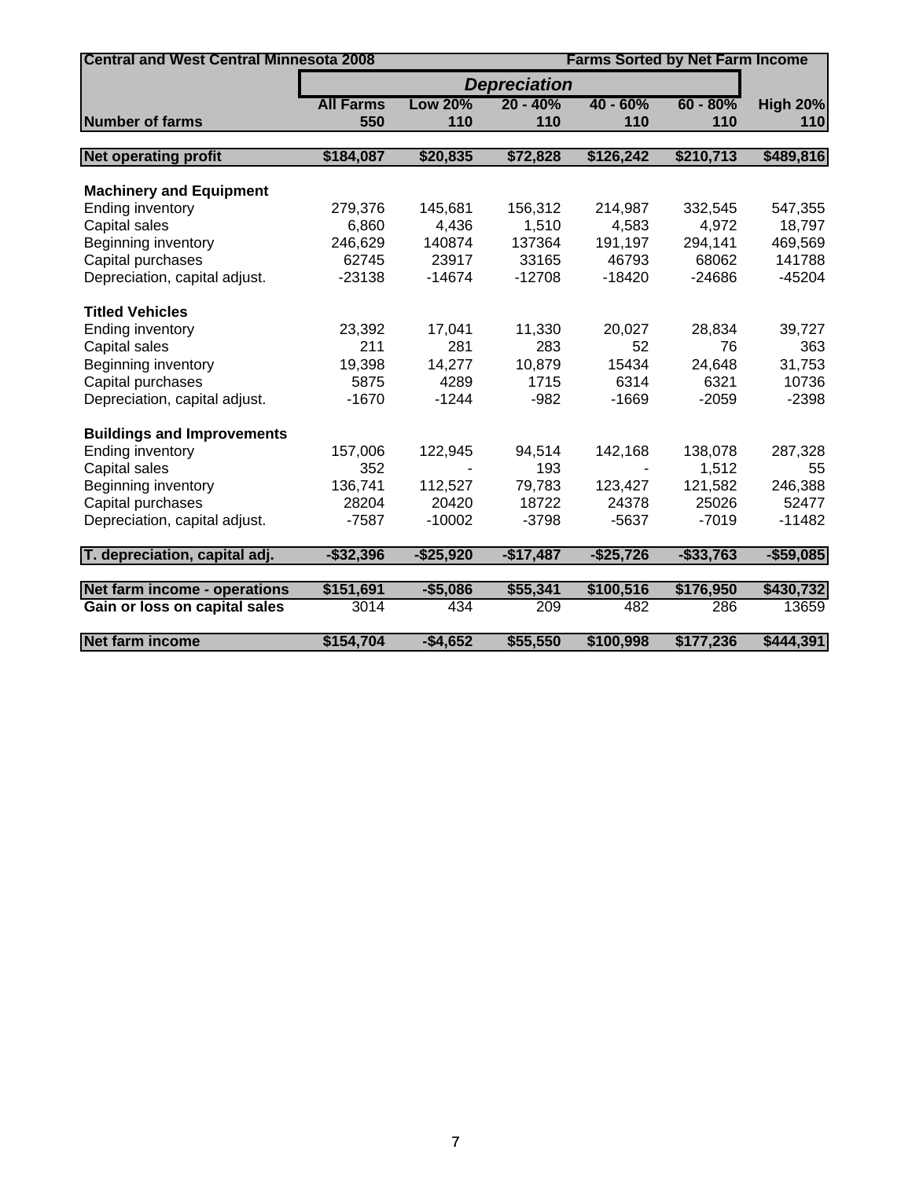| Central and West Central Minnesota 2008 | | | Depreciation | | Farms Sorted by Net Farm Income | |
|---|---|---|---|---|---|---|
| | All Farms | Low 20% | 20 - 40% | 40 - 60% | 60 - 80% | High 20% |
| **Number of farms** | 550 | 110 | 110 | 110 | 110 | 110 |
| **Net operating profit** | $184,087 | $20,835 | $72,828 | $126,242 | $210,713 | $489,816 |
| **Machinery and Equipment** | | | | | | |
| Ending inventory | 279,376 | 145,681 | 156,312 | 214,987 | 332,545 | 547,355 |
| Capital sales | 6,860 | 4,436 | 1,510 | 4,583 | 4,972 | 18,797 |
| Beginning inventory | 246,629 | 140874 | 137364 | 191,197 | 294,141 | 469,569 |
| Capital purchases | 62745 | 23917 | 33165 | 46793 | 68062 | 141788 |
| Depreciation, capital adjust. | -23138 | -14674 | -12708 | -18420 | -24686 | -45204 |
| **Titled Vehicles** | | | | | | |
| Ending inventory | 23,392 | 17,041 | 11,330 | 20,027 | 28,834 | 39,727 |
| Capital sales | 211 | 281 | 283 | 52 | 76 | 363 |
| Beginning inventory | 19,398 | 14,277 | 10,879 | 15434 | 24,648 | 31,753 |
| Capital purchases | 5875 | 4289 | 1715 | 6314 | 6321 | 10736 |
| Depreciation, capital adjust. | -1670 | -1244 | -982 | -1669 | -2059 | -2398 |
| **Buildings and Improvements** | | | | | | |
| Ending inventory | 157,006 | 122,945 | 94,514 | 142,168 | 138,078 | 287,328 |
| Capital sales | 352 | - | 193 | - | 1,512 | 55 |
| Beginning inventory | 136,741 | 112,527 | 79,783 | 123,427 | 121,582 | 246,388 |
| Capital purchases | 28204 | 20420 | 18722 | 24378 | 25026 | 52477 |
| Depreciation, capital adjust. | -7587 | -10002 | -3798 | -5637 | -7019 | -11482 |
| **T. depreciation, capital adj.** | -$32,396 | -$25,920 | -$17,487 | -$25,726 | -$33,763 | -$59,085 |
| **Net farm income - operations** | $151,691 | -$5,086 | $55,341 | $100,516 | $176,950 | $430,732 |
| **Gain or loss on capital sales** | 3014 | 434 | 209 | 482 | 286 | 13659 |
| **Net farm income** | $154,704 | -$4,652 | $55,550 | $100,998 | $177,236 | $444,391 |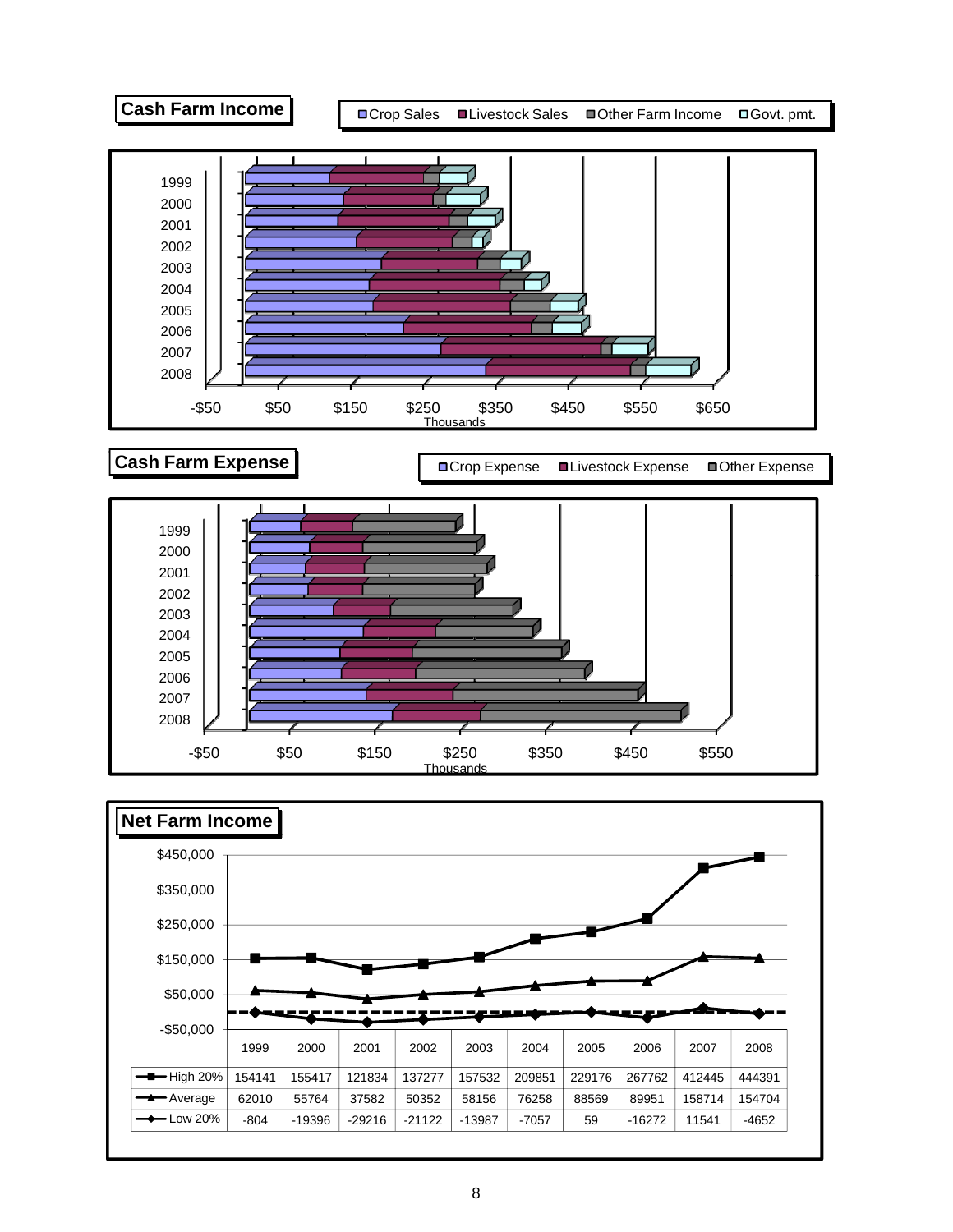## Cash Farm Income

Legend: Crop Sales, Livestock Sales, Other Farm Income, Govt. pmt.

Years: 1999, 2000, 2001, 2002, 2003, 2004, 2005, 2006, 2007, 2008

Axis: -$50, $50, $150, $250, $350, $450, $550, $650 (Thousands)

## Cash Farm Expense

Legend: Crop Expense, Livestock Expense, Other Expense

Years: 1999, 2000, 2001, 2002, 2003, 2004, 2005, 2006, 2007, 2008

Axis: -$50, $50, $150, $250, $350, $450, $550 (Thousands)

## Net Farm Income

| | 1999 | 2000 | 2001 | 2002 | 2003 | 2004 | 2005 | 2006 | 2007 | 2008 |
|---|---|---|---|---|---|---|---|---|---|---|
| High 20% | 154141 | 155417 | 121834 | 137277 | 157532 | 209851 | 229176 | 267762 | 412445 | 444391 |
| Average | 62010 | 55764 | 37582 | 50352 | 58156 | 76258 | 88569 | 89951 | 158714 | 154704 |
| Low 20% | -804 | -19396 | -29216 | -21122 | -13987 | -7057 | 59 | -16272 | 11541 | -4652 |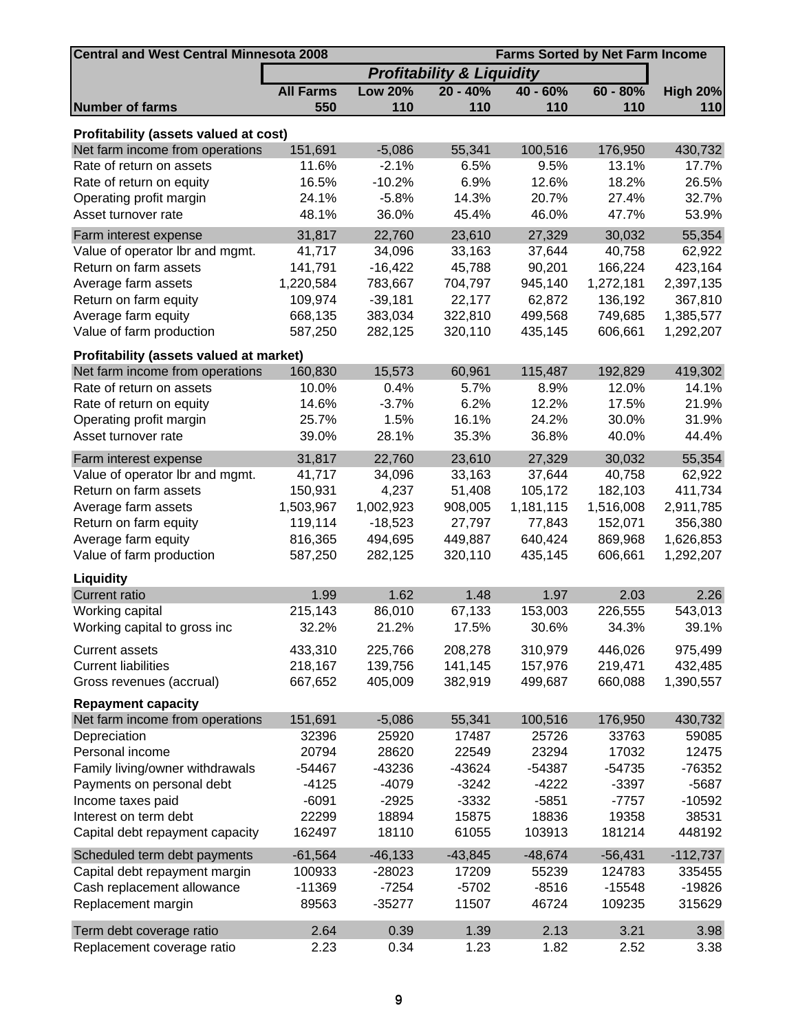| Central and West Central Minnesota 2008 | | | Farms Sorted by Net Farm Income | | | |
|---|---|---|---|---|---|---|
| | *Profitability & Liquidity* | | | | | |
| | **All Farms** | **Low 20%** | **20 - 40%** | **40 - 60%** | **60 - 80%** | **High 20%** |
| **Number of farms** | **550** | **110** | **110** | **110** | **110** | **110** |
| **Profitability (assets valued at cost)** | | | | | | |
| Net farm income from operations | 151,691 | -5,086 | 55,341 | 100,516 | 176,950 | 430,732 |
| Rate of return on assets | 11.6% | -2.1% | 6.5% | 9.5% | 13.1% | 17.7% |
| Rate of return on equity | 16.5% | -10.2% | 6.9% | 12.6% | 18.2% | 26.5% |
| Operating profit margin | 24.1% | -5.8% | 14.3% | 20.7% | 27.4% | 32.7% |
| Asset turnover rate | 48.1% | 36.0% | 45.4% | 46.0% | 47.7% | 53.9% |
| Farm interest expense | 31,817 | 22,760 | 23,610 | 27,329 | 30,032 | 55,354 |
| Value of operator lbr and mgmt. | 41,717 | 34,096 | 33,163 | 37,644 | 40,758 | 62,922 |
| Return on farm assets | 141,791 | -16,422 | 45,788 | 90,201 | 166,224 | 423,164 |
| Average farm assets | 1,220,584 | 783,667 | 704,797 | 945,140 | 1,272,181 | 2,397,135 |
| Return on farm equity | 109,974 | -39,181 | 22,177 | 62,872 | 136,192 | 367,810 |
| Average farm equity | 668,135 | 383,034 | 322,810 | 499,568 | 749,685 | 1,385,577 |
| Value of farm production | 587,250 | 282,125 | 320,110 | 435,145 | 606,661 | 1,292,207 |
| **Profitability (assets valued at market)** | | | | | | |
| Net farm income from operations | 160,830 | 15,573 | 60,961 | 115,487 | 192,829 | 419,302 |
| Rate of return on assets | 10.0% | 0.4% | 5.7% | 8.9% | 12.0% | 14.1% |
| Rate of return on equity | 14.6% | -3.7% | 6.2% | 12.2% | 17.5% | 21.9% |
| Operating profit margin | 25.7% | 1.5% | 16.1% | 24.2% | 30.0% | 31.9% |
| Asset turnover rate | 39.0% | 28.1% | 35.3% | 36.8% | 40.0% | 44.4% |
| Farm interest expense | 31,817 | 22,760 | 23,610 | 27,329 | 30,032 | 55,354 |
| Value of operator lbr and mgmt. | 41,717 | 34,096 | 33,163 | 37,644 | 40,758 | 62,922 |
| Return on farm assets | 150,931 | 4,237 | 51,408 | 105,172 | 182,103 | 411,734 |
| Average farm assets | 1,503,967 | 1,002,923 | 908,005 | 1,181,115 | 1,516,008 | 2,911,785 |
| Return on farm equity | 119,114 | -18,523 | 27,797 | 77,843 | 152,071 | 356,380 |
| Average farm equity | 816,365 | 494,695 | 449,887 | 640,424 | 869,968 | 1,626,853 |
| Value of farm production | 587,250 | 282,125 | 320,110 | 435,145 | 606,661 | 1,292,207 |
| **Liquidity** | | | | | | |
| Current ratio | 1.99 | 1.62 | 1.48 | 1.97 | 2.03 | 2.26 |
| Working capital | 215,143 | 86,010 | 67,133 | 153,003 | 226,555 | 543,013 |
| Working capital to gross inc | 32.2% | 21.2% | 17.5% | 30.6% | 34.3% | 39.1% |
| Current assets | 433,310 | 225,766 | 208,278 | 310,979 | 446,026 | 975,499 |
| Current liabilities | 218,167 | 139,756 | 141,145 | 157,976 | 219,471 | 432,485 |
| Gross revenues (accrual) | 667,652 | 405,009 | 382,919 | 499,687 | 660,088 | 1,390,557 |
| **Repayment capacity** | | | | | | |
| Net farm income from operations | 151,691 | -5,086 | 55,341 | 100,516 | 176,950 | 430,732 |
| Depreciation | 32396 | 25920 | 17487 | 25726 | 33763 | 59085 |
| Personal income | 20794 | 28620 | 22549 | 23294 | 17032 | 12475 |
| Family living/owner withdrawals | -54467 | -43236 | -43624 | -54387 | -54735 | -76352 |
| Payments on personal debt | -4125 | -4079 | -3242 | -4222 | -3397 | -5687 |
| Income taxes paid | -6091 | -2925 | -3332 | -5851 | -7757 | -10592 |
| Interest on term debt | 22299 | 18894 | 15875 | 18836 | 19358 | 38531 |
| Capital debt repayment capacity | 162497 | 18110 | 61055 | 103913 | 181214 | 448192 |
| Scheduled term debt payments | -61,564 | -46,133 | -43,845 | -48,674 | -56,431 | -112,737 |
| Capital debt repayment margin | 100933 | -28023 | 17209 | 55239 | 124783 | 335455 |
| Cash replacement allowance | -11369 | -7254 | -5702 | -8516 | -15548 | -19826 |
| Replacement margin | 89563 | -35277 | 11507 | 46724 | 109235 | 315629 |
| Term debt coverage ratio | 2.64 | 0.39 | 1.39 | 2.13 | 3.21 | 3.98 |
| Replacement coverage ratio | 2.23 | 0.34 | 1.23 | 1.82 | 2.52 | 3.38 |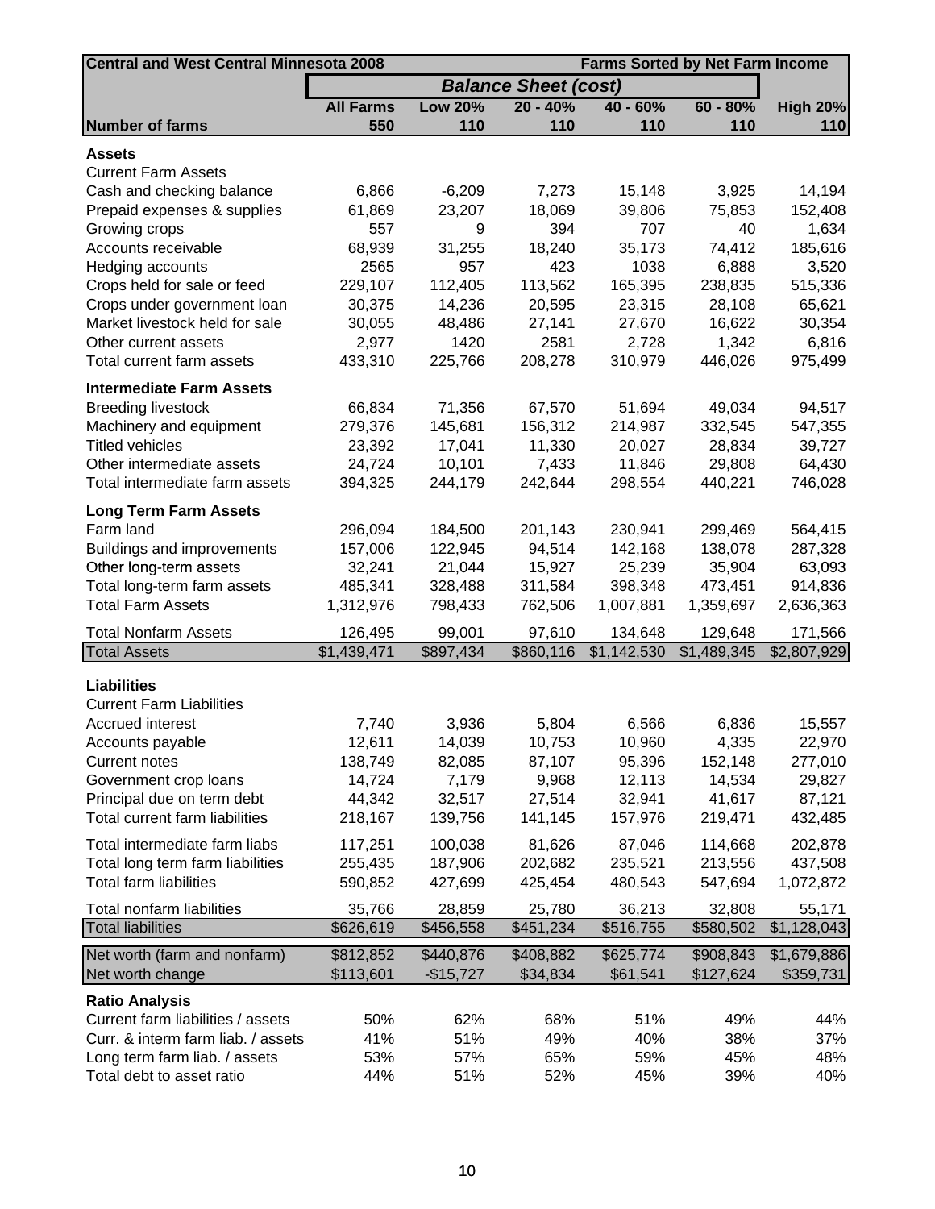| Central and West Central Minnesota 2008 | | | Farms Sorted by Net Farm Income | | | |
|---|---|---|---|---|---|---|
| | *Balance Sheet (cost)* | | | | | |
| | **All Farms** | **Low 20%** | **20 - 40%** | **40 - 60%** | **60 - 80%** | **High 20%** |
| **Number of farms** | **550** | **110** | **110** | **110** | **110** | **110** |
| **Assets** | | | | | | |
| Current Farm Assets | | | | | | |
| Cash and checking balance | 6,866 | -6,209 | 7,273 | 15,148 | 3,925 | 14,194 |
| Prepaid expenses & supplies | 61,869 | 23,207 | 18,069 | 39,806 | 75,853 | 152,408 |
| Growing crops | 557 | 9 | 394 | 707 | 40 | 1,634 |
| Accounts receivable | 68,939 | 31,255 | 18,240 | 35,173 | 74,412 | 185,616 |
| Hedging accounts | 2565 | 957 | 423 | 1038 | 6,888 | 3,520 |
| Crops held for sale or feed | 229,107 | 112,405 | 113,562 | 165,395 | 238,835 | 515,336 |
| Crops under government loan | 30,375 | 14,236 | 20,595 | 23,315 | 28,108 | 65,621 |
| Market livestock held for sale | 30,055 | 48,486 | 27,141 | 27,670 | 16,622 | 30,354 |
| Other current assets | 2,977 | 1420 | 2581 | 2,728 | 1,342 | 6,816 |
| Total current farm assets | 433,310 | 225,766 | 208,278 | 310,979 | 446,026 | 975,499 |
| **Intermediate Farm Assets** | | | | | | |
| Breeding livestock | 66,834 | 71,356 | 67,570 | 51,694 | 49,034 | 94,517 |
| Machinery and equipment | 279,376 | 145,681 | 156,312 | 214,987 | 332,545 | 547,355 |
| Titled vehicles | 23,392 | 17,041 | 11,330 | 20,027 | 28,834 | 39,727 |
| Other intermediate assets | 24,724 | 10,101 | 7,433 | 11,846 | 29,808 | 64,430 |
| Total intermediate farm assets | 394,325 | 244,179 | 242,644 | 298,554 | 440,221 | 746,028 |
| **Long Term Farm Assets** | | | | | | |
| Farm land | 296,094 | 184,500 | 201,143 | 230,941 | 299,469 | 564,415 |
| Buildings and improvements | 157,006 | 122,945 | 94,514 | 142,168 | 138,078 | 287,328 |
| Other long-term assets | 32,241 | 21,044 | 15,927 | 25,239 | 35,904 | 63,093 |
| Total long-term farm assets | 485,341 | 328,488 | 311,584 | 398,348 | 473,451 | 914,836 |
| Total Farm Assets | 1,312,976 | 798,433 | 762,506 | 1,007,881 | 1,359,697 | 2,636,363 |
| Total Nonfarm Assets | 126,495 | 99,001 | 97,610 | 134,648 | 129,648 | 171,566 |
| Total Assets | $1,439,471 | $897,434 | $860,116 | $1,142,530 | $1,489,345 | $2,807,929 |
| **Liabilities** | | | | | | |
| Current Farm Liabilities | | | | | | |
| Accrued interest | 7,740 | 3,936 | 5,804 | 6,566 | 6,836 | 15,557 |
| Accounts payable | 12,611 | 14,039 | 10,753 | 10,960 | 4,335 | 22,970 |
| Current notes | 138,749 | 82,085 | 87,107 | 95,396 | 152,148 | 277,010 |
| Government crop loans | 14,724 | 7,179 | 9,968 | 12,113 | 14,534 | 29,827 |
| Principal due on term debt | 44,342 | 32,517 | 27,514 | 32,941 | 41,617 | 87,121 |
| Total current farm liabilities | 218,167 | 139,756 | 141,145 | 157,976 | 219,471 | 432,485 |
| Total intermediate farm liabs | 117,251 | 100,038 | 81,626 | 87,046 | 114,668 | 202,878 |
| Total long term farm liabilities | 255,435 | 187,906 | 202,682 | 235,521 | 213,556 | 437,508 |
| Total farm liabilities | 590,852 | 427,699 | 425,454 | 480,543 | 547,694 | 1,072,872 |
| Total nonfarm liabilities | 35,766 | 28,859 | 25,780 | 36,213 | 32,808 | 55,171 |
| Total liabilities | $626,619 | $456,558 | $451,234 | $516,755 | $580,502 | $1,128,043 |
| Net worth (farm and nonfarm) | $812,852 | $440,876 | $408,882 | $625,774 | $908,843 | $1,679,886 |
| Net worth change | $113,601 | -$15,727 | $34,834 | $61,541 | $127,624 | $359,731 |
| **Ratio Analysis** | | | | | | |
| Current farm liabilities / assets | 50% | 62% | 68% | 51% | 49% | 44% |
| Curr. & interm farm liab. / assets | 41% | 51% | 49% | 40% | 38% | 37% |
| Long term farm liab. / assets | 53% | 57% | 65% | 59% | 45% | 48% |
| Total debt to asset ratio | 44% | 51% | 52% | 45% | 39% | 40% |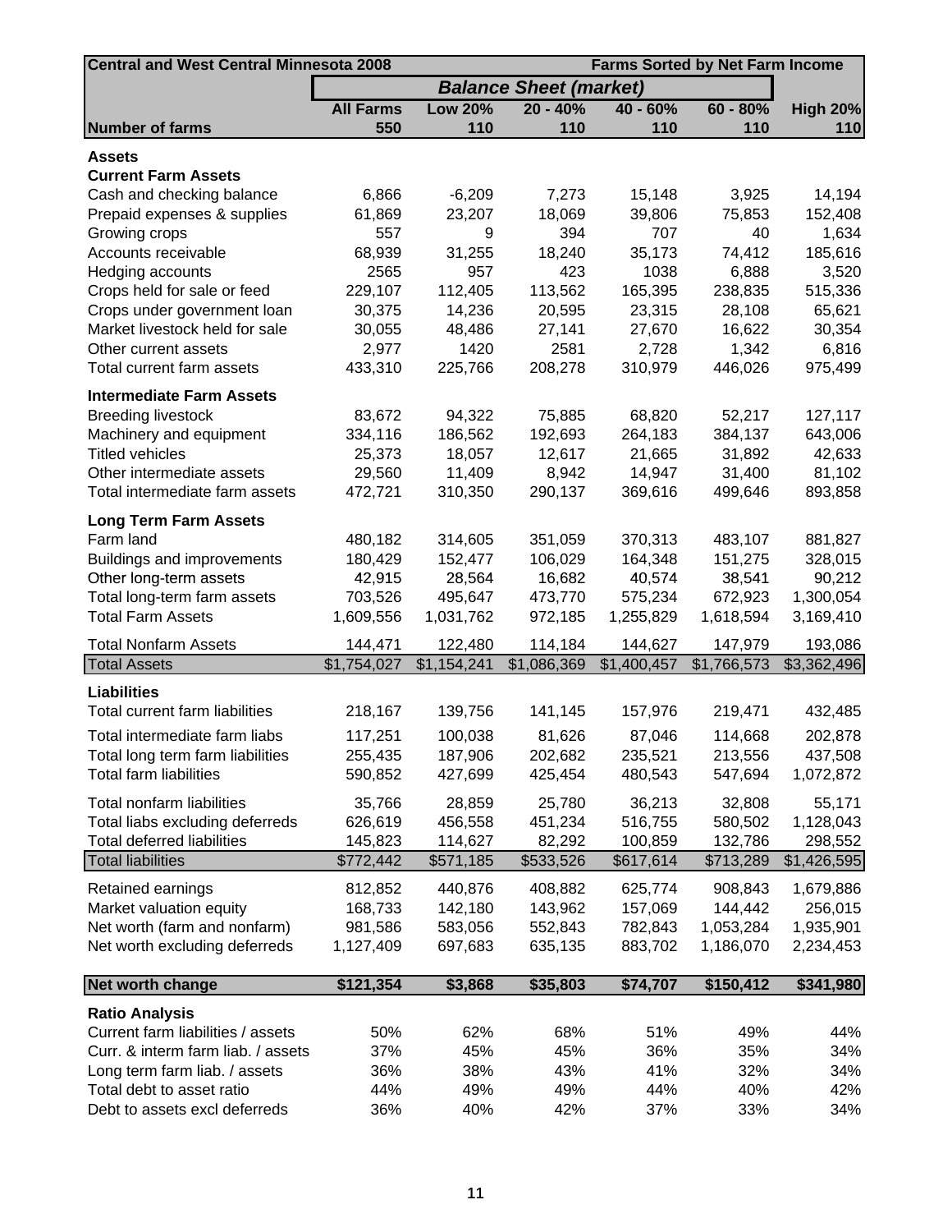| Central and West Central Minnesota 2008 | Balance Sheet (market) | | | Farms Sorted by Net Farm Income | | |
|---|---|---|---|---|---|---|
| | All Farms | Low 20% | 20 - 40% | 40 - 60% | 60 - 80% | High 20% |
| **Number of farms** | **550** | **110** | **110** | **110** | **110** | **110** |
| **Assets** | | | | | | |
| **Current Farm Assets** | | | | | | |
| Cash and checking balance | 6,866 | -6,209 | 7,273 | 15,148 | 3,925 | 14,194 |
| Prepaid expenses & supplies | 61,869 | 23,207 | 18,069 | 39,806 | 75,853 | 152,408 |
| Growing crops | 557 | 9 | 394 | 707 | 40 | 1,634 |
| Accounts receivable | 68,939 | 31,255 | 18,240 | 35,173 | 74,412 | 185,616 |
| Hedging accounts | 2565 | 957 | 423 | 1038 | 6,888 | 3,520 |
| Crops held for sale or feed | 229,107 | 112,405 | 113,562 | 165,395 | 238,835 | 515,336 |
| Crops under government loan | 30,375 | 14,236 | 20,595 | 23,315 | 28,108 | 65,621 |
| Market livestock held for sale | 30,055 | 48,486 | 27,141 | 27,670 | 16,622 | 30,354 |
| Other current assets | 2,977 | 1420 | 2581 | 2,728 | 1,342 | 6,816 |
| Total current farm assets | 433,310 | 225,766 | 208,278 | 310,979 | 446,026 | 975,499 |
| **Intermediate Farm Assets** | | | | | | |
| Breeding livestock | 83,672 | 94,322 | 75,885 | 68,820 | 52,217 | 127,117 |
| Machinery and equipment | 334,116 | 186,562 | 192,693 | 264,183 | 384,137 | 643,006 |
| Titled vehicles | 25,373 | 18,057 | 12,617 | 21,665 | 31,892 | 42,633 |
| Other intermediate assets | 29,560 | 11,409 | 8,942 | 14,947 | 31,400 | 81,102 |
| Total intermediate farm assets | 472,721 | 310,350 | 290,137 | 369,616 | 499,646 | 893,858 |
| **Long Term Farm Assets** | | | | | | |
| Farm land | 480,182 | 314,605 | 351,059 | 370,313 | 483,107 | 881,827 |
| Buildings and improvements | 180,429 | 152,477 | 106,029 | 164,348 | 151,275 | 328,015 |
| Other long-term assets | 42,915 | 28,564 | 16,682 | 40,574 | 38,541 | 90,212 |
| Total long-term farm assets | 703,526 | 495,647 | 473,770 | 575,234 | 672,923 | 1,300,054 |
| Total Farm Assets | 1,609,556 | 1,031,762 | 972,185 | 1,255,829 | 1,618,594 | 3,169,410 |
| Total Nonfarm Assets | 144,471 | 122,480 | 114,184 | 144,627 | 147,979 | 193,086 |
| Total Assets | $1,754,027 | $1,154,241 | $1,086,369 | $1,400,457 | $1,766,573 | $3,362,496 |
| **Liabilities** | | | | | | |
| Total current farm liabilities | 218,167 | 139,756 | 141,145 | 157,976 | 219,471 | 432,485 |
| Total intermediate farm liabs | 117,251 | 100,038 | 81,626 | 87,046 | 114,668 | 202,878 |
| Total long term farm liabilities | 255,435 | 187,906 | 202,682 | 235,521 | 213,556 | 437,508 |
| Total farm liabilities | 590,852 | 427,699 | 425,454 | 480,543 | 547,694 | 1,072,872 |
| Total nonfarm liabilities | 35,766 | 28,859 | 25,780 | 36,213 | 32,808 | 55,171 |
| Total liabs excluding deferreds | 626,619 | 456,558 | 451,234 | 516,755 | 580,502 | 1,128,043 |
| Total deferred liabilities | 145,823 | 114,627 | 82,292 | 100,859 | 132,786 | 298,552 |
| Total liabilities | $772,442 | $571,185 | $533,526 | $617,614 | $713,289 | $1,426,595 |
| Retained earnings | 812,852 | 440,876 | 408,882 | 625,774 | 908,843 | 1,679,886 |
| Market valuation equity | 168,733 | 142,180 | 143,962 | 157,069 | 144,442 | 256,015 |
| Net worth (farm and nonfarm) | 981,586 | 583,056 | 552,843 | 782,843 | 1,053,284 | 1,935,901 |
| Net worth excluding deferreds | 1,127,409 | 697,683 | 635,135 | 883,702 | 1,186,070 | 2,234,453 |
| **Net worth change** | **$121,354** | **$3,868** | **$35,803** | **$74,707** | **$150,412** | **$341,980** |
| **Ratio Analysis** | | | | | | |
| Current farm liabilities / assets | 50% | 62% | 68% | 51% | 49% | 44% |
| Curr. & interm farm liab. / assets | 37% | 45% | 45% | 36% | 35% | 34% |
| Long term farm liab. / assets | 36% | 38% | 43% | 41% | 32% | 34% |
| Total debt to asset ratio | 44% | 49% | 49% | 44% | 40% | 42% |
| Debt to assets excl deferreds | 36% | 40% | 42% | 37% | 33% | 34% |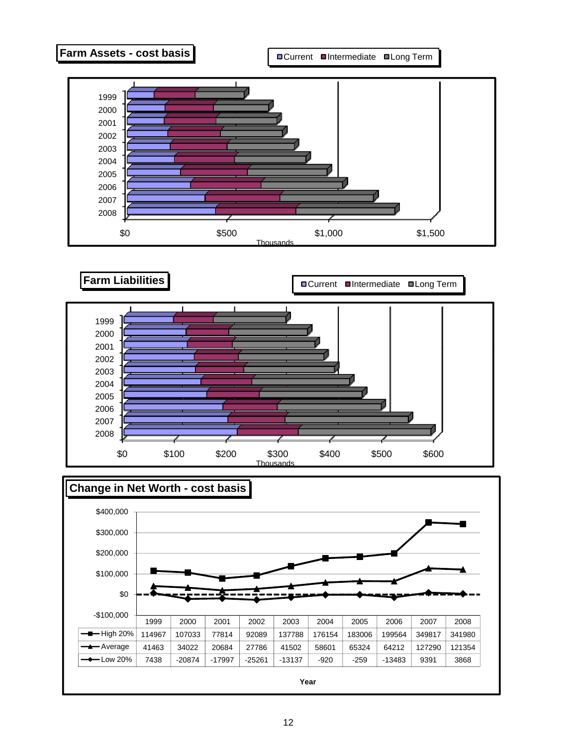## Farm Assets - cost basis

Current | Intermediate | Long Term

Years: 1999, 2000, 2001, 2002, 2003, 2004, 2005, 2006, 2007, 2008

$0 | $500 | $1,000 | $1,500

Thousands

## Farm Liabilities

Current | Intermediate | Long Term

Years: 1999, 2000, 2001, 2002, 2003, 2004, 2005, 2006, 2007, 2008

$0 | $100 | $200 | $300 | $400 | $500 | $600

Thousands

## Change in Net Worth - cost basis

| | 1999 | 2000 | 2001 | 2002 | 2003 | 2004 | 2005 | 2006 | 2007 | 2008 |
|---|---|---|---|---|---|---|---|---|---|---|
| High 20% | 114967 | 107033 | 77814 | 92089 | 137788 | 176154 | 183006 | 199564 | 349817 | 341980 |
| Average | 41463 | 34022 | 20684 | 27786 | 41502 | 58601 | 65324 | 64212 | 127290 | 121354 |
| Low 20% | 7438 | -20874 | -17997 | -25261 | -13137 | -920 | -259 | -13483 | 9391 | 3868 |

Year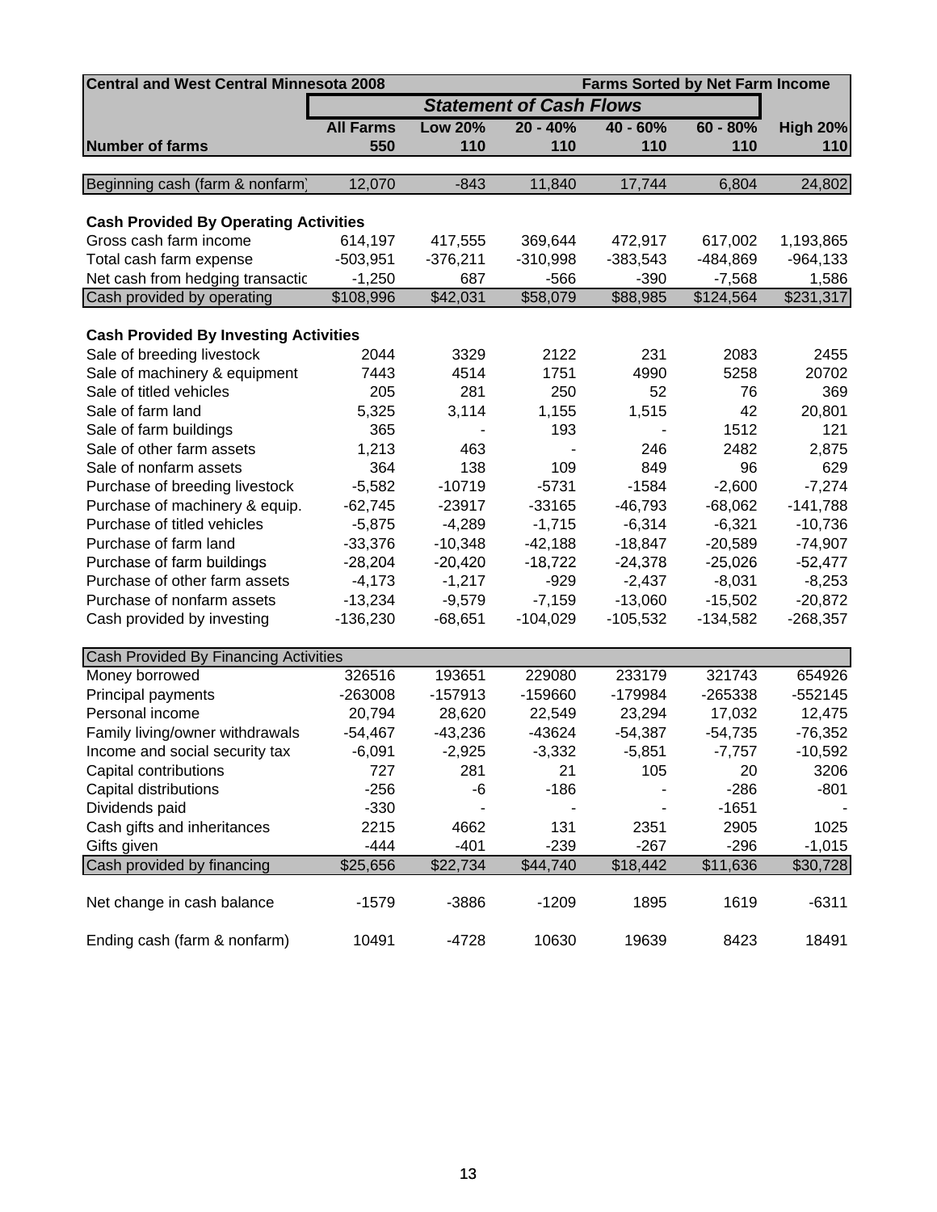| Central and West Central Minnesota 2008 | | | | Farms Sorted by Net Farm Income | | |
|---|---|---|---|---|---|---|
| | *Statement of Cash Flows* | | | | | |
| | **All Farms** | **Low 20%** | **20 - 40%** | **40 - 60%** | **60 - 80%** | **High 20%** |
| **Number of farms** | **550** | **110** | **110** | **110** | **110** | **110** |
| Beginning cash (farm & nonfarm) | 12,070 | -843 | 11,840 | 17,744 | 6,804 | 24,802 |
| **Cash Provided By Operating Activities** | | | | | | |
| Gross cash farm income | 614,197 | 417,555 | 369,644 | 472,917 | 617,002 | 1,193,865 |
| Total cash farm expense | -503,951 | -376,211 | -310,998 | -383,543 | -484,869 | -964,133 |
| Net cash from hedging transactic | -1,250 | 687 | -566 | -390 | -7,568 | 1,586 |
| Cash provided by operating | $108,996 | $42,031 | $58,079 | $88,985 | $124,564 | $231,317 |
| **Cash Provided By Investing Activities** | | | | | | |
| Sale of breeding livestock | 2044 | 3329 | 2122 | 231 | 2083 | 2455 |
| Sale of machinery & equipment | 7443 | 4514 | 1751 | 4990 | 5258 | 20702 |
| Sale of titled vehicles | 205 | 281 | 250 | 52 | 76 | 369 |
| Sale of farm land | 5,325 | 3,114 | 1,155 | 1,515 | 42 | 20,801 |
| Sale of farm buildings | 365 | - | 193 | - | 1512 | 121 |
| Sale of other farm assets | 1,213 | 463 | - | 246 | 2482 | 2,875 |
| Sale of nonfarm assets | 364 | 138 | 109 | 849 | 96 | 629 |
| Purchase of breeding livestock | -5,582 | -10719 | -5731 | -1584 | -2,600 | -7,274 |
| Purchase of machinery & equip. | -62,745 | -23917 | -33165 | -46,793 | -68,062 | -141,788 |
| Purchase of titled vehicles | -5,875 | -4,289 | -1,715 | -6,314 | -6,321 | -10,736 |
| Purchase of farm land | -33,376 | -10,348 | -42,188 | -18,847 | -20,589 | -74,907 |
| Purchase of farm buildings | -28,204 | -20,420 | -18,722 | -24,378 | -25,026 | -52,477 |
| Purchase of other farm assets | -4,173 | -1,217 | -929 | -2,437 | -8,031 | -8,253 |
| Purchase of nonfarm assets | -13,234 | -9,579 | -7,159 | -13,060 | -15,502 | -20,872 |
| Cash provided by investing | -136,230 | -68,651 | -104,029 | -105,532 | -134,582 | -268,357 |
| Cash Provided By Financing Activities | | | | | | |
| Money borrowed | 326516 | 193651 | 229080 | 233179 | 321743 | 654926 |
| Principal payments | -263008 | -157913 | -159660 | -179984 | -265338 | -552145 |
| Personal income | 20,794 | 28,620 | 22,549 | 23,294 | 17,032 | 12,475 |
| Family living/owner withdrawals | -54,467 | -43,236 | -43624 | -54,387 | -54,735 | -76,352 |
| Income and social security tax | -6,091 | -2,925 | -3,332 | -5,851 | -7,757 | -10,592 |
| Capital contributions | 727 | 281 | 21 | 105 | 20 | 3206 |
| Capital distributions | -256 | -6 | -186 | - | -286 | -801 |
| Dividends paid | -330 | - | - | - | -1651 | - |
| Cash gifts and inheritances | 2215 | 4662 | 131 | 2351 | 2905 | 1025 |
| Gifts given | -444 | -401 | -239 | -267 | -296 | -1,015 |
| Cash provided by financing | $25,656 | $22,734 | $44,740 | $18,442 | $11,636 | $30,728 |
| Net change in cash balance | -1579 | -3886 | -1209 | 1895 | 1619 | -6311 |
| Ending cash (farm & nonfarm) | 10491 | -4728 | 10630 | 19639 | 8423 | 18491 |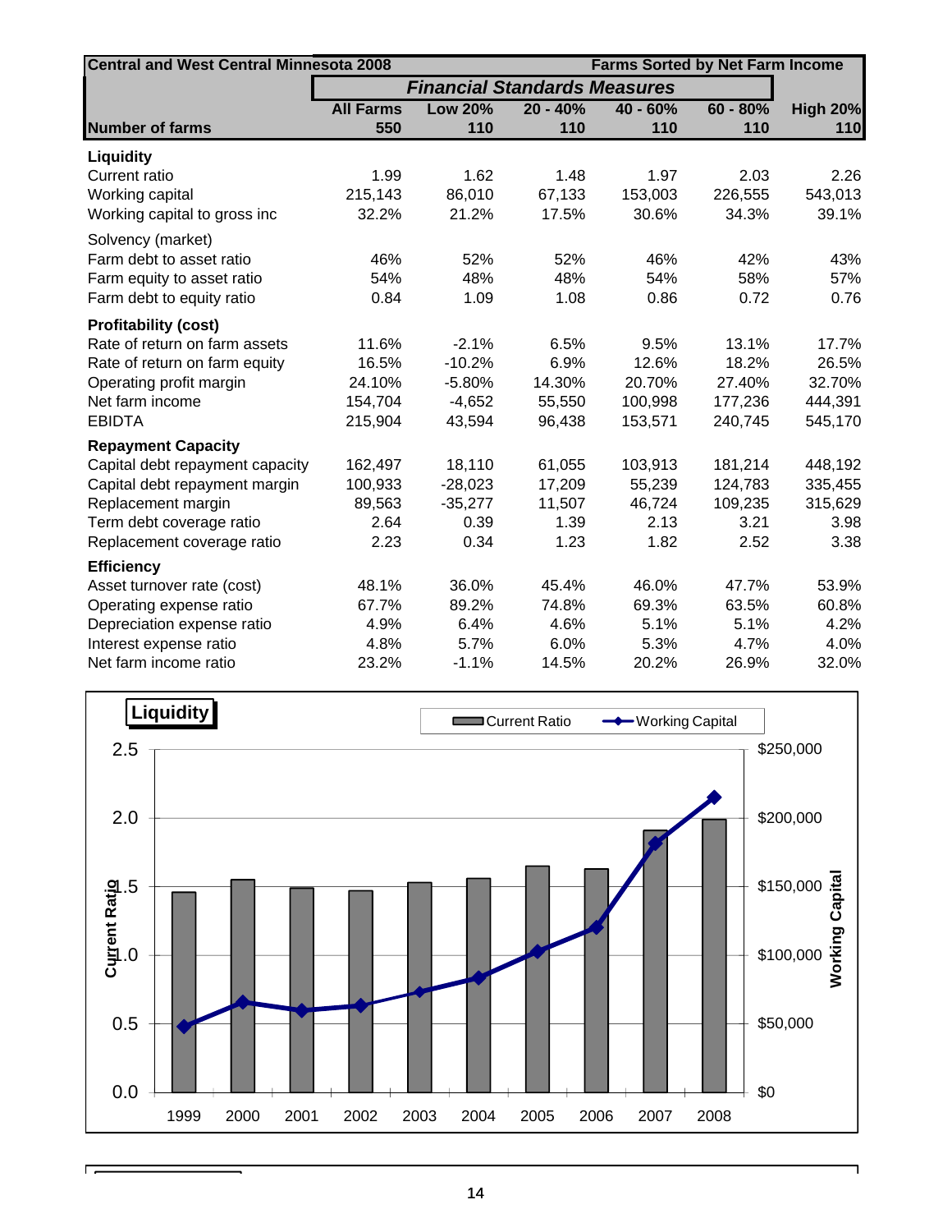| Central and West Central Minnesota 2008 | | | | Farms Sorted by Net Farm Income | |
|---|---|---|---|---|---|
| | *Financial Standards Measures* | | | | |
| | All Farms | Low 20% | 20 - 40% | 40 - 60% | 60 - 80% | High 20% |
| Number of farms | 550 | 110 | 110 | 110 | 110 | 110 |
| **Liquidity** | | | | | | |
| Current ratio | 1.99 | 1.62 | 1.48 | 1.97 | 2.03 | 2.26 |
| Working capital | 215,143 | 86,010 | 67,133 | 153,003 | 226,555 | 543,013 |
| Working capital to gross inc | 32.2% | 21.2% | 17.5% | 30.6% | 34.3% | 39.1% |
| Solvency (market) | | | | | | |
| Farm debt to asset ratio | 46% | 52% | 52% | 46% | 42% | 43% |
| Farm equity to asset ratio | 54% | 48% | 48% | 54% | 58% | 57% |
| Farm debt to equity ratio | 0.84 | 1.09 | 1.08 | 0.86 | 0.72 | 0.76 |
| **Profitability (cost)** | | | | | | |
| Rate of return on farm assets | 11.6% | -2.1% | 6.5% | 9.5% | 13.1% | 17.7% |
| Rate of return on farm equity | 16.5% | -10.2% | 6.9% | 12.6% | 18.2% | 26.5% |
| Operating profit margin | 24.10% | -5.80% | 14.30% | 20.70% | 27.40% | 32.70% |
| Net farm income | 154,704 | -4,652 | 55,550 | 100,998 | 177,236 | 444,391 |
| EBIDTA | 215,904 | 43,594 | 96,438 | 153,571 | 240,745 | 545,170 |
| **Repayment Capacity** | | | | | | |
| Capital debt repayment capacity | 162,497 | 18,110 | 61,055 | 103,913 | 181,214 | 448,192 |
| Capital debt repayment margin | 100,933 | -28,023 | 17,209 | 55,239 | 124,783 | 335,455 |
| Replacement margin | 89,563 | -35,277 | 11,507 | 46,724 | 109,235 | 315,629 |
| Term debt coverage ratio | 2.64 | 0.39 | 1.39 | 2.13 | 3.21 | 3.98 |
| Replacement coverage ratio | 2.23 | 0.34 | 1.23 | 1.82 | 2.52 | 3.38 |
| **Efficiency** | | | | | | |
| Asset turnover rate (cost) | 48.1% | 36.0% | 45.4% | 46.0% | 47.7% | 53.9% |
| Operating expense ratio | 67.7% | 89.2% | 74.8% | 69.3% | 63.5% | 60.8% |
| Depreciation expense ratio | 4.9% | 6.4% | 4.6% | 5.1% | 5.1% | 4.2% |
| Interest expense ratio | 4.8% | 5.7% | 6.0% | 5.3% | 4.7% | 4.0% |
| Net farm income ratio | 23.2% | -1.1% | 14.5% | 20.2% | 26.9% | 32.0% |

**Liquidity**

Current Ratio — Working Capital

| Year | 1999 | 2000 | 2001 | 2002 | 2003 | 2004 | 2005 | 2006 | 2007 | 2008 |
|---|---|---|---|---|---|---|---|---|---|---|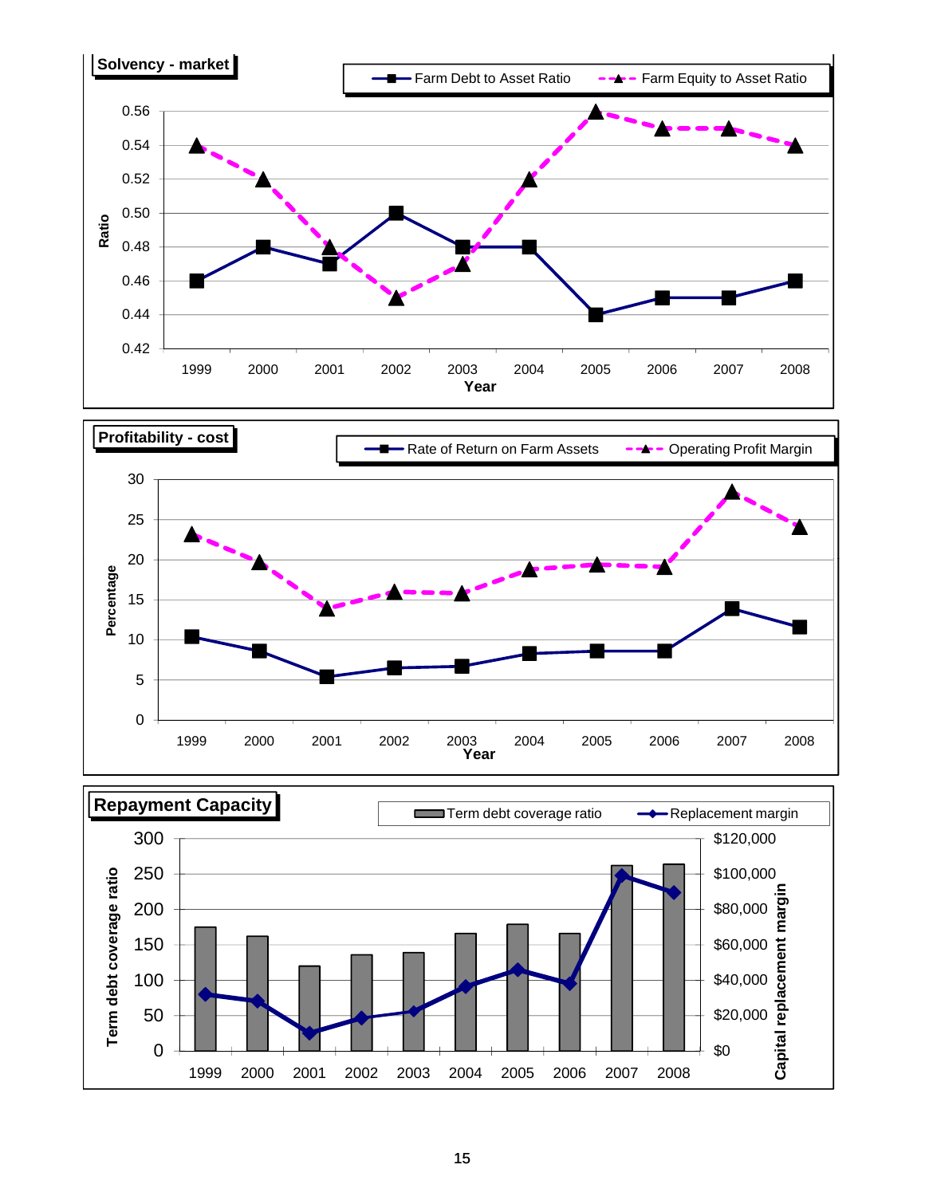**Solvency - market**

Farm Debt to Asset Ratio | Farm Equity to Asset Ratio

Ratio: 0.42, 0.44, 0.46, 0.48, 0.50, 0.52, 0.54, 0.56

Year: 1999, 2000, 2001, 2002, 2003, 2004, 2005, 2006, 2007, 2008

**Profitability - cost**

Rate of Return on Farm Assets | Operating Profit Margin

Percentage: 0, 5, 10, 15, 20, 25, 30

Year: 1999, 2000, 2001, 2002, 2003, 2004, 2005, 2006, 2007, 2008

**Repayment Capacity**

Term debt coverage ratio | Replacement margin

Term debt coverage ratio: 0, 50, 100, 150, 200, 250, 300

Capital replacement margin: $0, $20,000, $40,000, $60,000, $80,000, $100,000, $120,000

1999, 2000, 2001, 2002, 2003, 2004, 2005, 2006, 2007, 2008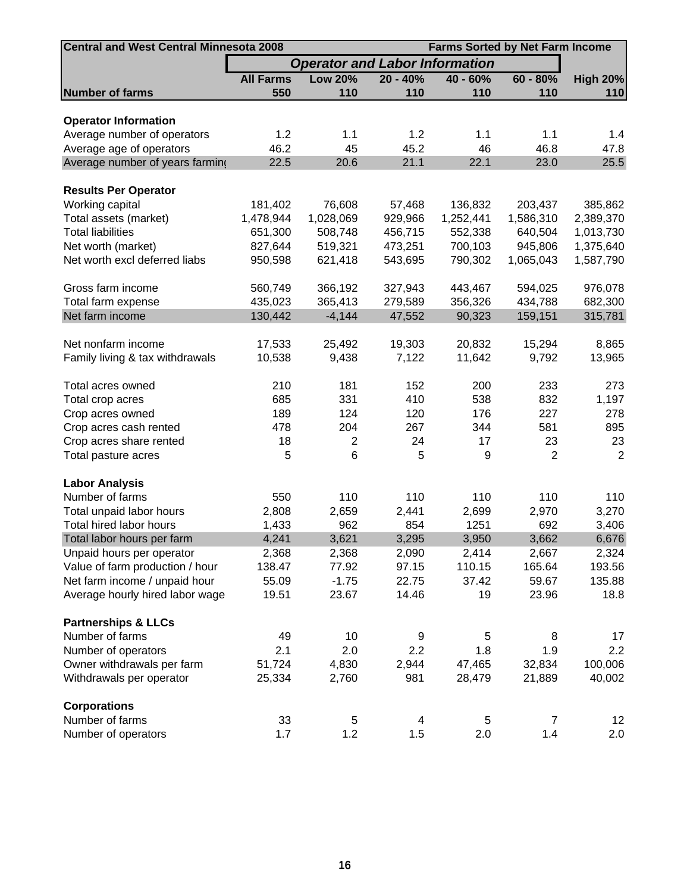| Central and West Central Minnesota 2008 | | | Farms Sorted by Net Farm Income | | | |
|---|---|---|---|---|---|---|
| | *Operator and Labor Information* | | | | | |
| | **All Farms** | **Low 20%** | **20 - 40%** | **40 - 60%** | **60 - 80%** | **High 20%** |
| **Number of farms** | **550** | **110** | **110** | **110** | **110** | **110** |
| | | | | | | |
| **Operator Information** | | | | | | |
| Average number of operators | 1.2 | 1.1 | 1.2 | 1.1 | 1.1 | 1.4 |
| Average age of operators | 46.2 | 45 | 45.2 | 46 | 46.8 | 47.8 |
| Average number of years farming | 22.5 | 20.6 | 21.1 | 22.1 | 23.0 | 25.5 |
| | | | | | | |
| **Results Per Operator** | | | | | | |
| Working capital | 181,402 | 76,608 | 57,468 | 136,832 | 203,437 | 385,862 |
| Total assets (market) | 1,478,944 | 1,028,069 | 929,966 | 1,252,441 | 1,586,310 | 2,389,370 |
| Total liabilities | 651,300 | 508,748 | 456,715 | 552,338 | 640,504 | 1,013,730 |
| Net worth (market) | 827,644 | 519,321 | 473,251 | 700,103 | 945,806 | 1,375,640 |
| Net worth excl deferred liabs | 950,598 | 621,418 | 543,695 | 790,302 | 1,065,043 | 1,587,790 |
| | | | | | | |
| Gross farm income | 560,749 | 366,192 | 327,943 | 443,467 | 594,025 | 976,078 |
| Total farm expense | 435,023 | 365,413 | 279,589 | 356,326 | 434,788 | 682,300 |
| Net farm income | 130,442 | -4,144 | 47,552 | 90,323 | 159,151 | 315,781 |
| | | | | | | |
| Net nonfarm income | 17,533 | 25,492 | 19,303 | 20,832 | 15,294 | 8,865 |
| Family living & tax withdrawals | 10,538 | 9,438 | 7,122 | 11,642 | 9,792 | 13,965 |
| | | | | | | |
| Total acres owned | 210 | 181 | 152 | 200 | 233 | 273 |
| Total crop acres | 685 | 331 | 410 | 538 | 832 | 1,197 |
| Crop acres owned | 189 | 124 | 120 | 176 | 227 | 278 |
| Crop acres cash rented | 478 | 204 | 267 | 344 | 581 | 895 |
| Crop acres share rented | 18 | 2 | 24 | 17 | 23 | 23 |
| Total pasture acres | 5 | 6 | 5 | 9 | 2 | 2 |
| | | | | | | |
| **Labor Analysis** | | | | | | |
| Number of farms | 550 | 110 | 110 | 110 | 110 | 110 |
| Total unpaid labor hours | 2,808 | 2,659 | 2,441 | 2,699 | 2,970 | 3,270 |
| Total hired labor hours | 1,433 | 962 | 854 | 1251 | 692 | 3,406 |
| Total labor hours per farm | 4,241 | 3,621 | 3,295 | 3,950 | 3,662 | 6,676 |
| Unpaid hours per operator | 2,368 | 2,368 | 2,090 | 2,414 | 2,667 | 2,324 |
| Value of farm production / hour | 138.47 | 77.92 | 97.15 | 110.15 | 165.64 | 193.56 |
| Net farm income / unpaid hour | 55.09 | -1.75 | 22.75 | 37.42 | 59.67 | 135.88 |
| Average hourly hired labor wage | 19.51 | 23.67 | 14.46 | 19 | 23.96 | 18.8 |
| | | | | | | |
| **Partnerships & LLCs** | | | | | | |
| Number of farms | 49 | 10 | 9 | 5 | 8 | 17 |
| Number of operators | 2.1 | 2.0 | 2.2 | 1.8 | 1.9 | 2.2 |
| Owner withdrawals per farm | 51,724 | 4,830 | 2,944 | 47,465 | 32,834 | 100,006 |
| Withdrawals per operator | 25,334 | 2,760 | 981 | 28,479 | 21,889 | 40,002 |
| | | | | | | |
| **Corporations** | | | | | | |
| Number of farms | 33 | 5 | 4 | 5 | 7 | 12 |
| Number of operators | 1.7 | 1.2 | 1.5 | 2.0 | 1.4 | 2.0 |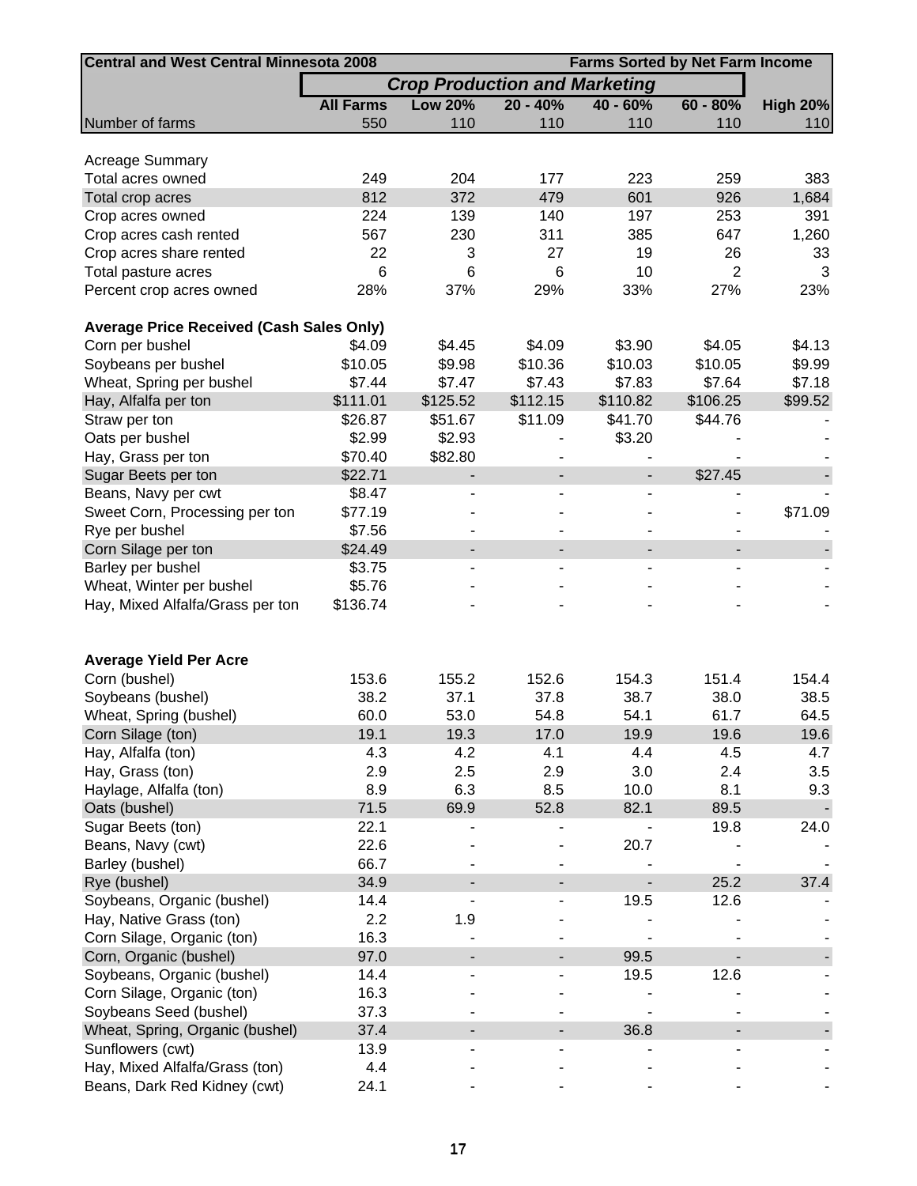| Central and West Central Minnesota 2008 | | | | Farms Sorted by Net Farm Income | | |
|---|---|---|---|---|---|---|
| | *Crop Production and Marketing* | | | | | |
| | **All Farms** | **Low 20%** | **20 - 40%** | **40 - 60%** | **60 - 80%** | **High 20%** |
| Number of farms | 550 | 110 | 110 | 110 | 110 | 110 |
| | | | | | | |
| Acreage Summary | | | | | | |
| Total acres owned | 249 | 204 | 177 | 223 | 259 | 383 |
| Total crop acres | 812 | 372 | 479 | 601 | 926 | 1,684 |
| Crop acres owned | 224 | 139 | 140 | 197 | 253 | 391 |
| Crop acres cash rented | 567 | 230 | 311 | 385 | 647 | 1,260 |
| Crop acres share rented | 22 | 3 | 27 | 19 | 26 | 33 |
| Total pasture acres | 6 | 6 | 6 | 10 | 2 | 3 |
| Percent crop acres owned | 28% | 37% | 29% | 33% | 27% | 23% |
| | | | | | | |
| **Average Price Received (Cash Sales Only)** | | | | | | |
| Corn per bushel | $4.09 | $4.45 | $4.09 | $3.90 | $4.05 | $4.13 |
| Soybeans per bushel | $10.05 | $9.98 | $10.36 | $10.03 | $10.05 | $9.99 |
| Wheat, Spring per bushel | $7.44 | $7.47 | $7.43 | $7.83 | $7.64 | $7.18 |
| Hay, Alfalfa per ton | $111.01 | $125.52 | $112.15 | $110.82 | $106.25 | $99.52 |
| Straw per ton | $26.87 | $51.67 | $11.09 | $41.70 | $44.76 | - |
| Oats per bushel | $2.99 | $2.93 | - | $3.20 | - | - |
| Hay, Grass per ton | $70.40 | $82.80 | - | - | - | - |
| Sugar Beets per ton | $22.71 | - | - | - | $27.45 | - |
| Beans, Navy per cwt | $8.47 | - | - | - | - | - |
| Sweet Corn, Processing per ton | $77.19 | - | - | - | - | $71.09 |
| Rye per bushel | $7.56 | - | - | - | - | - |
| Corn Silage per ton | $24.49 | - | - | - | - | - |
| Barley per bushel | $3.75 | - | - | - | - | - |
| Wheat, Winter per bushel | $5.76 | - | - | - | - | - |
| Hay, Mixed Alfalfa/Grass per ton | $136.74 | - | - | - | - | - |
| | | | | | | |
| **Average Yield Per Acre** | | | | | | |
| Corn (bushel) | 153.6 | 155.2 | 152.6 | 154.3 | 151.4 | 154.4 |
| Soybeans (bushel) | 38.2 | 37.1 | 37.8 | 38.7 | 38.0 | 38.5 |
| Wheat, Spring (bushel) | 60.0 | 53.0 | 54.8 | 54.1 | 61.7 | 64.5 |
| Corn Silage (ton) | 19.1 | 19.3 | 17.0 | 19.9 | 19.6 | 19.6 |
| Hay, Alfalfa (ton) | 4.3 | 4.2 | 4.1 | 4.4 | 4.5 | 4.7 |
| Hay, Grass (ton) | 2.9 | 2.5 | 2.9 | 3.0 | 2.4 | 3.5 |
| Haylage, Alfalfa (ton) | 8.9 | 6.3 | 8.5 | 10.0 | 8.1 | 9.3 |
| Oats (bushel) | 71.5 | 69.9 | 52.8 | 82.1 | 89.5 | - |
| Sugar Beets (ton) | 22.1 | - | - | - | 19.8 | 24.0 |
| Beans, Navy (cwt) | 22.6 | - | - | 20.7 | - | - |
| Barley (bushel) | 66.7 | - | - | - | - | - |
| Rye (bushel) | 34.9 | - | - | - | 25.2 | 37.4 |
| Soybeans, Organic (bushel) | 14.4 | - | - | 19.5 | 12.6 | - |
| Hay, Native Grass (ton) | 2.2 | 1.9 | - | - | - | - |
| Corn Silage, Organic (ton) | 16.3 | - | - | - | - | - |
| Corn, Organic (bushel) | 97.0 | - | - | 99.5 | - | - |
| Soybeans, Organic (bushel) | 14.4 | - | - | 19.5 | 12.6 | - |
| Corn Silage, Organic (ton) | 16.3 | - | - | - | - | - |
| Soybeans Seed (bushel) | 37.3 | - | - | - | - | - |
| Wheat, Spring, Organic (bushel) | 37.4 | - | - | 36.8 | - | - |
| Sunflowers (cwt) | 13.9 | - | - | - | - | - |
| Hay, Mixed Alfalfa/Grass (ton) | 4.4 | - | - | - | - | - |
| Beans, Dark Red Kidney (cwt) | 24.1 | - | - | - | - | - |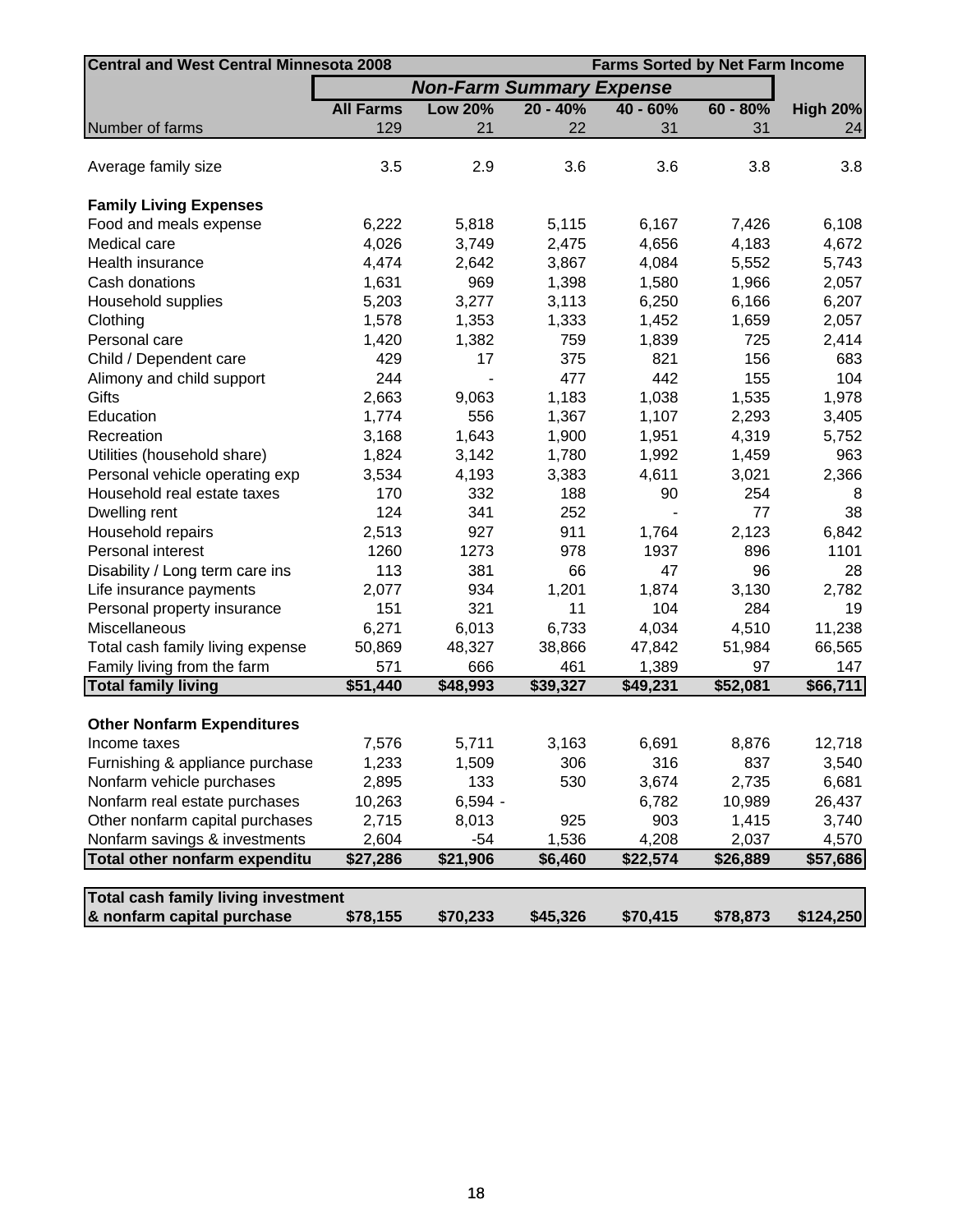| Central and West Central Minnesota 2008 | | | | Farms Sorted by Net Farm Income | | |
|---|---|---|---|---|---|---|
| | *Non-Farm Summary Expense* | | | | | |
| | **All Farms** | **Low 20%** | **20 - 40%** | **40 - 60%** | **60 - 80%** | **High 20%** |
| Number of farms | 129 | 21 | 22 | 31 | 31 | 24 |
| | | | | | | |
| Average family size | 3.5 | 2.9 | 3.6 | 3.6 | 3.8 | 3.8 |
| | | | | | | |
| **Family Living Expenses** | | | | | | |
| Food and meals expense | 6,222 | 5,818 | 5,115 | 6,167 | 7,426 | 6,108 |
| Medical care | 4,026 | 3,749 | 2,475 | 4,656 | 4,183 | 4,672 |
| Health insurance | 4,474 | 2,642 | 3,867 | 4,084 | 5,552 | 5,743 |
| Cash donations | 1,631 | 969 | 1,398 | 1,580 | 1,966 | 2,057 |
| Household supplies | 5,203 | 3,277 | 3,113 | 6,250 | 6,166 | 6,207 |
| Clothing | 1,578 | 1,353 | 1,333 | 1,452 | 1,659 | 2,057 |
| Personal care | 1,420 | 1,382 | 759 | 1,839 | 725 | 2,414 |
| Child / Dependent care | 429 | 17 | 375 | 821 | 156 | 683 |
| Alimony and child support | 244 | - | 477 | 442 | 155 | 104 |
| Gifts | 2,663 | 9,063 | 1,183 | 1,038 | 1,535 | 1,978 |
| Education | 1,774 | 556 | 1,367 | 1,107 | 2,293 | 3,405 |
| Recreation | 3,168 | 1,643 | 1,900 | 1,951 | 4,319 | 5,752 |
| Utilities (household share) | 1,824 | 3,142 | 1,780 | 1,992 | 1,459 | 963 |
| Personal vehicle operating exp | 3,534 | 4,193 | 3,383 | 4,611 | 3,021 | 2,366 |
| Household real estate taxes | 170 | 332 | 188 | 90 | 254 | 8 |
| Dwelling rent | 124 | 341 | 252 | - | 77 | 38 |
| Household repairs | 2,513 | 927 | 911 | 1,764 | 2,123 | 6,842 |
| Personal interest | 1260 | 1273 | 978 | 1937 | 896 | 1101 |
| Disability / Long term care ins | 113 | 381 | 66 | 47 | 96 | 28 |
| Life insurance payments | 2,077 | 934 | 1,201 | 1,874 | 3,130 | 2,782 |
| Personal property insurance | 151 | 321 | 11 | 104 | 284 | 19 |
| Miscellaneous | 6,271 | 6,013 | 6,733 | 4,034 | 4,510 | 11,238 |
| Total cash family living expense | 50,869 | 48,327 | 38,866 | 47,842 | 51,984 | 66,565 |
| Family living from the farm | 571 | 666 | 461 | 1,389 | 97 | 147 |
| **Total family living** | **$51,440** | **$48,993** | **$39,327** | **$49,231** | **$52,081** | **$66,711** |
| | | | | | | |
| **Other Nonfarm Expenditures** | | | | | | |
| Income taxes | 7,576 | 5,711 | 3,163 | 6,691 | 8,876 | 12,718 |
| Furnishing & appliance purchase | 1,233 | 1,509 | 306 | 316 | 837 | 3,540 |
| Nonfarm vehicle purchases | 2,895 | 133 | 530 | 3,674 | 2,735 | 6,681 |
| Nonfarm real estate purchases | 10,263 | 6,594 - | | 6,782 | 10,989 | 26,437 |
| Other nonfarm capital purchases | 2,715 | 8,013 | 925 | 903 | 1,415 | 3,740 |
| Nonfarm savings & investments | 2,604 | -54 | 1,536 | 4,208 | 2,037 | 4,570 |
| **Total other nonfarm expenditu** | **$27,286** | **$21,906** | **$6,460** | **$22,574** | **$26,889** | **$57,686** |
| | | | | | | |
| **Total cash family living investment & nonfarm capital purchase** | **$78,155** | **$70,233** | **$45,326** | **$70,415** | **$78,873** | **$124,250** |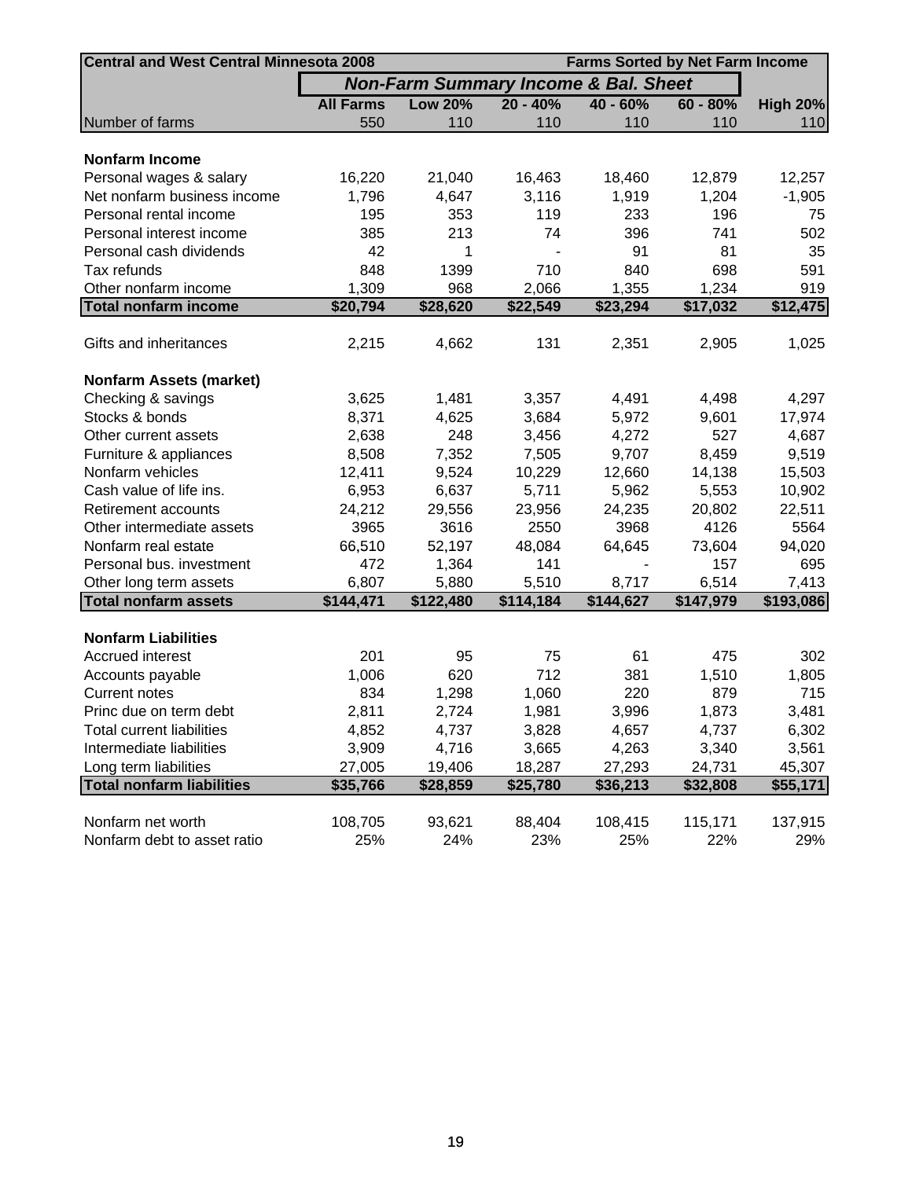| Central and West Central Minnesota 2008 | | | | Farms Sorted by Net Farm Income | | |
|---|---|---|---|---|---|---|
| | ***Non-Farm Summary Income & Bal. Sheet*** | | | | | |
| | **All Farms** | **Low 20%** | **20 - 40%** | **40 - 60%** | **60 - 80%** | **High 20%** |
| Number of farms | 550 | 110 | 110 | 110 | 110 | 110 |
| | | | | | | |
| **Nonfarm Income** | | | | | | |
| Personal wages & salary | 16,220 | 21,040 | 16,463 | 18,460 | 12,879 | 12,257 |
| Net nonfarm business income | 1,796 | 4,647 | 3,116 | 1,919 | 1,204 | -1,905 |
| Personal rental income | 195 | 353 | 119 | 233 | 196 | 75 |
| Personal interest income | 385 | 213 | 74 | 396 | 741 | 502 |
| Personal cash dividends | 42 | 1 | - | 91 | 81 | 35 |
| Tax refunds | 848 | 1399 | 710 | 840 | 698 | 591 |
| Other nonfarm income | 1,309 | 968 | 2,066 | 1,355 | 1,234 | 919 |
| **Total nonfarm income** | **$20,794** | **$28,620** | **$22,549** | **$23,294** | **$17,032** | **$12,475** |
| | | | | | | |
| Gifts and inheritances | 2,215 | 4,662 | 131 | 2,351 | 2,905 | 1,025 |
| | | | | | | |
| **Nonfarm Assets (market)** | | | | | | |
| Checking & savings | 3,625 | 1,481 | 3,357 | 4,491 | 4,498 | 4,297 |
| Stocks & bonds | 8,371 | 4,625 | 3,684 | 5,972 | 9,601 | 17,974 |
| Other current assets | 2,638 | 248 | 3,456 | 4,272 | 527 | 4,687 |
| Furniture & appliances | 8,508 | 7,352 | 7,505 | 9,707 | 8,459 | 9,519 |
| Nonfarm vehicles | 12,411 | 9,524 | 10,229 | 12,660 | 14,138 | 15,503 |
| Cash value of life ins. | 6,953 | 6,637 | 5,711 | 5,962 | 5,553 | 10,902 |
| Retirement accounts | 24,212 | 29,556 | 23,956 | 24,235 | 20,802 | 22,511 |
| Other intermediate assets | 3965 | 3616 | 2550 | 3968 | 4126 | 5564 |
| Nonfarm real estate | 66,510 | 52,197 | 48,084 | 64,645 | 73,604 | 94,020 |
| Personal bus. investment | 472 | 1,364 | 141 | - | 157 | 695 |
| Other long term assets | 6,807 | 5,880 | 5,510 | 8,717 | 6,514 | 7,413 |
| **Total nonfarm assets** | **$144,471** | **$122,480** | **$114,184** | **$144,627** | **$147,979** | **$193,086** |
| | | | | | | |
| **Nonfarm Liabilities** | | | | | | |
| Accrued interest | 201 | 95 | 75 | 61 | 475 | 302 |
| Accounts payable | 1,006 | 620 | 712 | 381 | 1,510 | 1,805 |
| Current notes | 834 | 1,298 | 1,060 | 220 | 879 | 715 |
| Princ due on term debt | 2,811 | 2,724 | 1,981 | 3,996 | 1,873 | 3,481 |
| Total current liabilities | 4,852 | 4,737 | 3,828 | 4,657 | 4,737 | 6,302 |
| Intermediate liabilities | 3,909 | 4,716 | 3,665 | 4,263 | 3,340 | 3,561 |
| Long term liabilities | 27,005 | 19,406 | 18,287 | 27,293 | 24,731 | 45,307 |
| **Total nonfarm liabilities** | **$35,766** | **$28,859** | **$25,780** | **$36,213** | **$32,808** | **$55,171** |
| | | | | | | |
| Nonfarm net worth | 108,705 | 93,621 | 88,404 | 108,415 | 115,171 | 137,915 |
| Nonfarm debt to asset ratio | 25% | 24% | 23% | 25% | 22% | 29% |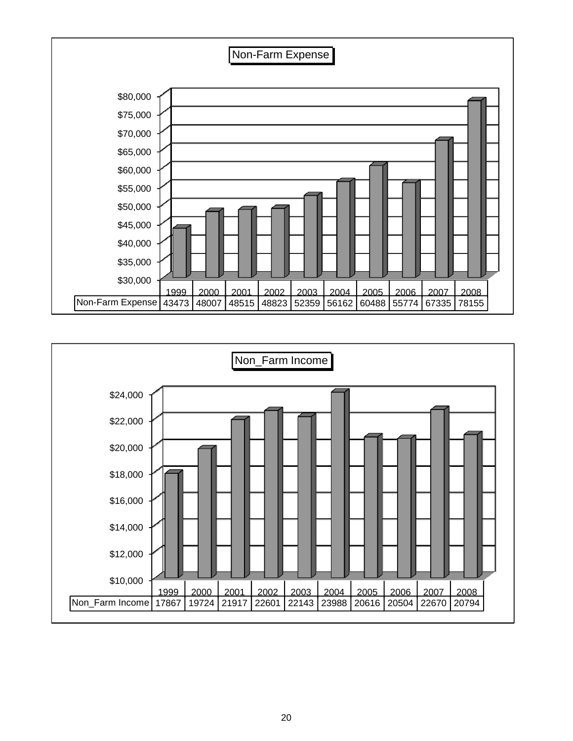## Non-Farm Expense

| | 1999 | 2000 | 2001 | 2002 | 2003 | 2004 | 2005 | 2006 | 2007 | 2008 |
|---|---|---|---|---|---|---|---|---|---|---|
| Non-Farm Expense | 43473 | 48007 | 48515 | 48823 | 52359 | 56162 | 60488 | 55774 | 67335 | 78155 |

## Non_Farm Income

| | 1999 | 2000 | 2001 | 2002 | 2003 | 2004 | 2005 | 2006 | 2007 | 2008 |
|---|---|---|---|---|---|---|---|---|---|---|
| Non_Farm Income | 17867 | 19724 | 21917 | 22601 | 22143 | 23988 | 20616 | 20504 | 22670 | 20794 |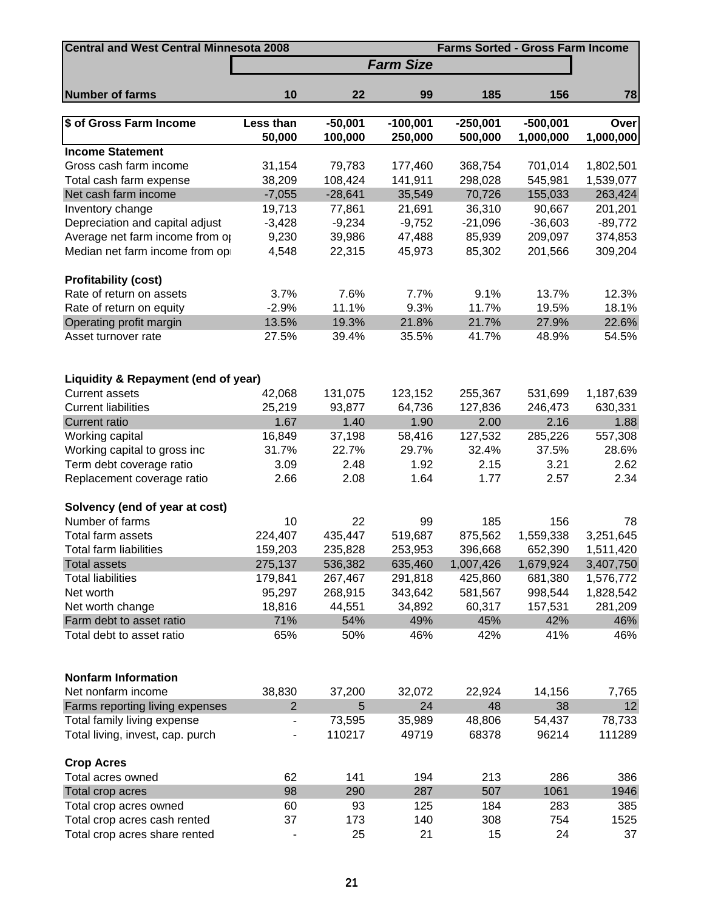| Central and West Central Minnesota 2008 | | | Farms Sorted - Gross Farm Income | | | |
|---|---|---|---|---|---|---|
| | *Farm Size* | | | | | |
| **Number of farms** | **10** | **22** | **99** | **185** | **156** | **78** |
| **$ of Gross Farm Income** | **Less than 50,000** | **-50,001 100,000** | **-100,001 250,000** | **-250,001 500,000** | **-500,001 1,000,000** | **Over 1,000,000** |
| **Income Statement** | | | | | | |
| Gross cash farm income | 31,154 | 79,783 | 177,460 | 368,754 | 701,014 | 1,802,501 |
| Total cash farm expense | 38,209 | 108,424 | 141,911 | 298,028 | 545,981 | 1,539,077 |
| Net cash farm income | -7,055 | -28,641 | 35,549 | 70,726 | 155,033 | 263,424 |
| Inventory change | 19,713 | 77,861 | 21,691 | 36,310 | 90,667 | 201,201 |
| Depreciation and capital adjust | -3,428 | -9,234 | -9,752 | -21,096 | -36,603 | -89,772 |
| Average net farm income from op | 9,230 | 39,986 | 47,488 | 85,939 | 209,097 | 374,853 |
| Median net farm income from op | 4,548 | 22,315 | 45,973 | 85,302 | 201,566 | 309,204 |
| **Profitability (cost)** | | | | | | |
| Rate of return on assets | 3.7% | 7.6% | 7.7% | 9.1% | 13.7% | 12.3% |
| Rate of return on equity | -2.9% | 11.1% | 9.3% | 11.7% | 19.5% | 18.1% |
| Operating profit margin | 13.5% | 19.3% | 21.8% | 21.7% | 27.9% | 22.6% |
| Asset turnover rate | 27.5% | 39.4% | 35.5% | 41.7% | 48.9% | 54.5% |
| **Liquidity & Repayment (end of year)** | | | | | | |
| Current assets | 42,068 | 131,075 | 123,152 | 255,367 | 531,699 | 1,187,639 |
| Current liabilities | 25,219 | 93,877 | 64,736 | 127,836 | 246,473 | 630,331 |
| Current ratio | 1.67 | 1.40 | 1.90 | 2.00 | 2.16 | 1.88 |
| Working capital | 16,849 | 37,198 | 58,416 | 127,532 | 285,226 | 557,308 |
| Working capital to gross inc | 31.7% | 22.7% | 29.7% | 32.4% | 37.5% | 28.6% |
| Term debt coverage ratio | 3.09 | 2.48 | 1.92 | 2.15 | 3.21 | 2.62 |
| Replacement coverage ratio | 2.66 | 2.08 | 1.64 | 1.77 | 2.57 | 2.34 |
| **Solvency (end of year at cost)** | | | | | | |
| Number of farms | 10 | 22 | 99 | 185 | 156 | 78 |
| Total farm assets | 224,407 | 435,447 | 519,687 | 875,562 | 1,559,338 | 3,251,645 |
| Total farm liabilities | 159,203 | 235,828 | 253,953 | 396,668 | 652,390 | 1,511,420 |
| Total assets | 275,137 | 536,382 | 635,460 | 1,007,426 | 1,679,924 | 3,407,750 |
| Total liabilities | 179,841 | 267,467 | 291,818 | 425,860 | 681,380 | 1,576,772 |
| Net worth | 95,297 | 268,915 | 343,642 | 581,567 | 998,544 | 1,828,542 |
| Net worth change | 18,816 | 44,551 | 34,892 | 60,317 | 157,531 | 281,209 |
| Farm debt to asset ratio | 71% | 54% | 49% | 45% | 42% | 46% |
| Total debt to asset ratio | 65% | 50% | 46% | 42% | 41% | 46% |
| **Nonfarm Information** | | | | | | |
| Net nonfarm income | 38,830 | 37,200 | 32,072 | 22,924 | 14,156 | 7,765 |
| Farms reporting living expenses | 2 | 5 | 24 | 48 | 38 | 12 |
| Total family living expense | - | 73,595 | 35,989 | 48,806 | 54,437 | 78,733 |
| Total living, invest, cap. purch | - | 110217 | 49719 | 68378 | 96214 | 111289 |
| **Crop Acres** | | | | | | |
| Total acres owned | 62 | 141 | 194 | 213 | 286 | 386 |
| Total crop acres | 98 | 290 | 287 | 507 | 1061 | 1946 |
| Total crop acres owned | 60 | 93 | 125 | 184 | 283 | 385 |
| Total crop acres cash rented | 37 | 173 | 140 | 308 | 754 | 1525 |
| Total crop acres share rented | - | 25 | 21 | 15 | 24 | 37 |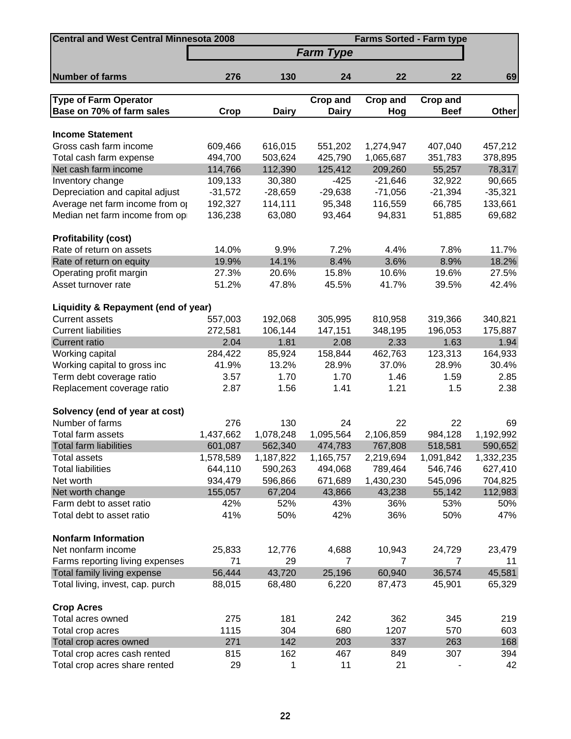| Central and West Central Minnesota 2008 | | | Farms Sorted - Farm type | | | |
|---|---|---|---|---|---|---|
| | *Farm Type* | | | | | |
| **Number of farms** | **276** | **130** | **24** | **22** | **22** | **69** |
| **Type of Farm Operator Base on 70% of farm sales** | **Crop** | **Dairy** | **Crop and Dairy** | **Crop and Hog** | **Crop and Beef** | **Other** |
| **Income Statement** | | | | | | |
| Gross cash farm income | 609,466 | 616,015 | 551,202 | 1,274,947 | 407,040 | 457,212 |
| Total cash farm expense | 494,700 | 503,624 | 425,790 | 1,065,687 | 351,783 | 378,895 |
| Net cash farm income | 114,766 | 112,390 | 125,412 | 209,260 | 55,257 | 78,317 |
| Inventory change | 109,133 | 30,380 | -425 | -21,646 | 32,922 | 90,665 |
| Depreciation and capital adjust | -31,572 | -28,659 | -29,638 | -71,056 | -21,394 | -35,321 |
| Average net farm income from op | 192,327 | 114,111 | 95,348 | 116,559 | 66,785 | 133,661 |
| Median net farm income from op | 136,238 | 63,080 | 93,464 | 94,831 | 51,885 | 69,682 |
| **Profitability (cost)** | | | | | | |
| Rate of return on assets | 14.0% | 9.9% | 7.2% | 4.4% | 7.8% | 11.7% |
| Rate of return on equity | 19.9% | 14.1% | 8.4% | 3.6% | 8.9% | 18.2% |
| Operating profit margin | 27.3% | 20.6% | 15.8% | 10.6% | 19.6% | 27.5% |
| Asset turnover rate | 51.2% | 47.8% | 45.5% | 41.7% | 39.5% | 42.4% |
| **Liquidity & Repayment (end of year)** | | | | | | |
| Current assets | 557,003 | 192,068 | 305,995 | 810,958 | 319,366 | 340,821 |
| Current liabilities | 272,581 | 106,144 | 147,151 | 348,195 | 196,053 | 175,887 |
| Current ratio | 2.04 | 1.81 | 2.08 | 2.33 | 1.63 | 1.94 |
| Working capital | 284,422 | 85,924 | 158,844 | 462,763 | 123,313 | 164,933 |
| Working capital to gross inc | 41.9% | 13.2% | 28.9% | 37.0% | 28.9% | 30.4% |
| Term debt coverage ratio | 3.57 | 1.70 | 1.70 | 1.46 | 1.59 | 2.85 |
| Replacement coverage ratio | 2.87 | 1.56 | 1.41 | 1.21 | 1.5 | 2.38 |
| **Solvency (end of year at cost)** | | | | | | |
| Number of farms | 276 | 130 | 24 | 22 | 22 | 69 |
| Total farm assets | 1,437,662 | 1,078,248 | 1,095,564 | 2,106,859 | 984,128 | 1,192,992 |
| Total farm liabilities | 601,087 | 562,340 | 474,783 | 767,808 | 518,581 | 590,652 |
| Total assets | 1,578,589 | 1,187,822 | 1,165,757 | 2,219,694 | 1,091,842 | 1,332,235 |
| Total liabilities | 644,110 | 590,263 | 494,068 | 789,464 | 546,746 | 627,410 |
| Net worth | 934,479 | 596,866 | 671,689 | 1,430,230 | 545,096 | 704,825 |
| Net worth change | 155,057 | 67,204 | 43,866 | 43,238 | 55,142 | 112,983 |
| Farm debt to asset ratio | 42% | 52% | 43% | 36% | 53% | 50% |
| Total debt to asset ratio | 41% | 50% | 42% | 36% | 50% | 47% |
| **Nonfarm Information** | | | | | | |
| Net nonfarm income | 25,833 | 12,776 | 4,688 | 10,943 | 24,729 | 23,479 |
| Farms reporting living expenses | 71 | 29 | 7 | 7 | 7 | 11 |
| Total family living expense | 56,444 | 43,720 | 25,196 | 60,940 | 36,574 | 45,581 |
| Total living, invest, cap. purch | 88,015 | 68,480 | 6,220 | 87,473 | 45,901 | 65,329 |
| **Crop Acres** | | | | | | |
| Total acres owned | 275 | 181 | 242 | 362 | 345 | 219 |
| Total crop acres | 1115 | 304 | 680 | 1207 | 570 | 603 |
| Total crop acres owned | 271 | 142 | 203 | 337 | 263 | 168 |
| Total crop acres cash rented | 815 | 162 | 467 | 849 | 307 | 394 |
| Total crop acres share rented | 29 | 1 | 11 | 21 | - | 42 |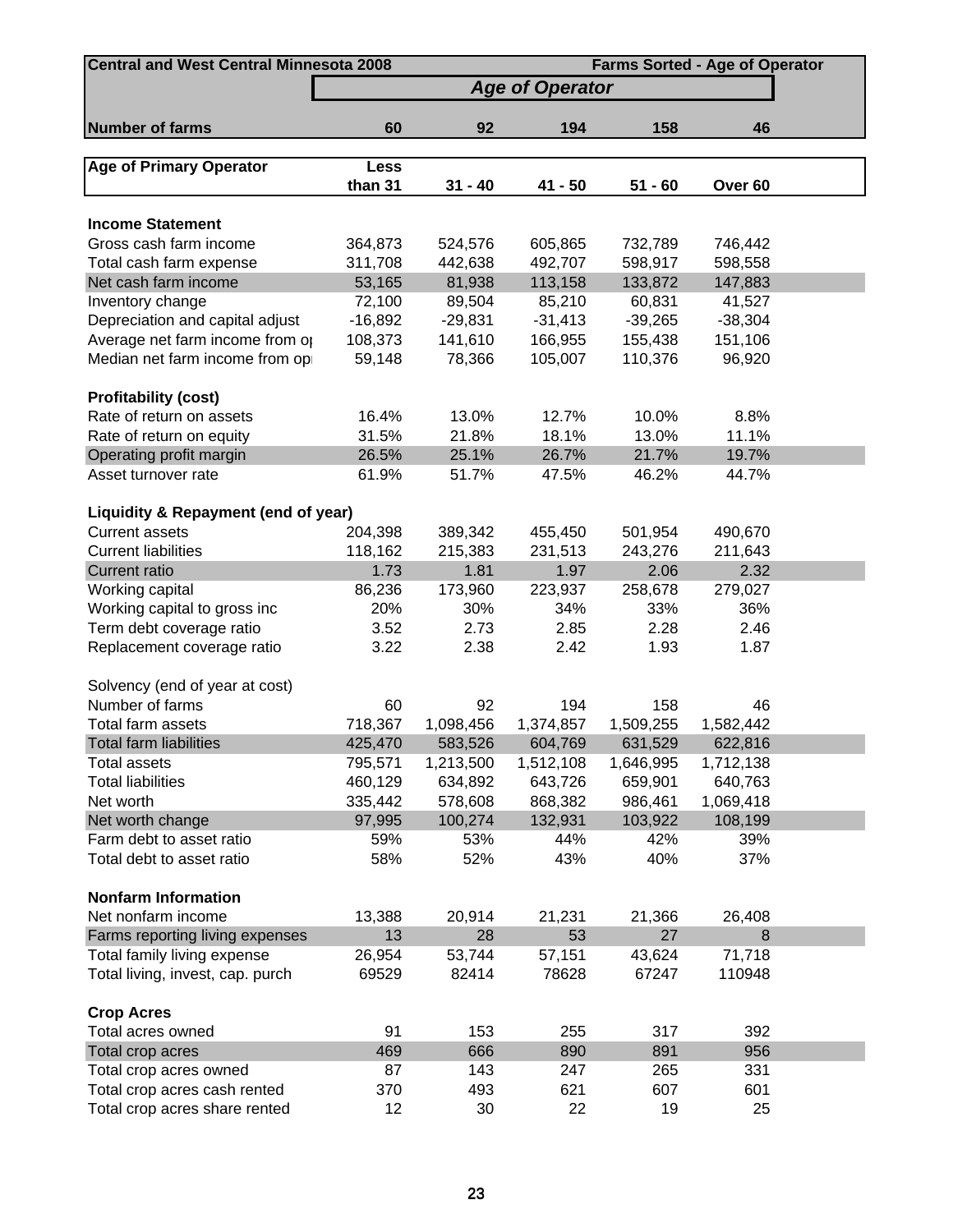| Central and West Central Minnesota 2008 | | | Farms Sorted - Age of Operator | | |
|---|---|---|---|---|---|
| | *Age of Operator* | | | | |
| **Number of farms** | **60** | **92** | **194** | **158** | **46** |
| **Age of Primary Operator** | **Less than 31** | **31 - 40** | **41 - 50** | **51 - 60** | **Over 60** |
| **Income Statement** | | | | | |
| Gross cash farm income | 364,873 | 524,576 | 605,865 | 732,789 | 746,442 |
| Total cash farm expense | 311,708 | 442,638 | 492,707 | 598,917 | 598,558 |
| Net cash farm income | 53,165 | 81,938 | 113,158 | 133,872 | 147,883 |
| Inventory change | 72,100 | 89,504 | 85,210 | 60,831 | 41,527 |
| Depreciation and capital adjust | -16,892 | -29,831 | -31,413 | -39,265 | -38,304 |
| Average net farm income from o | 108,373 | 141,610 | 166,955 | 155,438 | 151,106 |
| Median net farm income from op | 59,148 | 78,366 | 105,007 | 110,376 | 96,920 |
| **Profitability (cost)** | | | | | |
| Rate of return on assets | 16.4% | 13.0% | 12.7% | 10.0% | 8.8% |
| Rate of return on equity | 31.5% | 21.8% | 18.1% | 13.0% | 11.1% |
| Operating profit margin | 26.5% | 25.1% | 26.7% | 21.7% | 19.7% |
| Asset turnover rate | 61.9% | 51.7% | 47.5% | 46.2% | 44.7% |
| **Liquidity & Repayment (end of year)** | | | | | |
| Current assets | 204,398 | 389,342 | 455,450 | 501,954 | 490,670 |
| Current liabilities | 118,162 | 215,383 | 231,513 | 243,276 | 211,643 |
| Current ratio | 1.73 | 1.81 | 1.97 | 2.06 | 2.32 |
| Working capital | 86,236 | 173,960 | 223,937 | 258,678 | 279,027 |
| Working capital to gross inc | 20% | 30% | 34% | 33% | 36% |
| Term debt coverage ratio | 3.52 | 2.73 | 2.85 | 2.28 | 2.46 |
| Replacement coverage ratio | 3.22 | 2.38 | 2.42 | 1.93 | 1.87 |
| Solvency (end of year at cost) | | | | | |
| Number of farms | 60 | 92 | 194 | 158 | 46 |
| Total farm assets | 718,367 | 1,098,456 | 1,374,857 | 1,509,255 | 1,582,442 |
| Total farm liabilities | 425,470 | 583,526 | 604,769 | 631,529 | 622,816 |
| Total assets | 795,571 | 1,213,500 | 1,512,108 | 1,646,995 | 1,712,138 |
| Total liabilities | 460,129 | 634,892 | 643,726 | 659,901 | 640,763 |
| Net worth | 335,442 | 578,608 | 868,382 | 986,461 | 1,069,418 |
| Net worth change | 97,995 | 100,274 | 132,931 | 103,922 | 108,199 |
| Farm debt to asset ratio | 59% | 53% | 44% | 42% | 39% |
| Total debt to asset ratio | 58% | 52% | 43% | 40% | 37% |
| **Nonfarm Information** | | | | | |
| Net nonfarm income | 13,388 | 20,914 | 21,231 | 21,366 | 26,408 |
| Farms reporting living expenses | 13 | 28 | 53 | 27 | 8 |
| Total family living expense | 26,954 | 53,744 | 57,151 | 43,624 | 71,718 |
| Total living, invest, cap. purch | 69529 | 82414 | 78628 | 67247 | 110948 |
| **Crop Acres** | | | | | |
| Total acres owned | 91 | 153 | 255 | 317 | 392 |
| Total crop acres | 469 | 666 | 890 | 891 | 956 |
| Total crop acres owned | 87 | 143 | 247 | 265 | 331 |
| Total crop acres cash rented | 370 | 493 | 621 | 607 | 601 |
| Total crop acres share rented | 12 | 30 | 22 | 19 | 25 |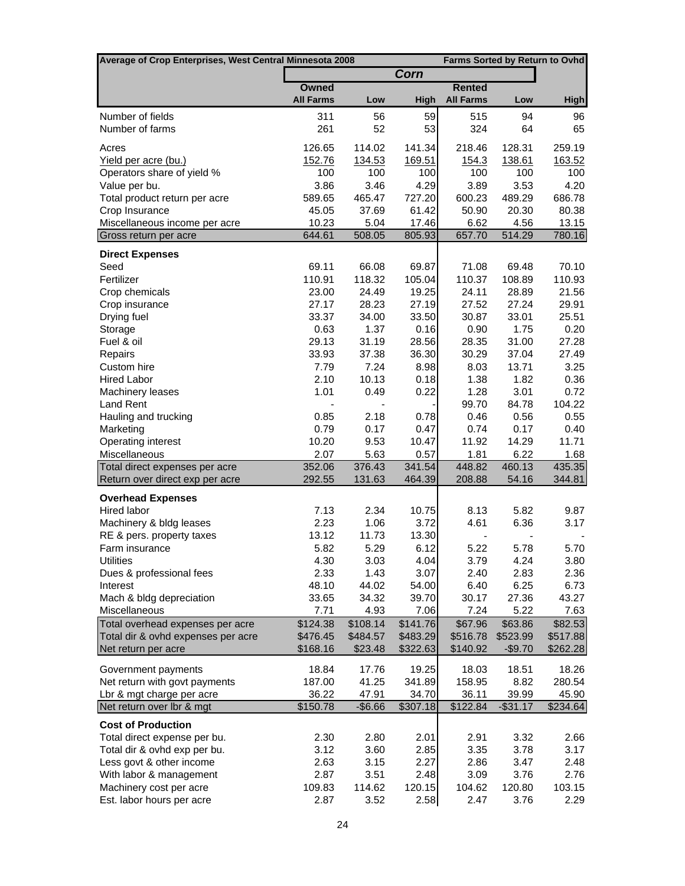| Average of Crop Enterprises, West Central Minnesota 2008 | | | | | | Farms Sorted by Return to Ovhd |
|---|---|---|---|---|---|---|
| | Corn | | | | | |
| | Owned | | | Rented | | |
| | All Farms | Low | High | All Farms | Low | High |
| Number of fields | 311 | 56 | 59 | 515 | 94 | 96 |
| Number of farms | 261 | 52 | 53 | 324 | 64 | 65 |
| Acres | 126.65 | 114.02 | 141.34 | 218.46 | 128.31 | 259.19 |
| Yield per acre (bu.) | 152.76 | 134.53 | 169.51 | 154.3 | 138.61 | 163.52 |
| Operators share of yield % | 100 | 100 | 100 | 100 | 100 | 100 |
| Value per bu. | 3.86 | 3.46 | 4.29 | 3.89 | 3.53 | 4.20 |
| Total product return per acre | 589.65 | 465.47 | 727.20 | 600.23 | 489.29 | 686.78 |
| Crop Insurance | 45.05 | 37.69 | 61.42 | 50.90 | 20.30 | 80.38 |
| Miscellaneous income per acre | 10.23 | 5.04 | 17.46 | 6.62 | 4.56 | 13.15 |
| Gross return per acre | 644.61 | 508.05 | 805.93 | 657.70 | 514.29 | 780.16 |
| **Direct Expenses** | | | | | | |
| Seed | 69.11 | 66.08 | 69.87 | 71.08 | 69.48 | 70.10 |
| Fertilizer | 110.91 | 118.32 | 105.04 | 110.37 | 108.89 | 110.93 |
| Crop chemicals | 23.00 | 24.49 | 19.25 | 24.11 | 28.89 | 21.56 |
| Crop insurance | 27.17 | 28.23 | 27.19 | 27.52 | 27.24 | 29.91 |
| Drying fuel | 33.37 | 34.00 | 33.50 | 30.87 | 33.01 | 25.51 |
| Storage | 0.63 | 1.37 | 0.16 | 0.90 | 1.75 | 0.20 |
| Fuel & oil | 29.13 | 31.19 | 28.56 | 28.35 | 31.00 | 27.28 |
| Repairs | 33.93 | 37.38 | 36.30 | 30.29 | 37.04 | 27.49 |
| Custom hire | 7.79 | 7.24 | 8.98 | 8.03 | 13.71 | 3.25 |
| Hired Labor | 2.10 | 10.13 | 0.18 | 1.38 | 1.82 | 0.36 |
| Machinery leases | 1.01 | 0.49 | 0.22 | 1.28 | 3.01 | 0.72 |
| Land Rent | - | - | - | 99.70 | 84.78 | 104.22 |
| Hauling and trucking | 0.85 | 2.18 | 0.78 | 0.46 | 0.56 | 0.55 |
| Marketing | 0.79 | 0.17 | 0.47 | 0.74 | 0.17 | 0.40 |
| Operating interest | 10.20 | 9.53 | 10.47 | 11.92 | 14.29 | 11.71 |
| Miscellaneous | 2.07 | 5.63 | 0.57 | 1.81 | 6.22 | 1.68 |
| Total direct expenses per acre | 352.06 | 376.43 | 341.54 | 448.82 | 460.13 | 435.35 |
| Return over direct exp per acre | 292.55 | 131.63 | 464.39 | 208.88 | 54.16 | 344.81 |
| **Overhead Expenses** | | | | | | |
| Hired labor | 7.13 | 2.34 | 10.75 | 8.13 | 5.82 | 9.87 |
| Machinery & bldg leases | 2.23 | 1.06 | 3.72 | 4.61 | 6.36 | 3.17 |
| RE & pers. property taxes | 13.12 | 11.73 | 13.30 | - | - | - |
| Farm insurance | 5.82 | 5.29 | 6.12 | 5.22 | 5.78 | 5.70 |
| Utilities | 4.30 | 3.03 | 4.04 | 3.79 | 4.24 | 3.80 |
| Dues & professional fees | 2.33 | 1.43 | 3.07 | 2.40 | 2.83 | 2.36 |
| Interest | 48.10 | 44.02 | 54.00 | 6.40 | 6.25 | 6.73 |
| Mach & bldg depreciation | 33.65 | 34.32 | 39.70 | 30.17 | 27.36 | 43.27 |
| Miscellaneous | 7.71 | 4.93 | 7.06 | 7.24 | 5.22 | 7.63 |
| Total overhead expenses per acre | $124.38 | $108.14 | $141.76 | $67.96 | $63.86 | $82.53 |
| Total dir & ovhd expenses per acre | $476.45 | $484.57 | $483.29 | $516.78 | $523.99 | $517.88 |
| Net return per acre | $168.16 | $23.48 | $322.63 | $140.92 | -$9.70 | $262.28 |
| Government payments | 18.84 | 17.76 | 19.25 | 18.03 | 18.51 | 18.26 |
| Net return with govt payments | 187.00 | 41.25 | 341.89 | 158.95 | 8.82 | 280.54 |
| Lbr & mgt charge per acre | 36.22 | 47.91 | 34.70 | 36.11 | 39.99 | 45.90 |
| Net return over lbr & mgt | $150.78 | -$6.66 | $307.18 | $122.84 | -$31.17 | $234.64 |
| **Cost of Production** | | | | | | |
| Total direct expense per bu. | 2.30 | 2.80 | 2.01 | 2.91 | 3.32 | 2.66 |
| Total dir & ovhd exp per bu. | 3.12 | 3.60 | 2.85 | 3.35 | 3.78 | 3.17 |
| Less govt & other income | 2.63 | 3.15 | 2.27 | 2.86 | 3.47 | 2.48 |
| With labor & management | 2.87 | 3.51 | 2.48 | 3.09 | 3.76 | 2.76 |
| Machinery cost per acre | 109.83 | 114.62 | 120.15 | 104.62 | 120.80 | 103.15 |
| Est. labor hours per acre | 2.87 | 3.52 | 2.58 | 2.47 | 3.76 | 2.29 |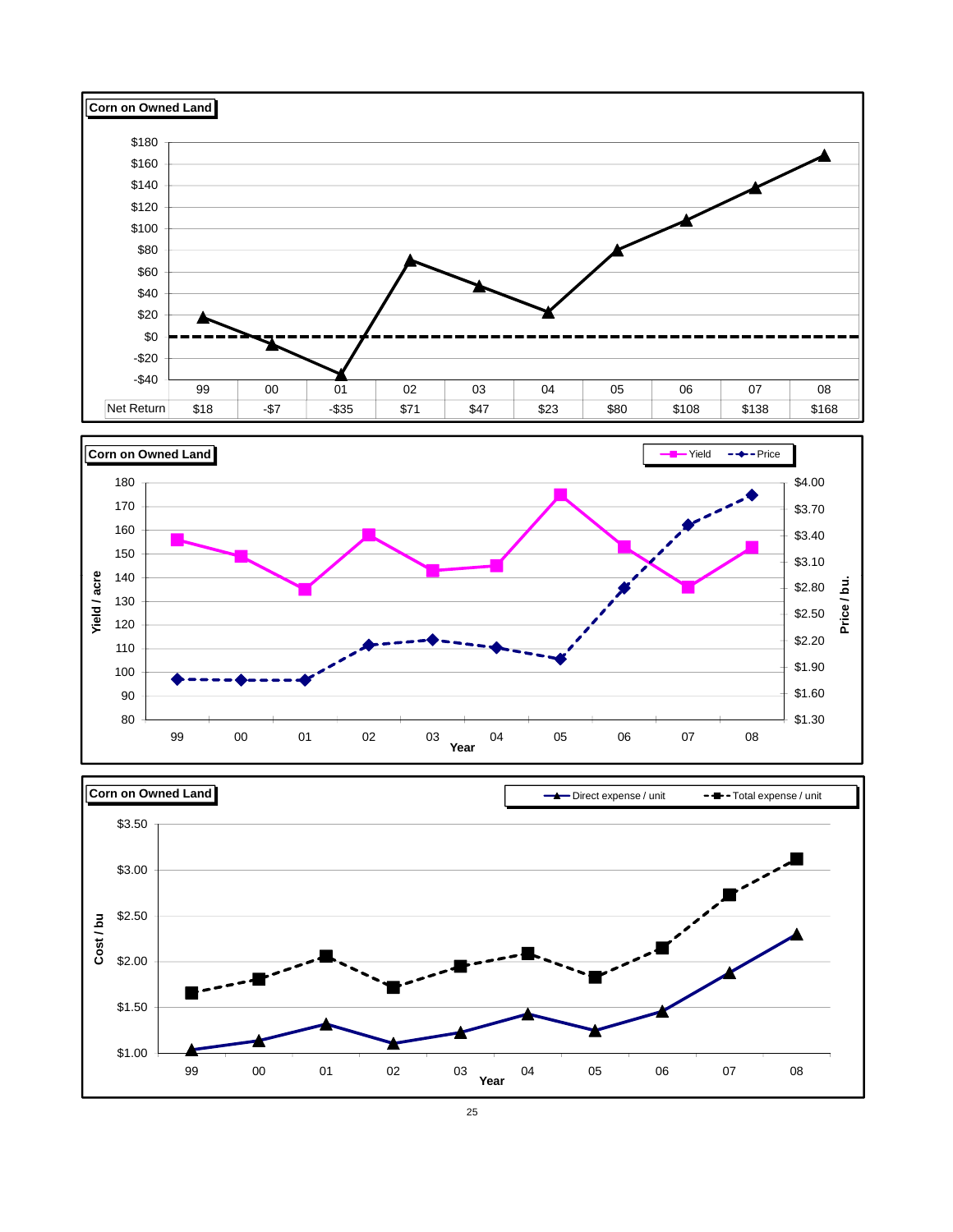**Corn on Owned Land**

| | 99 | 00 | 01 | 02 | 03 | 04 | 05 | 06 | 07 | 08 |
|---|---|---|---|---|---|---|---|---|---|---|
| Net Return | $18 | -$7 | -$35 | $71 | $47 | $23 | $80 | $108 | $138 | $168 |

**Corn on Owned Land**

Yield / acre; Price / bu.; Year

**Corn on Owned Land**

Direct expense / unit; Total expense / unit; Cost / bu; Year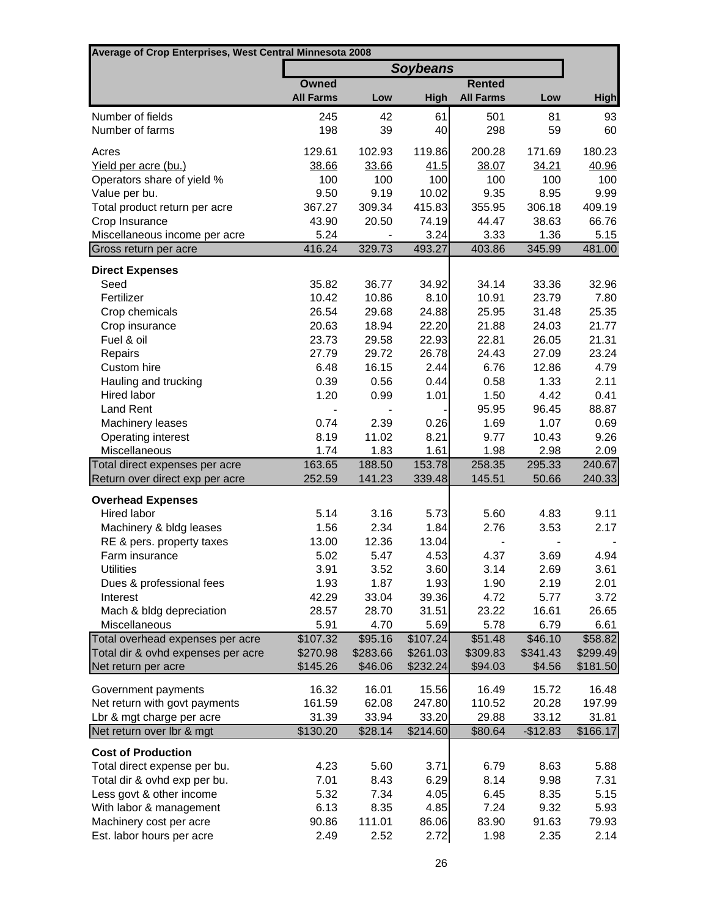| Average of Crop Enterprises, West Central Minnesota 2008 | | | | | | |
|---|---|---|---|---|---|---|
| | *Soybeans* | | | | | |
| | Owned | | | Rented | | |
| | All Farms | Low | High | All Farms | Low | High |
| Number of fields | 245 | 42 | 61 | 501 | 81 | 93 |
| Number of farms | 198 | 39 | 40 | 298 | 59 | 60 |
| Acres | 129.61 | 102.93 | 119.86 | 200.28 | 171.69 | 180.23 |
| Yield per acre (bu.) | 38.66 | 33.66 | 41.5 | 38.07 | 34.21 | 40.96 |
| Operators share of yield % | 100 | 100 | 100 | 100 | 100 | 100 |
| Value per bu. | 9.50 | 9.19 | 10.02 | 9.35 | 8.95 | 9.99 |
| Total product return per acre | 367.27 | 309.34 | 415.83 | 355.95 | 306.18 | 409.19 |
| Crop Insurance | 43.90 | 20.50 | 74.19 | 44.47 | 38.63 | 66.76 |
| Miscellaneous income per acre | 5.24 | - | 3.24 | 3.33 | 1.36 | 5.15 |
| Gross return per acre | 416.24 | 329.73 | 493.27 | 403.86 | 345.99 | 481.00 |
| **Direct Expenses** | | | | | | |
| Seed | 35.82 | 36.77 | 34.92 | 34.14 | 33.36 | 32.96 |
| Fertilizer | 10.42 | 10.86 | 8.10 | 10.91 | 23.79 | 7.80 |
| Crop chemicals | 26.54 | 29.68 | 24.88 | 25.95 | 31.48 | 25.35 |
| Crop insurance | 20.63 | 18.94 | 22.20 | 21.88 | 24.03 | 21.77 |
| Fuel & oil | 23.73 | 29.58 | 22.93 | 22.81 | 26.05 | 21.31 |
| Repairs | 27.79 | 29.72 | 26.78 | 24.43 | 27.09 | 23.24 |
| Custom hire | 6.48 | 16.15 | 2.44 | 6.76 | 12.86 | 4.79 |
| Hauling and trucking | 0.39 | 0.56 | 0.44 | 0.58 | 1.33 | 2.11 |
| Hired labor | 1.20 | 0.99 | 1.01 | 1.50 | 4.42 | 0.41 |
| Land Rent | - | - | - | 95.95 | 96.45 | 88.87 |
| Machinery leases | 0.74 | 2.39 | 0.26 | 1.69 | 1.07 | 0.69 |
| Operating interest | 8.19 | 11.02 | 8.21 | 9.77 | 10.43 | 9.26 |
| Miscellaneous | 1.74 | 1.83 | 1.61 | 1.98 | 2.98 | 2.09 |
| Total direct expenses per acre | 163.65 | 188.50 | 153.78 | 258.35 | 295.33 | 240.67 |
| Return over direct exp per acre | 252.59 | 141.23 | 339.48 | 145.51 | 50.66 | 240.33 |
| **Overhead Expenses** | | | | | | |
| Hired labor | 5.14 | 3.16 | 5.73 | 5.60 | 4.83 | 9.11 |
| Machinery & bldg leases | 1.56 | 2.34 | 1.84 | 2.76 | 3.53 | 2.17 |
| RE & pers. property taxes | 13.00 | 12.36 | 13.04 | - | - | - |
| Farm insurance | 5.02 | 5.47 | 4.53 | 4.37 | 3.69 | 4.94 |
| Utilities | 3.91 | 3.52 | 3.60 | 3.14 | 2.69 | 3.61 |
| Dues & professional fees | 1.93 | 1.87 | 1.93 | 1.90 | 2.19 | 2.01 |
| Interest | 42.29 | 33.04 | 39.36 | 4.72 | 5.77 | 3.72 |
| Mach & bldg depreciation | 28.57 | 28.70 | 31.51 | 23.22 | 16.61 | 26.65 |
| Miscellaneous | 5.91 | 4.70 | 5.69 | 5.78 | 6.79 | 6.61 |
| Total overhead expenses per acre | $107.32 | $95.16 | $107.24 | $51.48 | $46.10 | $58.82 |
| Total dir & ovhd expenses per acre | $270.98 | $283.66 | $261.03 | $309.83 | $341.43 | $299.49 |
| Net return per acre | $145.26 | $46.06 | $232.24 | $94.03 | $4.56 | $181.50 |
| Government payments | 16.32 | 16.01 | 15.56 | 16.49 | 15.72 | 16.48 |
| Net return with govt payments | 161.59 | 62.08 | 247.80 | 110.52 | 20.28 | 197.99 |
| Lbr & mgt charge per acre | 31.39 | 33.94 | 33.20 | 29.88 | 33.12 | 31.81 |
| Net return over lbr & mgt | $130.20 | $28.14 | $214.60 | $80.64 | -$12.83 | $166.17 |
| **Cost of Production** | | | | | | |
| Total direct expense per bu. | 4.23 | 5.60 | 3.71 | 6.79 | 8.63 | 5.88 |
| Total dir & ovhd exp per bu. | 7.01 | 8.43 | 6.29 | 8.14 | 9.98 | 7.31 |
| Less govt & other income | 5.32 | 7.34 | 4.05 | 6.45 | 8.35 | 5.15 |
| With labor & management | 6.13 | 8.35 | 4.85 | 7.24 | 9.32 | 5.93 |
| Machinery cost per acre | 90.86 | 111.01 | 86.06 | 83.90 | 91.63 | 79.93 |
| Est. labor hours per acre | 2.49 | 2.52 | 2.72 | 1.98 | 2.35 | 2.14 |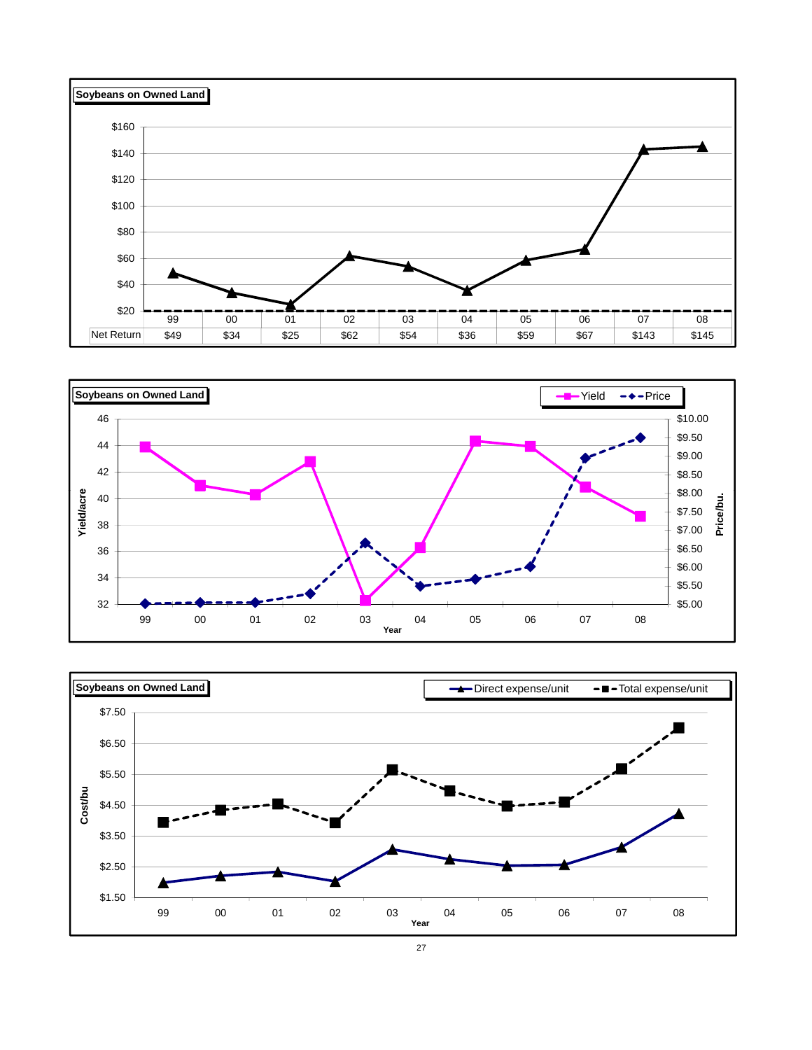**Soybeans on Owned Land**

| | 99 | 00 | 01 | 02 | 03 | 04 | 05 | 06 | 07 | 08 |
|---|---|---|---|---|---|---|---|---|---|---|
| Net Return | $49 | $34 | $25 | $62 | $54 | $36 | $59 | $67 | $143 | $145 |

**Soybeans on Owned Land**

Yield / Price

Yield/acre — Price/bu. — Year

**Soybeans on Owned Land**

Direct expense/unit / Total expense/unit

Cost/bu — Year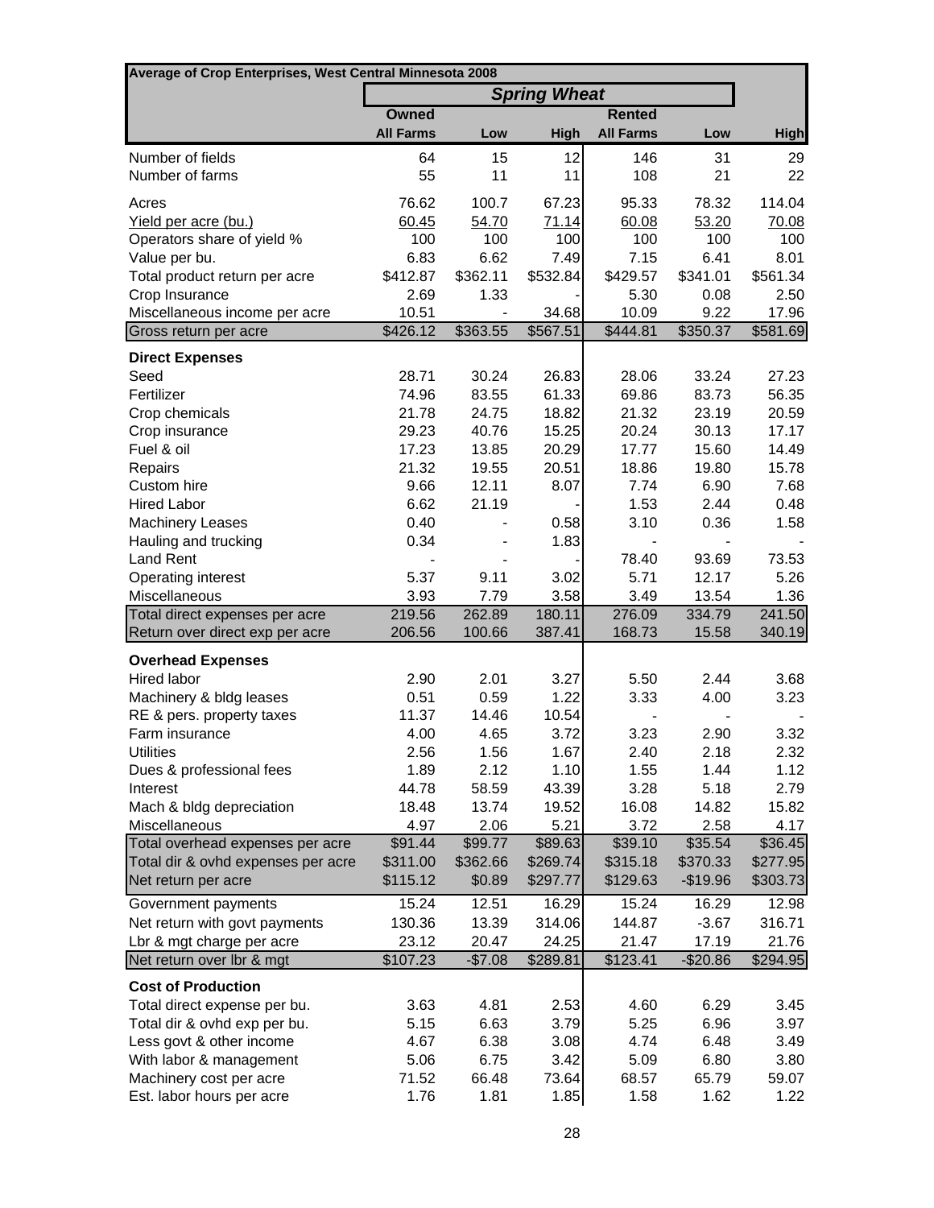| Average of Crop Enterprises, West Central Minnesota 2008 | | | | | | |
|---|---|---|---|---|---|---|
| | ***Spring Wheat*** | | | | | |
| | **Owned** | | | **Rented** | | |
| | **All Farms** | **Low** | **High** | **All Farms** | **Low** | **High** |
| Number of fields | 64 | 15 | 12 | 146 | 31 | 29 |
| Number of farms | 55 | 11 | 11 | 108 | 21 | 22 |
| Acres | 76.62 | 100.7 | 67.23 | 95.33 | 78.32 | 114.04 |
| Yield per acre (bu.) | 60.45 | 54.70 | 71.14 | 60.08 | 53.20 | 70.08 |
| Operators share of yield % | 100 | 100 | 100 | 100 | 100 | 100 |
| Value per bu. | 6.83 | 6.62 | 7.49 | 7.15 | 6.41 | 8.01 |
| Total product return per acre | $412.87 | $362.11 | $532.84 | $429.57 | $341.01 | $561.34 |
| Crop Insurance | 2.69 | 1.33 | - | 5.30 | 0.08 | 2.50 |
| Miscellaneous income per acre | 10.51 | - | 34.68 | 10.09 | 9.22 | 17.96 |
| Gross return per acre | $426.12 | $363.55 | $567.51 | $444.81 | $350.37 | $581.69 |
| **Direct Expenses** | | | | | | |
| Seed | 28.71 | 30.24 | 26.83 | 28.06 | 33.24 | 27.23 |
| Fertilizer | 74.96 | 83.55 | 61.33 | 69.86 | 83.73 | 56.35 |
| Crop chemicals | 21.78 | 24.75 | 18.82 | 21.32 | 23.19 | 20.59 |
| Crop insurance | 29.23 | 40.76 | 15.25 | 20.24 | 30.13 | 17.17 |
| Fuel & oil | 17.23 | 13.85 | 20.29 | 17.77 | 15.60 | 14.49 |
| Repairs | 21.32 | 19.55 | 20.51 | 18.86 | 19.80 | 15.78 |
| Custom hire | 9.66 | 12.11 | 8.07 | 7.74 | 6.90 | 7.68 |
| Hired Labor | 6.62 | 21.19 | - | 1.53 | 2.44 | 0.48 |
| Machinery Leases | 0.40 | - | 0.58 | 3.10 | 0.36 | 1.58 |
| Hauling and trucking | 0.34 | - | 1.83 | - | - | - |
| Land Rent | - | - | - | 78.40 | 93.69 | 73.53 |
| Operating interest | 5.37 | 9.11 | 3.02 | 5.71 | 12.17 | 5.26 |
| Miscellaneous | 3.93 | 7.79 | 3.58 | 3.49 | 13.54 | 1.36 |
| Total direct expenses per acre | 219.56 | 262.89 | 180.11 | 276.09 | 334.79 | 241.50 |
| Return over direct exp per acre | 206.56 | 100.66 | 387.41 | 168.73 | 15.58 | 340.19 |
| **Overhead Expenses** | | | | | | |
| Hired labor | 2.90 | 2.01 | 3.27 | 5.50 | 2.44 | 3.68 |
| Machinery & bldg leases | 0.51 | 0.59 | 1.22 | 3.33 | 4.00 | 3.23 |
| RE & pers. property taxes | 11.37 | 14.46 | 10.54 | - | - | - |
| Farm insurance | 4.00 | 4.65 | 3.72 | 3.23 | 2.90 | 3.32 |
| Utilities | 2.56 | 1.56 | 1.67 | 2.40 | 2.18 | 2.32 |
| Dues & professional fees | 1.89 | 2.12 | 1.10 | 1.55 | 1.44 | 1.12 |
| Interest | 44.78 | 58.59 | 43.39 | 3.28 | 5.18 | 2.79 |
| Mach & bldg depreciation | 18.48 | 13.74 | 19.52 | 16.08 | 14.82 | 15.82 |
| Miscellaneous | 4.97 | 2.06 | 5.21 | 3.72 | 2.58 | 4.17 |
| Total overhead expenses per acre | $91.44 | $99.77 | $89.63 | $39.10 | $35.54 | $36.45 |
| Total dir & ovhd expenses per acre | $311.00 | $362.66 | $269.74 | $315.18 | $370.33 | $277.95 |
| Net return per acre | $115.12 | $0.89 | $297.77 | $129.63 | -$19.96 | $303.73 |
| Government payments | 15.24 | 12.51 | 16.29 | 15.24 | 16.29 | 12.98 |
| Net return with govt payments | 130.36 | 13.39 | 314.06 | 144.87 | -3.67 | 316.71 |
| Lbr & mgt charge per acre | 23.12 | 20.47 | 24.25 | 21.47 | 17.19 | 21.76 |
| Net return over lbr & mgt | $107.23 | -$7.08 | $289.81 | $123.41 | -$20.86 | $294.95 |
| **Cost of Production** | | | | | | |
| Total direct expense per bu. | 3.63 | 4.81 | 2.53 | 4.60 | 6.29 | 3.45 |
| Total dir & ovhd exp per bu. | 5.15 | 6.63 | 3.79 | 5.25 | 6.96 | 3.97 |
| Less govt & other income | 4.67 | 6.38 | 3.08 | 4.74 | 6.48 | 3.49 |
| With labor & management | 5.06 | 6.75 | 3.42 | 5.09 | 6.80 | 3.80 |
| Machinery cost per acre | 71.52 | 66.48 | 73.64 | 68.57 | 65.79 | 59.07 |
| Est. labor hours per acre | 1.76 | 1.81 | 1.85 | 1.58 | 1.62 | 1.22 |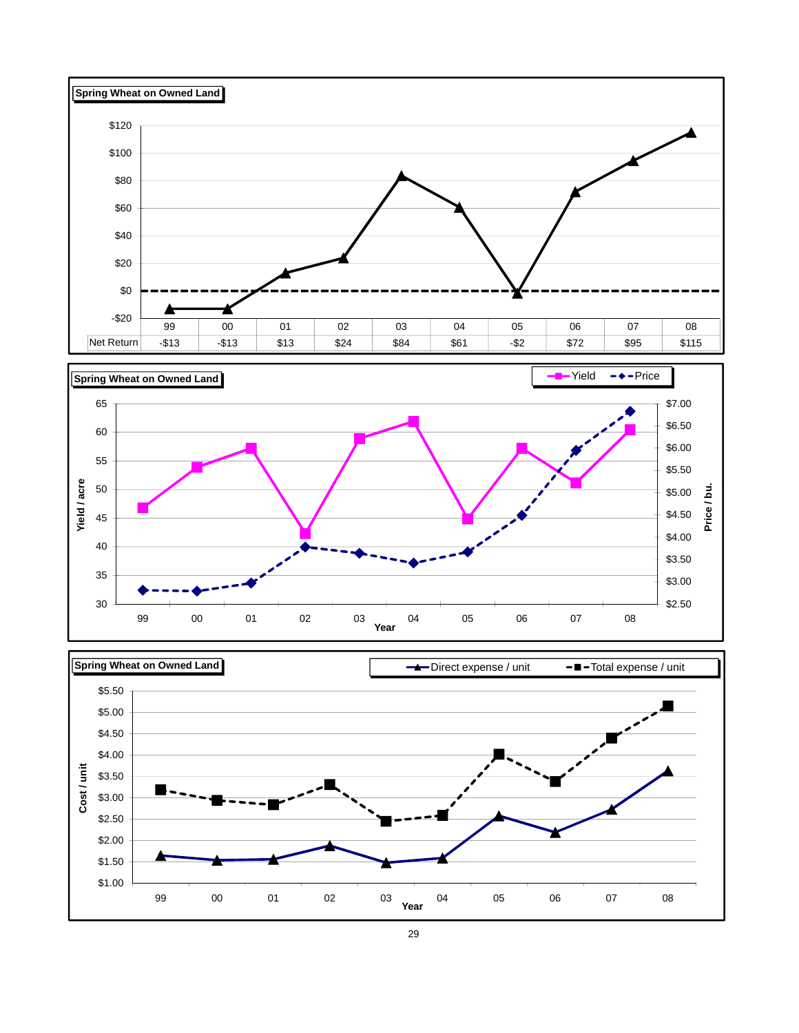**Spring Wheat on Owned Land**

| | 99 | 00 | 01 | 02 | 03 | 04 | 05 | 06 | 07 | 08 |
|---|---|---|---|---|---|---|---|---|---|---|
| Net Return | -$13 | -$13 | $13 | $24 | $84 | $61 | -$2 | $72 | $95 | $115 |

**Spring Wheat on Owned Land**

Yield / Price

Yield / acre — Price / bu. — Year

**Spring Wheat on Owned Land**

Direct expense / unit — Total expense / unit

Cost / unit — Year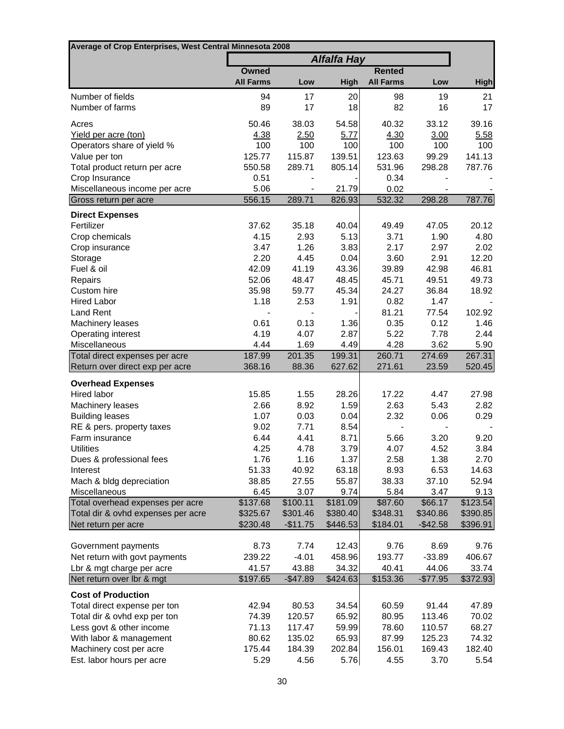| Average of Crop Enterprises, West Central Minnesota 2008 | | | | | | |
|---|---|---|---|---|---|---|
| | *Alfalfa Hay* | | | | | |
| | **Owned** | | | **Rented** | | |
| | **All Farms** | **Low** | **High** | **All Farms** | **Low** | **High** |
| Number of fields | 94 | 17 | 20 | 98 | 19 | 21 |
| Number of farms | 89 | 17 | 18 | 82 | 16 | 17 |
| Acres | 50.46 | 38.03 | 54.58 | 40.32 | 33.12 | 39.16 |
| Yield per acre (ton) | 4.38 | 2.50 | 5.77 | 4.30 | 3.00 | 5.58 |
| Operators share of yield % | 100 | 100 | 100 | 100 | 100 | 100 |
| Value per ton | 125.77 | 115.87 | 139.51 | 123.63 | 99.29 | 141.13 |
| Total product return per acre | 550.58 | 289.71 | 805.14 | 531.96 | 298.28 | 787.76 |
| Crop Insurance | 0.51 | - | - | 0.34 | - | - |
| Miscellaneous income per acre | 5.06 | - | 21.79 | 0.02 | - | - |
| Gross return per acre | 556.15 | 289.71 | 826.93 | 532.32 | 298.28 | 787.76 |
| **Direct Expenses** | | | | | | |
| Fertilizer | 37.62 | 35.18 | 40.04 | 49.49 | 47.05 | 20.12 |
| Crop chemicals | 4.15 | 2.93 | 5.13 | 3.71 | 1.90 | 4.80 |
| Crop insurance | 3.47 | 1.26 | 3.83 | 2.17 | 2.97 | 2.02 |
| Storage | 2.20 | 4.45 | 0.04 | 3.60 | 2.91 | 12.20 |
| Fuel & oil | 42.09 | 41.19 | 43.36 | 39.89 | 42.98 | 46.81 |
| Repairs | 52.06 | 48.47 | 48.45 | 45.71 | 49.51 | 49.73 |
| Custom hire | 35.98 | 59.77 | 45.34 | 24.27 | 36.84 | 18.92 |
| Hired Labor | 1.18 | 2.53 | 1.91 | 0.82 | 1.47 | - |
| Land Rent | - | - | - | 81.21 | 77.54 | 102.92 |
| Machinery leases | 0.61 | 0.13 | 1.36 | 0.35 | 0.12 | 1.46 |
| Operating interest | 4.19 | 4.07 | 2.87 | 5.22 | 7.78 | 2.44 |
| Miscellaneous | 4.44 | 1.69 | 4.49 | 4.28 | 3.62 | 5.90 |
| Total direct expenses per acre | 187.99 | 201.35 | 199.31 | 260.71 | 274.69 | 267.31 |
| Return over direct exp per acre | 368.16 | 88.36 | 627.62 | 271.61 | 23.59 | 520.45 |
| **Overhead Expenses** | | | | | | |
| Hired labor | 15.85 | 1.55 | 28.26 | 17.22 | 4.47 | 27.98 |
| Machinery leases | 2.66 | 8.92 | 1.59 | 2.63 | 5.43 | 2.82 |
| Building leases | 1.07 | 0.03 | 0.04 | 2.32 | 0.06 | 0.29 |
| RE & pers. property taxes | 9.02 | 7.71 | 8.54 | - | - | - |
| Farm insurance | 6.44 | 4.41 | 8.71 | 5.66 | 3.20 | 9.20 |
| Utilities | 4.25 | 4.78 | 3.79 | 4.07 | 4.52 | 3.84 |
| Dues & professional fees | 1.76 | 1.16 | 1.37 | 2.58 | 1.38 | 2.70 |
| Interest | 51.33 | 40.92 | 63.18 | 8.93 | 6.53 | 14.63 |
| Mach & bldg depreciation | 38.85 | 27.55 | 55.87 | 38.33 | 37.10 | 52.94 |
| Miscellaneous | 6.45 | 3.07 | 9.74 | 5.84 | 3.47 | 9.13 |
| Total overhead expenses per acre | $137.68 | $100.11 | $181.09 | $87.60 | $66.17 | $123.54 |
| Total dir & ovhd expenses per acre | $325.67 | $301.46 | $380.40 | $348.31 | $340.86 | $390.85 |
| Net return per acre | $230.48 | -$11.75 | $446.53 | $184.01 | -$42.58 | $396.91 |
| Government payments | 8.73 | 7.74 | 12.43 | 9.76 | 8.69 | 9.76 |
| Net return with govt payments | 239.22 | -4.01 | 458.96 | 193.77 | -33.89 | 406.67 |
| Lbr & mgt charge per acre | 41.57 | 43.88 | 34.32 | 40.41 | 44.06 | 33.74 |
| Net return over lbr & mgt | $197.65 | -$47.89 | $424.63 | $153.36 | -$77.95 | $372.93 |
| **Cost of Production** | | | | | | |
| Total direct expense per ton | 42.94 | 80.53 | 34.54 | 60.59 | 91.44 | 47.89 |
| Total dir & ovhd exp per ton | 74.39 | 120.57 | 65.92 | 80.95 | 113.46 | 70.02 |
| Less govt & other income | 71.13 | 117.47 | 59.99 | 78.60 | 110.57 | 68.27 |
| With labor & management | 80.62 | 135.02 | 65.93 | 87.99 | 125.23 | 74.32 |
| Machinery cost per acre | 175.44 | 184.39 | 202.84 | 156.01 | 169.43 | 182.40 |
| Est. labor hours per acre | 5.29 | 4.56 | 5.76 | 4.55 | 3.70 | 5.54 |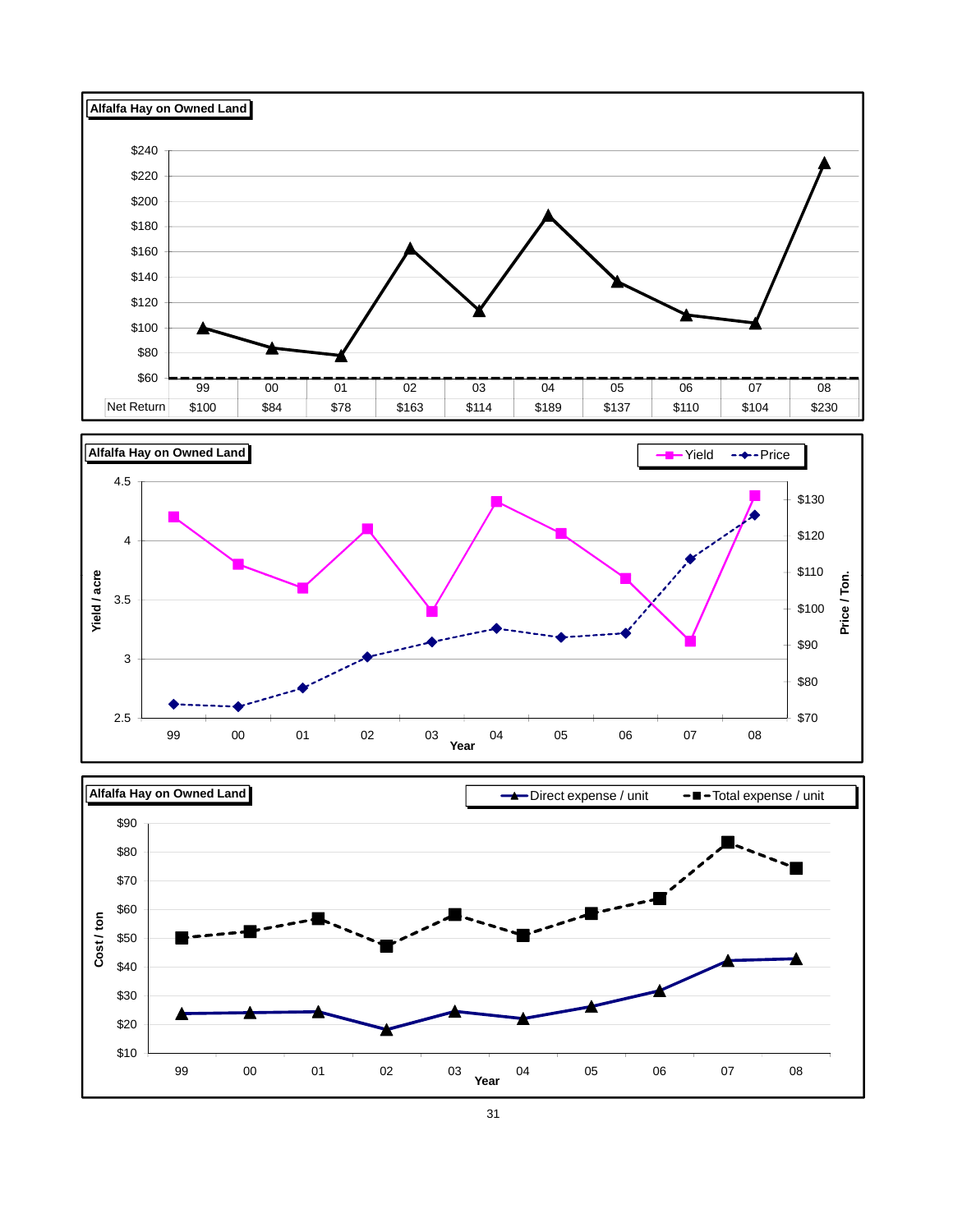**Alfalfa Hay on Owned Land**

| | 99 | 00 | 01 | 02 | 03 | 04 | 05 | 06 | 07 | 08 |
|---|---|---|---|---|---|---|---|---|---|---|
| Net Return | $100 | $84 | $78 | $163 | $114 | $189 | $137 | $110 | $104 | $230 |

**Alfalfa Hay on Owned Land**

Yield / acre; Price / Ton. — Legend: Yield, Price — Year: 99, 00, 01, 02, 03, 04, 05, 06, 07, 08

**Alfalfa Hay on Owned Land**

Cost / ton — Legend: Direct expense / unit, Total expense / unit — Year: 99, 00, 01, 02, 03, 04, 05, 06, 07, 08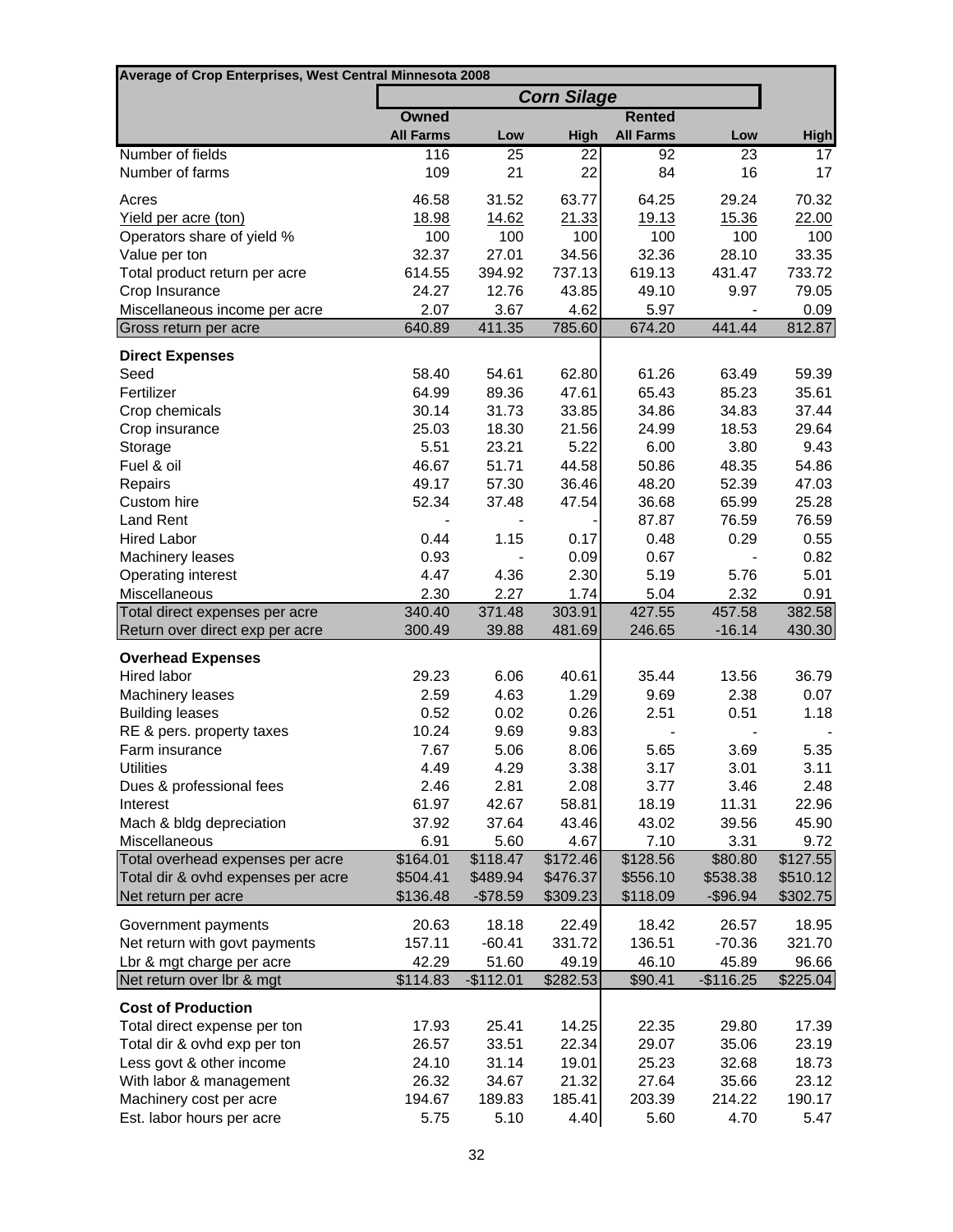| Average of Crop Enterprises, West Central Minnesota 2008 | | | | | | |
|---|---|---|---|---|---|---|
| | ***Corn Silage*** | | | | | |
| | **Owned** | | | **Rented** | | |
| | **All Farms** | **Low** | **High** | **All Farms** | **Low** | **High** |
| Number of fields | 116 | 25 | 22 | 92 | 23 | 17 |
| Number of farms | 109 | 21 | 22 | 84 | 16 | 17 |
| Acres | 46.58 | 31.52 | 63.77 | 64.25 | 29.24 | 70.32 |
| Yield per acre (ton) | 18.98 | 14.62 | 21.33 | 19.13 | 15.36 | 22.00 |
| Operators share of yield % | 100 | 100 | 100 | 100 | 100 | 100 |
| Value per ton | 32.37 | 27.01 | 34.56 | 32.36 | 28.10 | 33.35 |
| Total product return per acre | 614.55 | 394.92 | 737.13 | 619.13 | 431.47 | 733.72 |
| Crop Insurance | 24.27 | 12.76 | 43.85 | 49.10 | 9.97 | 79.05 |
| Miscellaneous income per acre | 2.07 | 3.67 | 4.62 | 5.97 | - | 0.09 |
| Gross return per acre | 640.89 | 411.35 | 785.60 | 674.20 | 441.44 | 812.87 |
| **Direct Expenses** | | | | | | |
| Seed | 58.40 | 54.61 | 62.80 | 61.26 | 63.49 | 59.39 |
| Fertilizer | 64.99 | 89.36 | 47.61 | 65.43 | 85.23 | 35.61 |
| Crop chemicals | 30.14 | 31.73 | 33.85 | 34.86 | 34.83 | 37.44 |
| Crop insurance | 25.03 | 18.30 | 21.56 | 24.99 | 18.53 | 29.64 |
| Storage | 5.51 | 23.21 | 5.22 | 6.00 | 3.80 | 9.43 |
| Fuel & oil | 46.67 | 51.71 | 44.58 | 50.86 | 48.35 | 54.86 |
| Repairs | 49.17 | 57.30 | 36.46 | 48.20 | 52.39 | 47.03 |
| Custom hire | 52.34 | 37.48 | 47.54 | 36.68 | 65.99 | 25.28 |
| Land Rent | - | - | - | 87.87 | 76.59 | 76.59 |
| Hired Labor | 0.44 | 1.15 | 0.17 | 0.48 | 0.29 | 0.55 |
| Machinery leases | 0.93 | - | 0.09 | 0.67 | - | 0.82 |
| Operating interest | 4.47 | 4.36 | 2.30 | 5.19 | 5.76 | 5.01 |
| Miscellaneous | 2.30 | 2.27 | 1.74 | 5.04 | 2.32 | 0.91 |
| Total direct expenses per acre | 340.40 | 371.48 | 303.91 | 427.55 | 457.58 | 382.58 |
| Return over direct exp per acre | 300.49 | 39.88 | 481.69 | 246.65 | -16.14 | 430.30 |
| **Overhead Expenses** | | | | | | |
| Hired labor | 29.23 | 6.06 | 40.61 | 35.44 | 13.56 | 36.79 |
| Machinery leases | 2.59 | 4.63 | 1.29 | 9.69 | 2.38 | 0.07 |
| Building leases | 0.52 | 0.02 | 0.26 | 2.51 | 0.51 | 1.18 |
| RE & pers. property taxes | 10.24 | 9.69 | 9.83 | - | - | - |
| Farm insurance | 7.67 | 5.06 | 8.06 | 5.65 | 3.69 | 5.35 |
| Utilities | 4.49 | 4.29 | 3.38 | 3.17 | 3.01 | 3.11 |
| Dues & professional fees | 2.46 | 2.81 | 2.08 | 3.77 | 3.46 | 2.48 |
| Interest | 61.97 | 42.67 | 58.81 | 18.19 | 11.31 | 22.96 |
| Mach & bldg depreciation | 37.92 | 37.64 | 43.46 | 43.02 | 39.56 | 45.90 |
| Miscellaneous | 6.91 | 5.60 | 4.67 | 7.10 | 3.31 | 9.72 |
| Total overhead expenses per acre | $164.01 | $118.47 | $172.46 | $128.56 | $80.80 | $127.55 |
| Total dir & ovhd expenses per acre | $504.41 | $489.94 | $476.37 | $556.10 | $538.38 | $510.12 |
| Net return per acre | $136.48 | -$78.59 | $309.23 | $118.09 | -$96.94 | $302.75 |
| Government payments | 20.63 | 18.18 | 22.49 | 18.42 | 26.57 | 18.95 |
| Net return with govt payments | 157.11 | -60.41 | 331.72 | 136.51 | -70.36 | 321.70 |
| Lbr & mgt charge per acre | 42.29 | 51.60 | 49.19 | 46.10 | 45.89 | 96.66 |
| Net return over lbr & mgt | $114.83 | -$112.01 | $282.53 | $90.41 | -$116.25 | $225.04 |
| **Cost of Production** | | | | | | |
| Total direct expense per ton | 17.93 | 25.41 | 14.25 | 22.35 | 29.80 | 17.39 |
| Total dir & ovhd exp per ton | 26.57 | 33.51 | 22.34 | 29.07 | 35.06 | 23.19 |
| Less govt & other income | 24.10 | 31.14 | 19.01 | 25.23 | 32.68 | 18.73 |
| With labor & management | 26.32 | 34.67 | 21.32 | 27.64 | 35.66 | 23.12 |
| Machinery cost per acre | 194.67 | 189.83 | 185.41 | 203.39 | 214.22 | 190.17 |
| Est. labor hours per acre | 5.75 | 5.10 | 4.40 | 5.60 | 4.70 | 5.47 |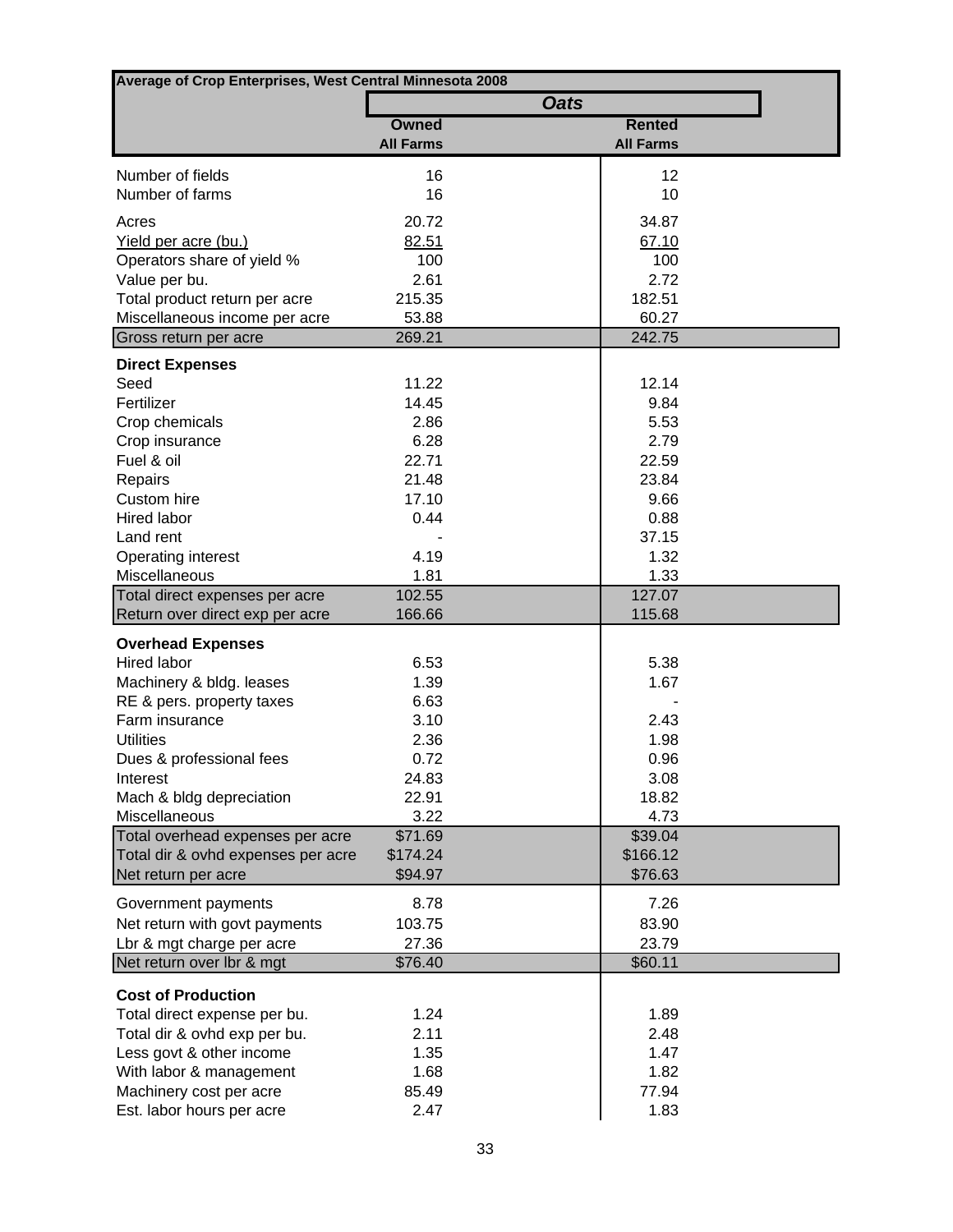| Average of Crop Enterprises, West Central Minnesota 2008 | | |
|---|---|---|
| | ***Oats*** | |
| | **Owned** | **Rented** |
| | **All Farms** | **All Farms** |
| Number of fields | 16 | 12 |
| Number of farms | 16 | 10 |
| Acres | 20.72 | 34.87 |
| Yield per acre (bu.) | 82.51 | 67.10 |
| Operators share of yield % | 100 | 100 |
| Value per bu. | 2.61 | 2.72 |
| Total product return per acre | 215.35 | 182.51 |
| Miscellaneous income per acre | 53.88 | 60.27 |
| Gross return per acre | 269.21 | 242.75 |
| **Direct Expenses** | | |
| Seed | 11.22 | 12.14 |
| Fertilizer | 14.45 | 9.84 |
| Crop chemicals | 2.86 | 5.53 |
| Crop insurance | 6.28 | 2.79 |
| Fuel & oil | 22.71 | 22.59 |
| Repairs | 21.48 | 23.84 |
| Custom hire | 17.10 | 9.66 |
| Hired labor | 0.44 | 0.88 |
| Land rent | - | 37.15 |
| Operating interest | 4.19 | 1.32 |
| Miscellaneous | 1.81 | 1.33 |
| Total direct expenses per acre | 102.55 | 127.07 |
| Return over direct exp per acre | 166.66 | 115.68 |
| **Overhead Expenses** | | |
| Hired labor | 6.53 | 5.38 |
| Machinery & bldg. leases | 1.39 | 1.67 |
| RE & pers. property taxes | 6.63 | - |
| Farm insurance | 3.10 | 2.43 |
| Utilities | 2.36 | 1.98 |
| Dues & professional fees | 0.72 | 0.96 |
| Interest | 24.83 | 3.08 |
| Mach & bldg depreciation | 22.91 | 18.82 |
| Miscellaneous | 3.22 | 4.73 |
| Total overhead expenses per acre | $71.69 | $39.04 |
| Total dir & ovhd expenses per acre | $174.24 | $166.12 |
| Net return per acre | $94.97 | $76.63 |
| Government payments | 8.78 | 7.26 |
| Net return with govt payments | 103.75 | 83.90 |
| Lbr & mgt charge per acre | 27.36 | 23.79 |
| Net return over lbr & mgt | $76.40 | $60.11 |
| **Cost of Production** | | |
| Total direct expense per bu. | 1.24 | 1.89 |
| Total dir & ovhd exp per bu. | 2.11 | 2.48 |
| Less govt & other income | 1.35 | 1.47 |
| With labor & management | 1.68 | 1.82 |
| Machinery cost per acre | 85.49 | 77.94 |
| Est. labor hours per acre | 2.47 | 1.83 |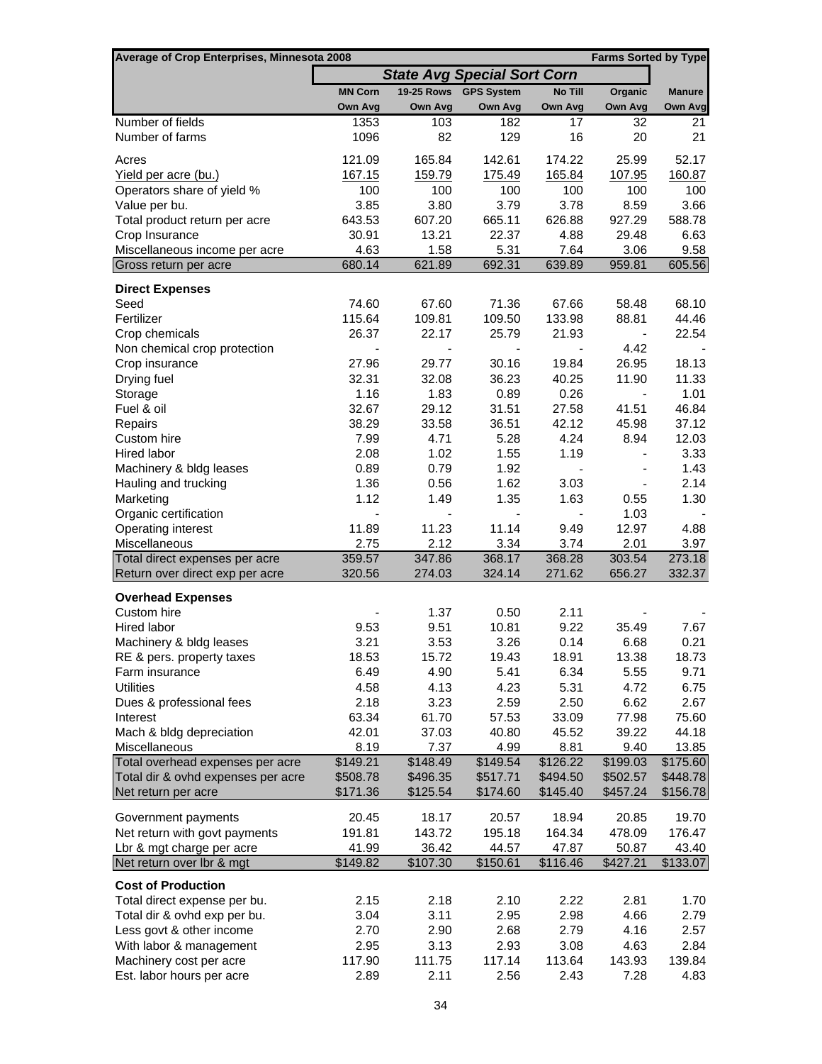| Average of Crop Enterprises, Minnesota 2008 | | | | | | Farms Sorted by Type |
|---|---|---|---|---|---|---|
| | *State Avg Special Sort Corn* | | | | | |
| | MN Corn | 19-25 Rows | GPS System | No Till | Organic | Manure |
| | Own Avg | Own Avg | Own Avg | Own Avg | Own Avg | Own Avg |
| Number of fields | 1353 | 103 | 182 | 17 | 32 | 21 |
| Number of farms | 1096 | 82 | 129 | 16 | 20 | 21 |
| Acres | 121.09 | 165.84 | 142.61 | 174.22 | 25.99 | 52.17 |
| Yield per acre (bu.) | 167.15 | 159.79 | 175.49 | 165.84 | 107.95 | 160.87 |
| Operators share of yield % | 100 | 100 | 100 | 100 | 100 | 100 |
| Value per bu. | 3.85 | 3.80 | 3.79 | 3.78 | 8.59 | 3.66 |
| Total product return per acre | 643.53 | 607.20 | 665.11 | 626.88 | 927.29 | 588.78 |
| Crop Insurance | 30.91 | 13.21 | 22.37 | 4.88 | 29.48 | 6.63 |
| Miscellaneous income per acre | 4.63 | 1.58 | 5.31 | 7.64 | 3.06 | 9.58 |
| Gross return per acre | 680.14 | 621.89 | 692.31 | 639.89 | 959.81 | 605.56 |
| **Direct Expenses** | | | | | | |
| Seed | 74.60 | 67.60 | 71.36 | 67.66 | 58.48 | 68.10 |
| Fertilizer | 115.64 | 109.81 | 109.50 | 133.98 | 88.81 | 44.46 |
| Crop chemicals | 26.37 | 22.17 | 25.79 | 21.93 | - | 22.54 |
| Non chemical crop protection | - | - | - | - | 4.42 | - |
| Crop insurance | 27.96 | 29.77 | 30.16 | 19.84 | 26.95 | 18.13 |
| Drying fuel | 32.31 | 32.08 | 36.23 | 40.25 | 11.90 | 11.33 |
| Storage | 1.16 | 1.83 | 0.89 | 0.26 | - | 1.01 |
| Fuel & oil | 32.67 | 29.12 | 31.51 | 27.58 | 41.51 | 46.84 |
| Repairs | 38.29 | 33.58 | 36.51 | 42.12 | 45.98 | 37.12 |
| Custom hire | 7.99 | 4.71 | 5.28 | 4.24 | 8.94 | 12.03 |
| Hired labor | 2.08 | 1.02 | 1.55 | 1.19 | - | 3.33 |
| Machinery & bldg leases | 0.89 | 0.79 | 1.92 | - | - | 1.43 |
| Hauling and trucking | 1.36 | 0.56 | 1.62 | 3.03 | - | 2.14 |
| Marketing | 1.12 | 1.49 | 1.35 | 1.63 | 0.55 | 1.30 |
| Organic certification | - | - | - | - | 1.03 | - |
| Operating interest | 11.89 | 11.23 | 11.14 | 9.49 | 12.97 | 4.88 |
| Miscellaneous | 2.75 | 2.12 | 3.34 | 3.74 | 2.01 | 3.97 |
| Total direct expenses per acre | 359.57 | 347.86 | 368.17 | 368.28 | 303.54 | 273.18 |
| Return over direct exp per acre | 320.56 | 274.03 | 324.14 | 271.62 | 656.27 | 332.37 |
| **Overhead Expenses** | | | | | | |
| Custom hire | - | 1.37 | 0.50 | 2.11 | - | - |
| Hired labor | 9.53 | 9.51 | 10.81 | 9.22 | 35.49 | 7.67 |
| Machinery & bldg leases | 3.21 | 3.53 | 3.26 | 0.14 | 6.68 | 0.21 |
| RE & pers. property taxes | 18.53 | 15.72 | 19.43 | 18.91 | 13.38 | 18.73 |
| Farm insurance | 6.49 | 4.90 | 5.41 | 6.34 | 5.55 | 9.71 |
| Utilities | 4.58 | 4.13 | 4.23 | 5.31 | 4.72 | 6.75 |
| Dues & professional fees | 2.18 | 3.23 | 2.59 | 2.50 | 6.62 | 2.67 |
| Interest | 63.34 | 61.70 | 57.53 | 33.09 | 77.98 | 75.60 |
| Mach & bldg depreciation | 42.01 | 37.03 | 40.80 | 45.52 | 39.22 | 44.18 |
| Miscellaneous | 8.19 | 7.37 | 4.99 | 8.81 | 9.40 | 13.85 |
| Total overhead expenses per acre | $149.21 | $148.49 | $149.54 | $126.22 | $199.03 | $175.60 |
| Total dir & ovhd expenses per acre | $508.78 | $496.35 | $517.71 | $494.50 | $502.57 | $448.78 |
| Net return per acre | $171.36 | $125.54 | $174.60 | $145.40 | $457.24 | $156.78 |
| Government payments | 20.45 | 18.17 | 20.57 | 18.94 | 20.85 | 19.70 |
| Net return with govt payments | 191.81 | 143.72 | 195.18 | 164.34 | 478.09 | 176.47 |
| Lbr & mgt charge per acre | 41.99 | 36.42 | 44.57 | 47.87 | 50.87 | 43.40 |
| Net return over lbr & mgt | $149.82 | $107.30 | $150.61 | $116.46 | $427.21 | $133.07 |
| **Cost of Production** | | | | | | |
| Total direct expense per bu. | 2.15 | 2.18 | 2.10 | 2.22 | 2.81 | 1.70 |
| Total dir & ovhd exp per bu. | 3.04 | 3.11 | 2.95 | 2.98 | 4.66 | 2.79 |
| Less govt & other income | 2.70 | 2.90 | 2.68 | 2.79 | 4.16 | 2.57 |
| With labor & management | 2.95 | 3.13 | 2.93 | 3.08 | 4.63 | 2.84 |
| Machinery cost per acre | 117.90 | 111.75 | 117.14 | 113.64 | 143.93 | 139.84 |
| Est. labor hours per acre | 2.89 | 2.11 | 2.56 | 2.43 | 7.28 | 4.83 |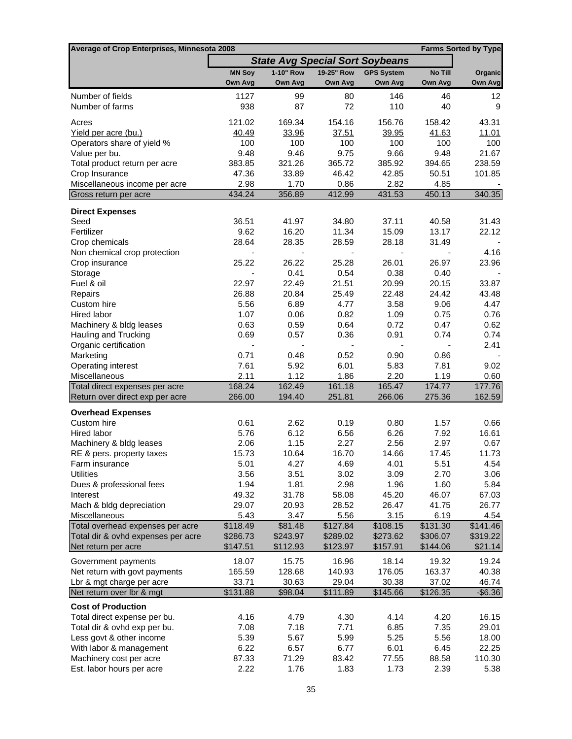| Average of Crop Enterprises, Minnesota 2008 | | | | | | Farms Sorted by Type |
|---|---|---|---|---|---|---|
| | *State Avg Special Sort Soybeans* | | | | | |
| | MN Soy Own Avg | 1-10" Row Own Avg | 19-25" Row Own Avg | GPS System Own Avg | No Till Own Avg | Organic Own Avg |
| Number of fields | 1127 | 99 | 80 | 146 | 46 | 12 |
| Number of farms | 938 | 87 | 72 | 110 | 40 | 9 |
| Acres | 121.02 | 169.34 | 154.16 | 156.76 | 158.42 | 43.31 |
| Yield per acre (bu.) | 40.49 | 33.96 | 37.51 | 39.95 | 41.63 | 11.01 |
| Operators share of yield % | 100 | 100 | 100 | 100 | 100 | 100 |
| Value per bu. | 9.48 | 9.46 | 9.75 | 9.66 | 9.48 | 21.67 |
| Total product return per acre | 383.85 | 321.26 | 365.72 | 385.92 | 394.65 | 238.59 |
| Crop Insurance | 47.36 | 33.89 | 46.42 | 42.85 | 50.51 | 101.85 |
| Miscellaneous income per acre | 2.98 | 1.70 | 0.86 | 2.82 | 4.85 | - |
| Gross return per acre | 434.24 | 356.89 | 412.99 | 431.53 | 450.13 | 340.35 |
| **Direct Expenses** | | | | | | |
| Seed | 36.51 | 41.97 | 34.80 | 37.11 | 40.58 | 31.43 |
| Fertilizer | 9.62 | 16.20 | 11.34 | 15.09 | 13.17 | 22.12 |
| Crop chemicals | 28.64 | 28.35 | 28.59 | 28.18 | 31.49 | - |
| Non chemical crop protection | - | - | - | - | - | 4.16 |
| Crop insurance | 25.22 | 26.22 | 25.28 | 26.01 | 26.97 | 23.96 |
| Storage | - | 0.41 | 0.54 | 0.38 | 0.40 | - |
| Fuel & oil | 22.97 | 22.49 | 21.51 | 20.99 | 20.15 | 33.87 |
| Repairs | 26.88 | 20.84 | 25.49 | 22.48 | 24.42 | 43.48 |
| Custom hire | 5.56 | 6.89 | 4.77 | 3.58 | 9.06 | 4.47 |
| Hired labor | 1.07 | 0.06 | 0.82 | 1.09 | 0.75 | 0.76 |
| Machinery & bldg leases | 0.63 | 0.59 | 0.64 | 0.72 | 0.47 | 0.62 |
| Hauling and Trucking | 0.69 | 0.57 | 0.36 | 0.91 | 0.74 | 0.74 |
| Organic certification | - | - | - | - | - | 2.41 |
| Marketing | 0.71 | 0.48 | 0.52 | 0.90 | 0.86 | - |
| Operating interest | 7.61 | 5.92 | 6.01 | 5.83 | 7.81 | 9.02 |
| Miscellaneous | 2.11 | 1.12 | 1.86 | 2.20 | 1.19 | 0.60 |
| Total direct expenses per acre | 168.24 | 162.49 | 161.18 | 165.47 | 174.77 | 177.76 |
| Return over direct exp per acre | 266.00 | 194.40 | 251.81 | 266.06 | 275.36 | 162.59 |
| **Overhead Expenses** | | | | | | |
| Custom hire | 0.61 | 2.62 | 0.19 | 0.80 | 1.57 | 0.66 |
| Hired labor | 5.76 | 6.12 | 6.56 | 6.26 | 7.92 | 16.61 |
| Machinery & bldg leases | 2.06 | 1.15 | 2.27 | 2.56 | 2.97 | 0.67 |
| RE & pers. property taxes | 15.73 | 10.64 | 16.70 | 14.66 | 17.45 | 11.73 |
| Farm insurance | 5.01 | 4.27 | 4.69 | 4.01 | 5.51 | 4.54 |
| Utilities | 3.56 | 3.51 | 3.02 | 3.09 | 2.70 | 3.06 |
| Dues & professional fees | 1.94 | 1.81 | 2.98 | 1.96 | 1.60 | 5.84 |
| Interest | 49.32 | 31.78 | 58.08 | 45.20 | 46.07 | 67.03 |
| Mach & bldg depreciation | 29.07 | 20.93 | 28.52 | 26.47 | 41.75 | 26.77 |
| Miscellaneous | 5.43 | 3.47 | 5.56 | 3.15 | 6.19 | 4.54 |
| Total overhead expenses per acre | $118.49 | $81.48 | $127.84 | $108.15 | $131.30 | $141.46 |
| Total dir & ovhd expenses per acre | $286.73 | $243.97 | $289.02 | $273.62 | $306.07 | $319.22 |
| Net return per acre | $147.51 | $112.93 | $123.97 | $157.91 | $144.06 | $21.14 |
| Government payments | 18.07 | 15.75 | 16.96 | 18.14 | 19.32 | 19.24 |
| Net return with govt payments | 165.59 | 128.68 | 140.93 | 176.05 | 163.37 | 40.38 |
| Lbr & mgt charge per acre | 33.71 | 30.63 | 29.04 | 30.38 | 37.02 | 46.74 |
| Net return over lbr & mgt | $131.88 | $98.04 | $111.89 | $145.66 | $126.35 | -$6.36 |
| **Cost of Production** | | | | | | |
| Total direct expense per bu. | 4.16 | 4.79 | 4.30 | 4.14 | 4.20 | 16.15 |
| Total dir & ovhd exp per bu. | 7.08 | 7.18 | 7.71 | 6.85 | 7.35 | 29.01 |
| Less govt & other income | 5.39 | 5.67 | 5.99 | 5.25 | 5.56 | 18.00 |
| With labor & management | 6.22 | 6.57 | 6.77 | 6.01 | 6.45 | 22.25 |
| Machinery cost per acre | 87.33 | 71.29 | 83.42 | 77.55 | 88.58 | 110.30 |
| Est. labor hours per acre | 2.22 | 1.76 | 1.83 | 1.73 | 2.39 | 5.38 |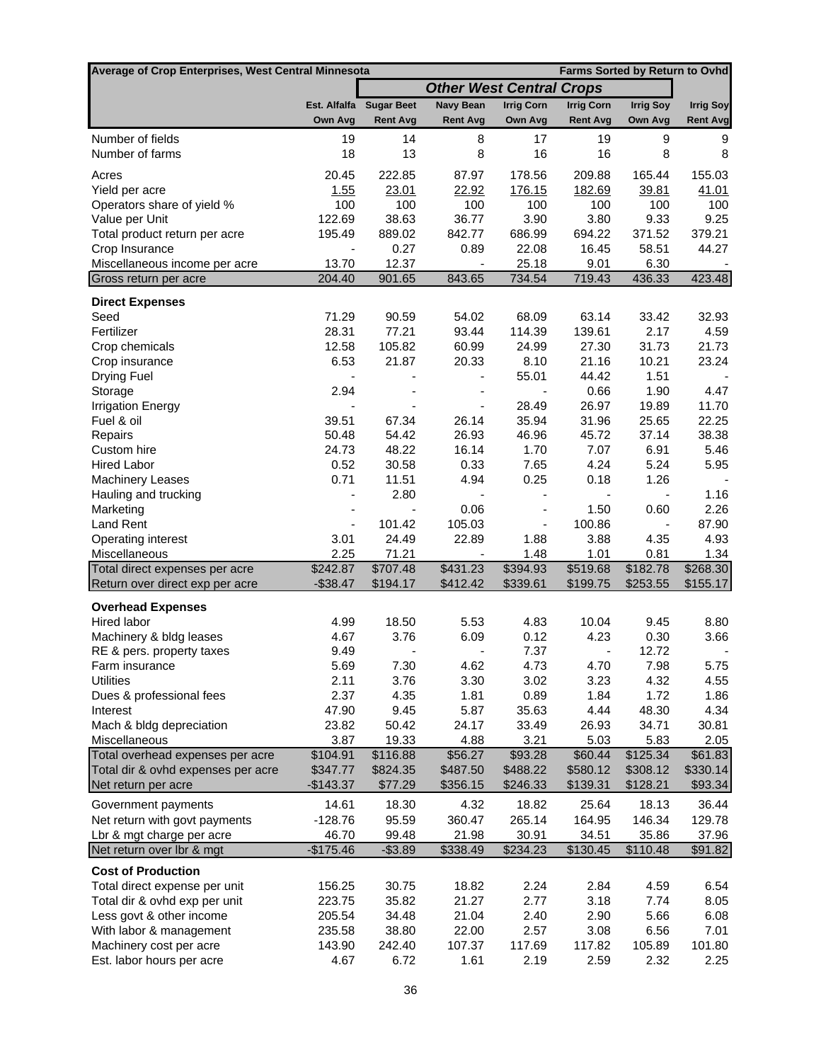| Average of Crop Enterprises, West Central Minnesota | | Other West Central Crops | | | | | Farms Sorted by Return to Ovhd |
|---|---|---|---|---|---|---|---|
| | Est. Alfalfa | Sugar Beet | Navy Bean | Irrig Corn | Irrig Corn | Irrig Soy | Irrig Soy |
| | Own Avg | Rent Avg | Rent Avg | Own Avg | Rent Avg | Own Avg | Rent Avg |
| Number of fields | 19 | 14 | 8 | 17 | 19 | 9 | 9 |
| Number of farms | 18 | 13 | 8 | 16 | 16 | 8 | 8 |
| Acres | 20.45 | 222.85 | 87.97 | 178.56 | 209.88 | 165.44 | 155.03 |
| Yield per acre | 1.55 | 23.01 | 22.92 | 176.15 | 182.69 | 39.81 | 41.01 |
| Operators share of yield % | 100 | 100 | 100 | 100 | 100 | 100 | 100 |
| Value per Unit | 122.69 | 38.63 | 36.77 | 3.90 | 3.80 | 9.33 | 9.25 |
| Total product return per acre | 195.49 | 889.02 | 842.77 | 686.99 | 694.22 | 371.52 | 379.21 |
| Crop Insurance | - | 0.27 | 0.89 | 22.08 | 16.45 | 58.51 | 44.27 |
| Miscellaneous income per acre | 13.70 | 12.37 | - | 25.18 | 9.01 | 6.30 | - |
| Gross return per acre | 204.40 | 901.65 | 843.65 | 734.54 | 719.43 | 436.33 | 423.48 |
| **Direct Expenses** | | | | | | | |
| Seed | 71.29 | 90.59 | 54.02 | 68.09 | 63.14 | 33.42 | 32.93 |
| Fertilizer | 28.31 | 77.21 | 93.44 | 114.39 | 139.61 | 2.17 | 4.59 |
| Crop chemicals | 12.58 | 105.82 | 60.99 | 24.99 | 27.30 | 31.73 | 21.73 |
| Crop insurance | 6.53 | 21.87 | 20.33 | 8.10 | 21.16 | 10.21 | 23.24 |
| Drying Fuel | - | - | - | 55.01 | 44.42 | 1.51 | - |
| Storage | 2.94 | - | - | - | 0.66 | 1.90 | 4.47 |
| Irrigation Energy | - | - | - | 28.49 | 26.97 | 19.89 | 11.70 |
| Fuel & oil | 39.51 | 67.34 | 26.14 | 35.94 | 31.96 | 25.65 | 22.25 |
| Repairs | 50.48 | 54.42 | 26.93 | 46.96 | 45.72 | 37.14 | 38.38 |
| Custom hire | 24.73 | 48.22 | 16.14 | 1.70 | 7.07 | 6.91 | 5.46 |
| Hired Labor | 0.52 | 30.58 | 0.33 | 7.65 | 4.24 | 5.24 | 5.95 |
| Machinery Leases | 0.71 | 11.51 | 4.94 | 0.25 | 0.18 | 1.26 | - |
| Hauling and trucking | - | 2.80 | - | - | - | - | 1.16 |
| Marketing | - | - | 0.06 | - | 1.50 | 0.60 | 2.26 |
| Land Rent | - | 101.42 | 105.03 | - | 100.86 | - | 87.90 |
| Operating interest | 3.01 | 24.49 | 22.89 | 1.88 | 3.88 | 4.35 | 4.93 |
| Miscellaneous | 2.25 | 71.21 | - | 1.48 | 1.01 | 0.81 | 1.34 |
| Total direct expenses per acre | $242.87 | $707.48 | $431.23 | $394.93 | $519.68 | $182.78 | $268.30 |
| Return over direct exp per acre | -$38.47 | $194.17 | $412.42 | $339.61 | $199.75 | $253.55 | $155.17 |
| **Overhead Expenses** | | | | | | | |
| Hired labor | 4.99 | 18.50 | 5.53 | 4.83 | 10.04 | 9.45 | 8.80 |
| Machinery & bldg leases | 4.67 | 3.76 | 6.09 | 0.12 | 4.23 | 0.30 | 3.66 |
| RE & pers. property taxes | 9.49 | - | - | 7.37 | - | 12.72 | - |
| Farm insurance | 5.69 | 7.30 | 4.62 | 4.73 | 4.70 | 7.98 | 5.75 |
| Utilities | 2.11 | 3.76 | 3.30 | 3.02 | 3.23 | 4.32 | 4.55 |
| Dues & professional fees | 2.37 | 4.35 | 1.81 | 0.89 | 1.84 | 1.72 | 1.86 |
| Interest | 47.90 | 9.45 | 5.87 | 35.63 | 4.44 | 48.30 | 4.34 |
| Mach & bldg depreciation | 23.82 | 50.42 | 24.17 | 33.49 | 26.93 | 34.71 | 30.81 |
| Miscellaneous | 3.87 | 19.33 | 4.88 | 3.21 | 5.03 | 5.83 | 2.05 |
| Total overhead expenses per acre | $104.91 | $116.88 | $56.27 | $93.28 | $60.44 | $125.34 | $61.83 |
| Total dir & ovhd expenses per acre | $347.77 | $824.35 | $487.50 | $488.22 | $580.12 | $308.12 | $330.14 |
| Net return per acre | -$143.37 | $77.29 | $356.15 | $246.33 | $139.31 | $128.21 | $93.34 |
| Government payments | 14.61 | 18.30 | 4.32 | 18.82 | 25.64 | 18.13 | 36.44 |
| Net return with govt payments | -128.76 | 95.59 | 360.47 | 265.14 | 164.95 | 146.34 | 129.78 |
| Lbr & mgt charge per acre | 46.70 | 99.48 | 21.98 | 30.91 | 34.51 | 35.86 | 37.96 |
| Net return over lbr & mgt | -$175.46 | -$3.89 | $338.49 | $234.23 | $130.45 | $110.48 | $91.82 |
| **Cost of Production** | | | | | | | |
| Total direct expense per unit | 156.25 | 30.75 | 18.82 | 2.24 | 2.84 | 4.59 | 6.54 |
| Total dir & ovhd exp per unit | 223.75 | 35.82 | 21.27 | 2.77 | 3.18 | 7.74 | 8.05 |
| Less govt & other income | 205.54 | 34.48 | 21.04 | 2.40 | 2.90 | 5.66 | 6.08 |
| With labor & management | 235.58 | 38.80 | 22.00 | 2.57 | 3.08 | 6.56 | 7.01 |
| Machinery cost per acre | 143.90 | 242.40 | 107.37 | 117.69 | 117.82 | 105.89 | 101.80 |
| Est. labor hours per acre | 4.67 | 6.72 | 1.61 | 2.19 | 2.59 | 2.32 | 2.25 |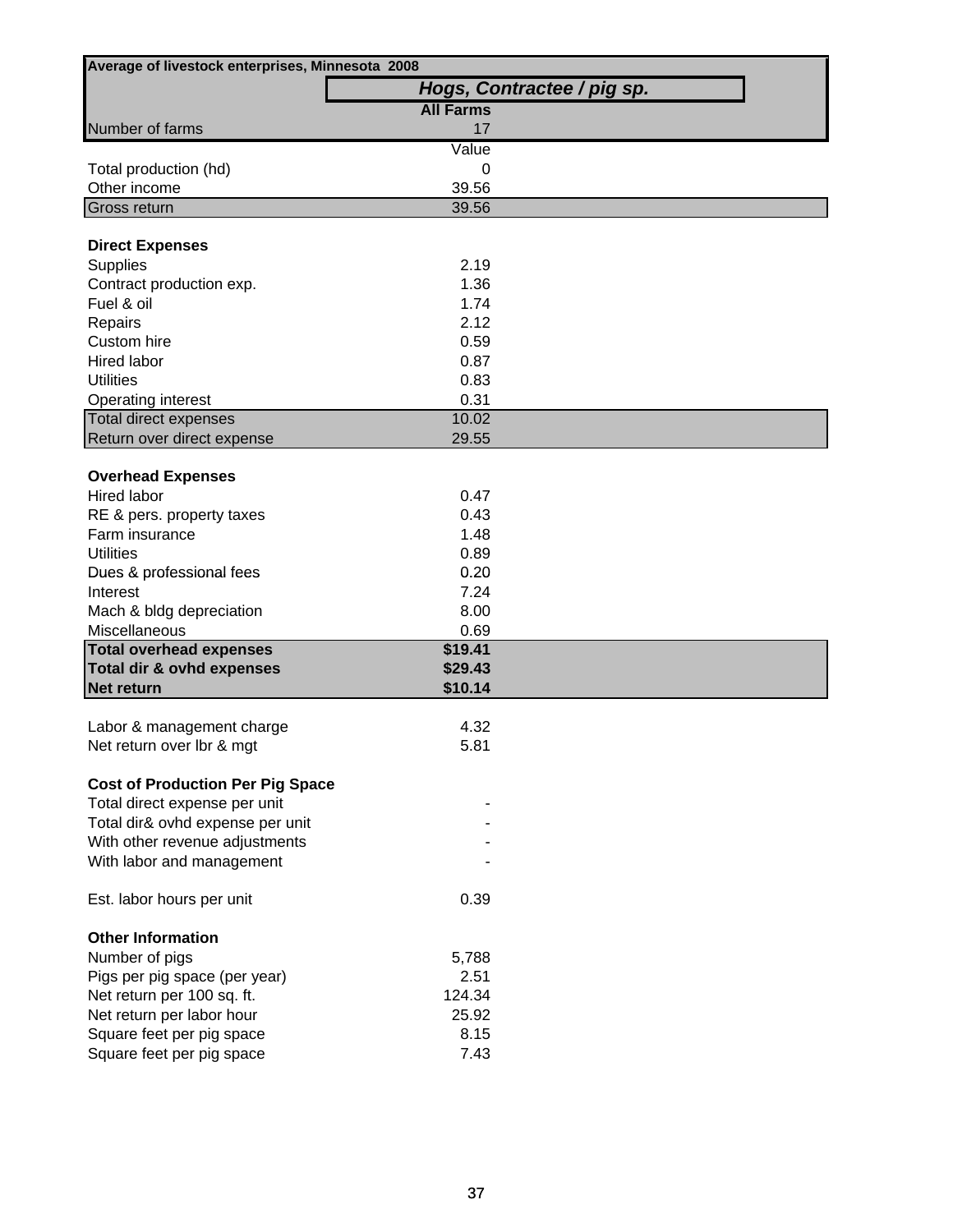| Average of livestock enterprises, Minnesota 2008 | |
|---|---|
| | ***Hogs, Contractee / pig sp.*** |
| | **All Farms** |
| Number of farms | 17 |
| | Value |
| Total production (hd) | 0 |
| Other income | 39.56 |
| Gross return | 39.56 |
| | |
| **Direct Expenses** | |
| Supplies | 2.19 |
| Contract production exp. | 1.36 |
| Fuel & oil | 1.74 |
| Repairs | 2.12 |
| Custom hire | 0.59 |
| Hired labor | 0.87 |
| Utilities | 0.83 |
| Operating interest | 0.31 |
| Total direct expenses | 10.02 |
| Return over direct expense | 29.55 |
| | |
| **Overhead Expenses** | |
| Hired labor | 0.47 |
| RE & pers. property taxes | 0.43 |
| Farm insurance | 1.48 |
| Utilities | 0.89 |
| Dues & professional fees | 0.20 |
| Interest | 7.24 |
| Mach & bldg depreciation | 8.00 |
| Miscellaneous | 0.69 |
| **Total overhead expenses** | **$19.41** |
| **Total dir & ovhd expenses** | **$29.43** |
| **Net return** | **$10.14** |
| | |
| Labor & management charge | 4.32 |
| Net return over lbr & mgt | 5.81 |
| | |
| **Cost of Production Per Pig Space** | |
| Total direct expense per unit | - |
| Total dir& ovhd expense per unit | - |
| With other revenue adjustments | - |
| With labor and management | - |
| | |
| Est. labor hours per unit | 0.39 |
| | |
| **Other Information** | |
| Number of pigs | 5,788 |
| Pigs per pig space (per year) | 2.51 |
| Net return per 100 sq. ft. | 124.34 |
| Net return per labor hour | 25.92 |
| Square feet per pig space | 8.15 |
| Square feet per pig space | 7.43 |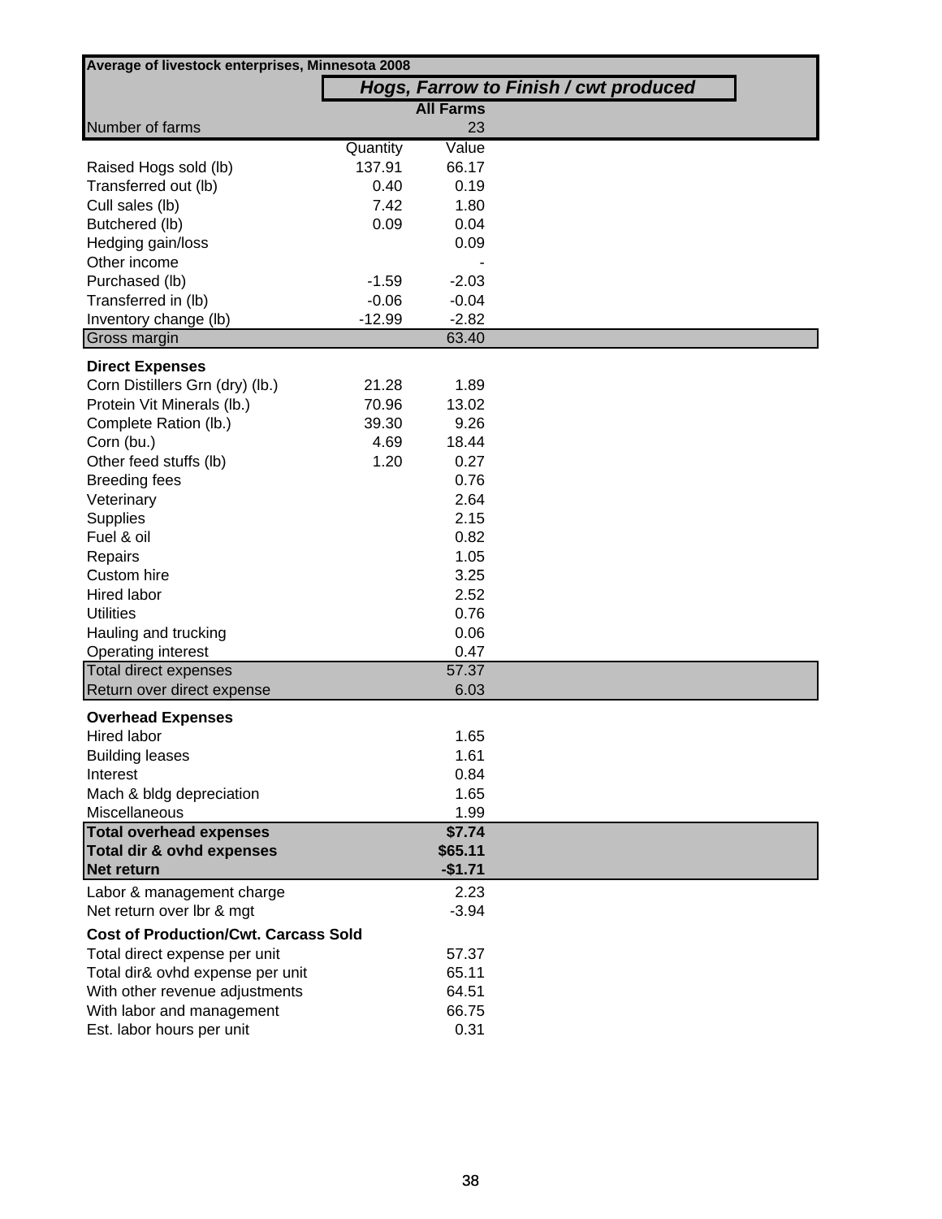| Average of livestock enterprises, Minnesota 2008 | | |
|---|---|---|
| | ***Hogs, Farrow to Finish / cwt produced*** | |
| | | **All Farms** |
| Number of farms | | 23 |
| | Quantity | Value |
| Raised Hogs sold (lb) | 137.91 | 66.17 |
| Transferred out (lb) | 0.40 | 0.19 |
| Cull sales (lb) | 7.42 | 1.80 |
| Butchered (lb) | 0.09 | 0.04 |
| Hedging gain/loss | | 0.09 |
| Other income | | - |
| Purchased (lb) | -1.59 | -2.03 |
| Transferred in (lb) | -0.06 | -0.04 |
| Inventory change (lb) | -12.99 | -2.82 |
| Gross margin | | 63.40 |
| **Direct Expenses** | | |
| Corn Distillers Grn (dry) (lb.) | 21.28 | 1.89 |
| Protein Vit Minerals (lb.) | 70.96 | 13.02 |
| Complete Ration (lb.) | 39.30 | 9.26 |
| Corn (bu.) | 4.69 | 18.44 |
| Other feed stuffs (lb) | 1.20 | 0.27 |
| Breeding fees | | 0.76 |
| Veterinary | | 2.64 |
| Supplies | | 2.15 |
| Fuel & oil | | 0.82 |
| Repairs | | 1.05 |
| Custom hire | | 3.25 |
| Hired labor | | 2.52 |
| Utilities | | 0.76 |
| Hauling and trucking | | 0.06 |
| Operating interest | | 0.47 |
| Total direct expenses | | 57.37 |
| Return over direct expense | | 6.03 |
| **Overhead Expenses** | | |
| Hired labor | | 1.65 |
| Building leases | | 1.61 |
| Interest | | 0.84 |
| Mach & bldg depreciation | | 1.65 |
| Miscellaneous | | 1.99 |
| **Total overhead expenses** | | **$7.74** |
| **Total dir & ovhd expenses** | | **$65.11** |
| **Net return** | | **-$1.71** |
| Labor & management charge | | 2.23 |
| Net return over lbr & mgt | | -3.94 |
| **Cost of Production/Cwt. Carcass Sold** | | |
| Total direct expense per unit | | 57.37 |
| Total dir& ovhd expense per unit | | 65.11 |
| With other revenue adjustments | | 64.51 |
| With labor and management | | 66.75 |
| Est. labor hours per unit | | 0.31 |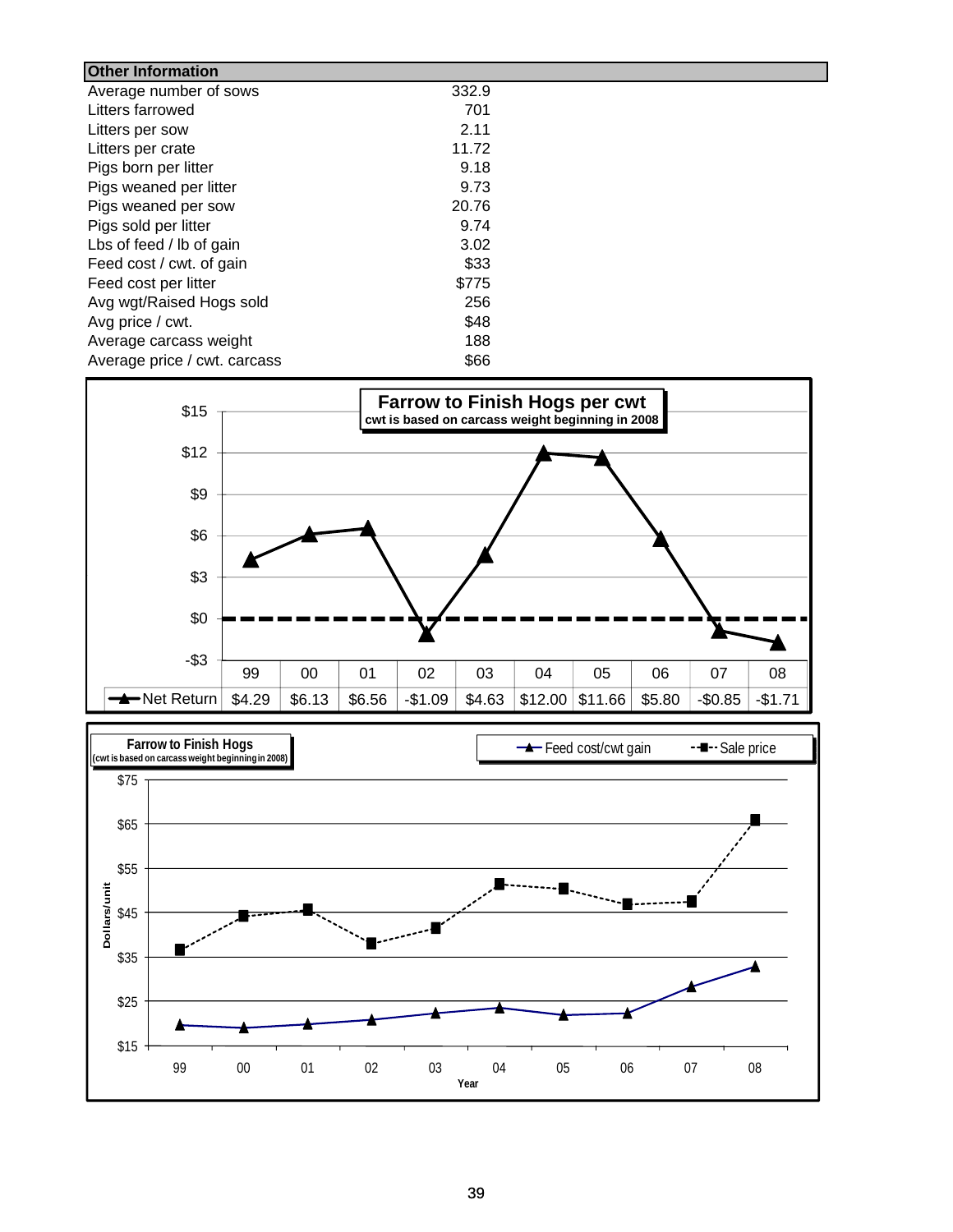| Other Information | |
|---|---|
| Average number of sows | 332.9 |
| Litters farrowed | 701 |
| Litters per sow | 2.11 |
| Litters per crate | 11.72 |
| Pigs born per litter | 9.18 |
| Pigs weaned per litter | 9.73 |
| Pigs weaned per sow | 20.76 |
| Pigs sold per litter | 9.74 |
| Lbs of feed / lb of gain | 3.02 |
| Feed cost / cwt. of gain | $33 |
| Feed cost per litter | $775 |
| Avg wgt/Raised Hogs sold | 256 |
| Avg price / cwt. | $48 |
| Average carcass weight | 188 |
| Average price / cwt. carcass | $66 |

**Farrow to Finish Hogs per cwt**
cwt is based on carcass weight beginning in 2008

| | 99 | 00 | 01 | 02 | 03 | 04 | 05 | 06 | 07 | 08 |
|---|---|---|---|---|---|---|---|---|---|---|
| Net Return | $4.29 | $6.13 | $6.56 | -$1.09 | $4.63 | $12.00 | $11.66 | $5.80 | -$0.85 | -$1.71 |

**Farrow to Finish Hogs**
(cwt is based on carcass weight beginning in 2008)

Feed cost/cwt gain; Sale price

Dollars/unit; Year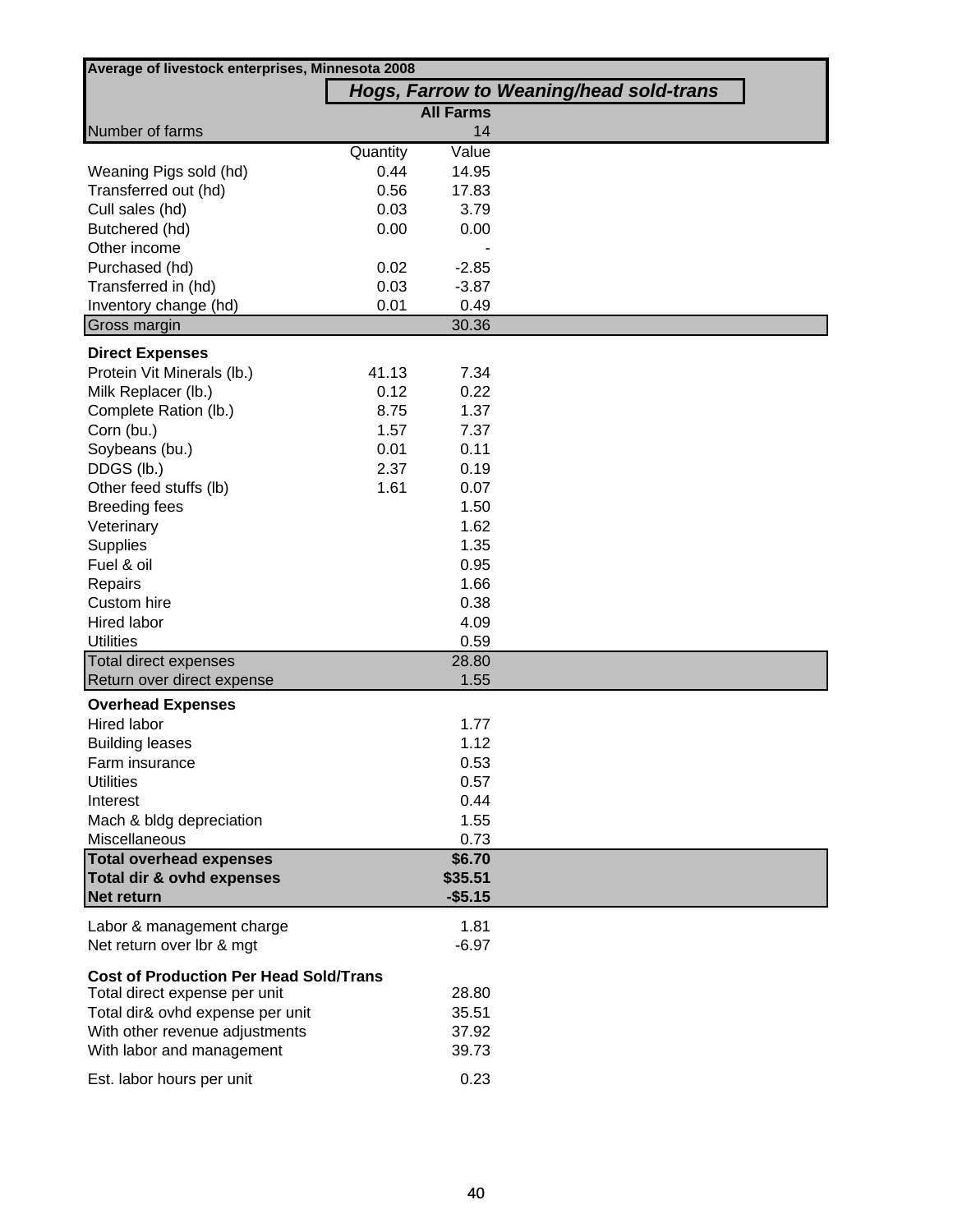| Average of livestock enterprises, Minnesota 2008 | | |
|---|---|---|
| | ***Hogs, Farrow to Weaning/head sold-trans*** | |
| | | **All Farms** |
| Number of farms | | 14 |
| | Quantity | Value |
| Weaning Pigs sold (hd) | 0.44 | 14.95 |
| Transferred out (hd) | 0.56 | 17.83 |
| Cull sales (hd) | 0.03 | 3.79 |
| Butchered (hd) | 0.00 | 0.00 |
| Other income | | - |
| Purchased (hd) | 0.02 | -2.85 |
| Transferred in (hd) | 0.03 | -3.87 |
| Inventory change (hd) | 0.01 | 0.49 |
| Gross margin | | 30.36 |
| **Direct Expenses** | | |
| Protein Vit Minerals (lb.) | 41.13 | 7.34 |
| Milk Replacer (lb.) | 0.12 | 0.22 |
| Complete Ration (lb.) | 8.75 | 1.37 |
| Corn (bu.) | 1.57 | 7.37 |
| Soybeans (bu.) | 0.01 | 0.11 |
| DDGS (lb.) | 2.37 | 0.19 |
| Other feed stuffs (lb) | 1.61 | 0.07 |
| Breeding fees | | 1.50 |
| Veterinary | | 1.62 |
| Supplies | | 1.35 |
| Fuel & oil | | 0.95 |
| Repairs | | 1.66 |
| Custom hire | | 0.38 |
| Hired labor | | 4.09 |
| Utilities | | 0.59 |
| Total direct expenses | | 28.80 |
| Return over direct expense | | 1.55 |
| **Overhead Expenses** | | |
| Hired labor | | 1.77 |
| Building leases | | 1.12 |
| Farm insurance | | 0.53 |
| Utilities | | 0.57 |
| Interest | | 0.44 |
| Mach & bldg depreciation | | 1.55 |
| Miscellaneous | | 0.73 |
| **Total overhead expenses** | | **$6.70** |
| **Total dir & ovhd expenses** | | **$35.51** |
| **Net return** | | **-$5.15** |
| Labor & management charge | | 1.81 |
| Net return over lbr & mgt | | -6.97 |
| **Cost of Production Per Head Sold/Trans** | | |
| Total direct expense per unit | | 28.80 |
| Total dir& ovhd expense per unit | | 35.51 |
| With other revenue adjustments | | 37.92 |
| With labor and management | | 39.73 |
| Est. labor hours per unit | | 0.23 |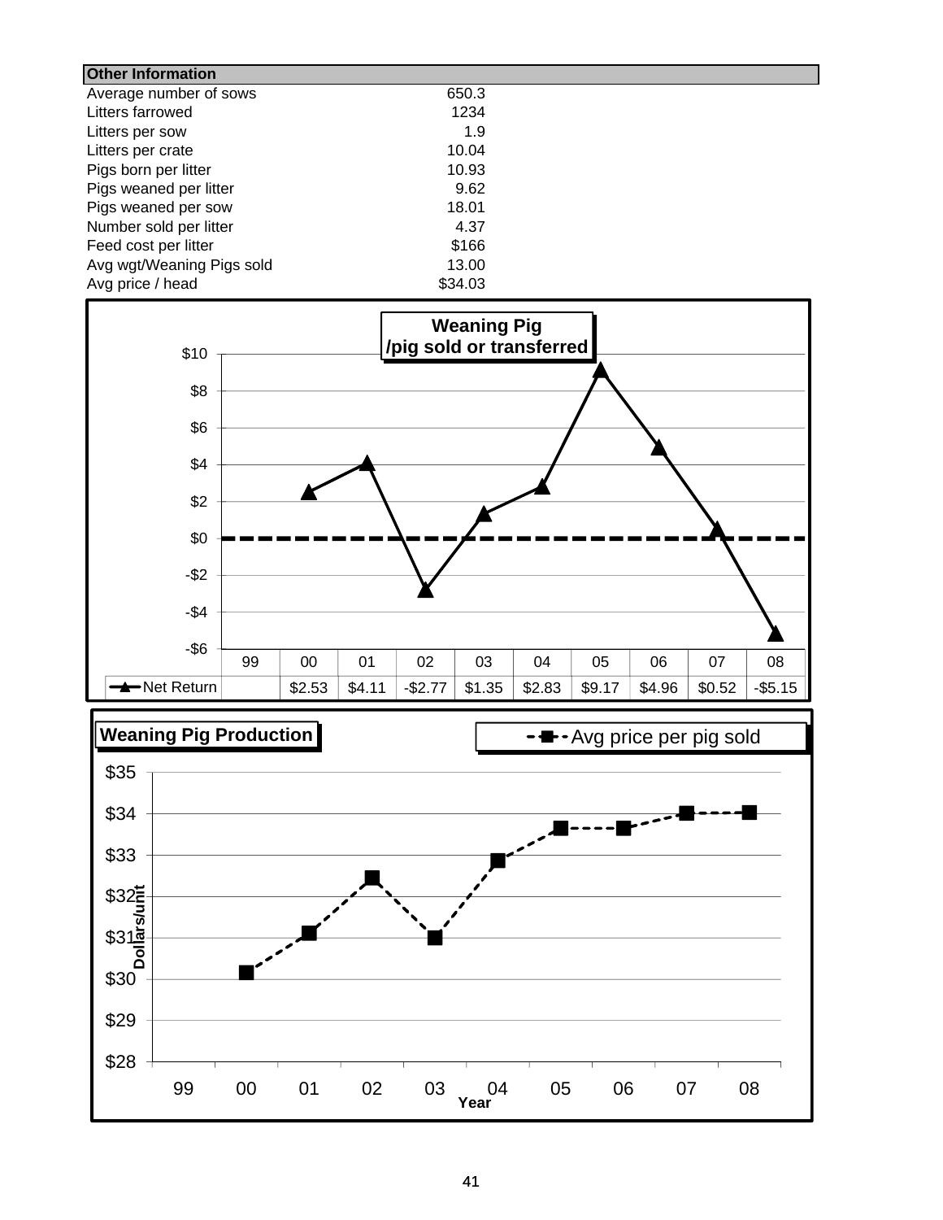| Other Information | |
|---|---|
| Average number of sows | 650.3 |
| Litters farrowed | 1234 |
| Litters per sow | 1.9 |
| Litters per crate | 10.04 |
| Pigs born per litter | 10.93 |
| Pigs weaned per litter | 9.62 |
| Pigs weaned per sow | 18.01 |
| Number sold per litter | 4.37 |
| Feed cost per litter | $166 |
| Avg wgt/Weaning Pigs sold | 13.00 |
| Avg price / head | $34.03 |

**Weaning Pig /pig sold or transferred**

| | 99 | 00 | 01 | 02 | 03 | 04 | 05 | 06 | 07 | 08 |
|---|---|---|---|---|---|---|---|---|---|---|
| Net Return | | $2.53 | $4.11 | -$2.77 | $1.35 | $2.83 | $9.17 | $4.96 | $0.52 | -$5.15 |

**Weaning Pig Production**

Avg price per pig sold

Dollars/unit

Year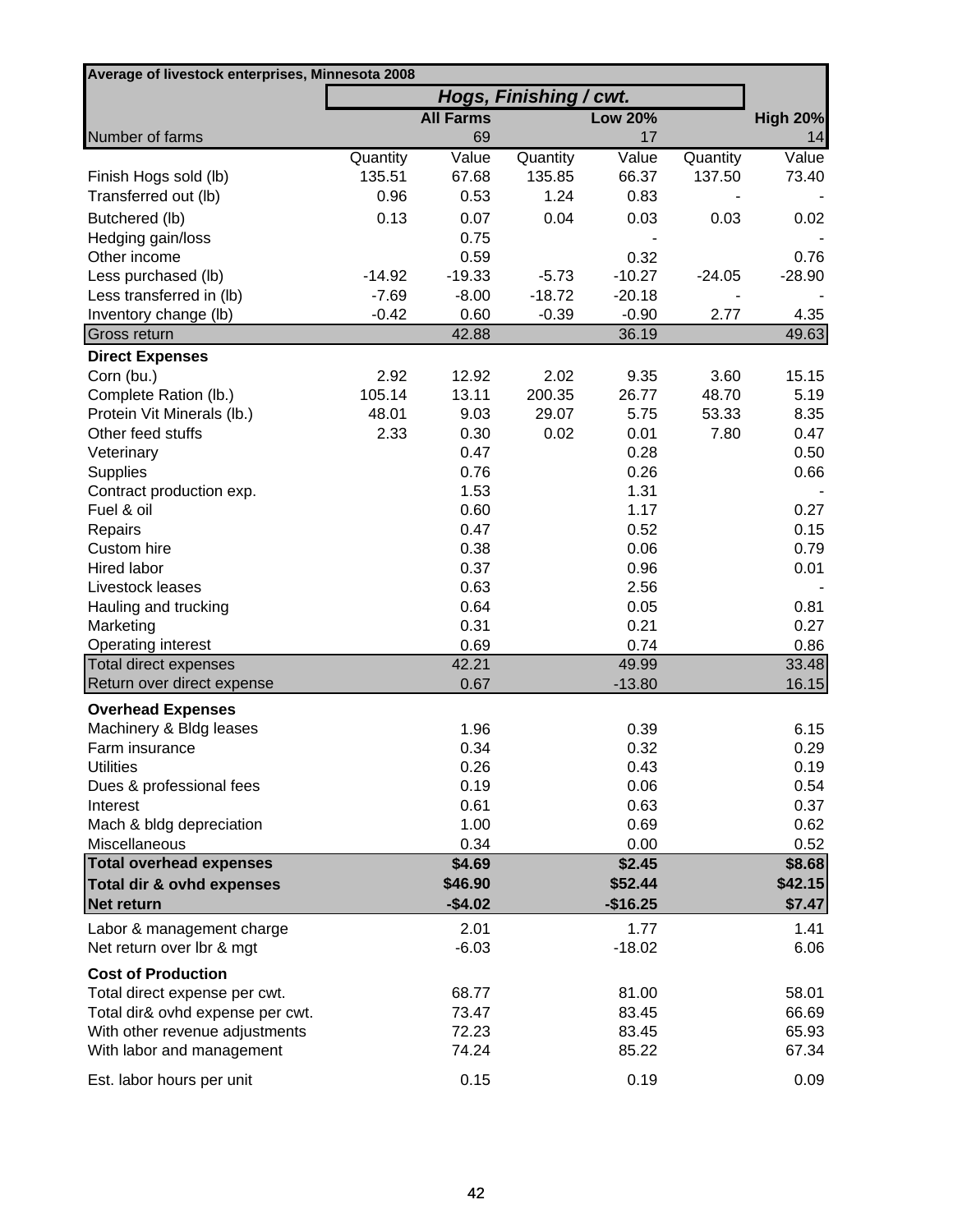| Average of livestock enterprises, Minnesota 2008 | | | | | | |
|---|---|---|---|---|---|---|
| | Hogs, Finishing / cwt. | | | | | |
| | | All Farms | | Low 20% | | High 20% |
| Number of farms | | 69 | | 17 | | 14 |
| | Quantity | Value | Quantity | Value | Quantity | Value |
| Finish Hogs sold (lb) | 135.51 | 67.68 | 135.85 | 66.37 | 137.50 | 73.40 |
| Transferred out (lb) | 0.96 | 0.53 | 1.24 | 0.83 | - | - |
| Butchered (lb) | 0.13 | 0.07 | 0.04 | 0.03 | 0.03 | 0.02 |
| Hedging gain/loss | | 0.75 | | - | | - |
| Other income | | 0.59 | | 0.32 | | 0.76 |
| Less purchased (lb) | -14.92 | -19.33 | -5.73 | -10.27 | -24.05 | -28.90 |
| Less transferred in (lb) | -7.69 | -8.00 | -18.72 | -20.18 | - | - |
| Inventory change (lb) | -0.42 | 0.60 | -0.39 | -0.90 | 2.77 | 4.35 |
| Gross return | | 42.88 | | 36.19 | | 49.63 |
| **Direct Expenses** | | | | | | |
| Corn (bu.) | 2.92 | 12.92 | 2.02 | 9.35 | 3.60 | 15.15 |
| Complete Ration (lb.) | 105.14 | 13.11 | 200.35 | 26.77 | 48.70 | 5.19 |
| Protein Vit Minerals (lb.) | 48.01 | 9.03 | 29.07 | 5.75 | 53.33 | 8.35 |
| Other feed stuffs | 2.33 | 0.30 | 0.02 | 0.01 | 7.80 | 0.47 |
| Veterinary | | 0.47 | | 0.28 | | 0.50 |
| Supplies | | 0.76 | | 0.26 | | 0.66 |
| Contract production exp. | | 1.53 | | 1.31 | | - |
| Fuel & oil | | 0.60 | | 1.17 | | 0.27 |
| Repairs | | 0.47 | | 0.52 | | 0.15 |
| Custom hire | | 0.38 | | 0.06 | | 0.79 |
| Hired labor | | 0.37 | | 0.96 | | 0.01 |
| Livestock leases | | 0.63 | | 2.56 | | - |
| Hauling and trucking | | 0.64 | | 0.05 | | 0.81 |
| Marketing | | 0.31 | | 0.21 | | 0.27 |
| Operating interest | | 0.69 | | 0.74 | | 0.86 |
| Total direct expenses | | 42.21 | | 49.99 | | 33.48 |
| Return over direct expense | | 0.67 | | -13.80 | | 16.15 |
| **Overhead Expenses** | | | | | | |
| Machinery & Bldg leases | | 1.96 | | 0.39 | | 6.15 |
| Farm insurance | | 0.34 | | 0.32 | | 0.29 |
| Utilities | | 0.26 | | 0.43 | | 0.19 |
| Dues & professional fees | | 0.19 | | 0.06 | | 0.54 |
| Interest | | 0.61 | | 0.63 | | 0.37 |
| Mach & bldg depreciation | | 1.00 | | 0.69 | | 0.62 |
| Miscellaneous | | 0.34 | | 0.00 | | 0.52 |
| **Total overhead expenses** | | **$4.69** | | **$2.45** | | **$8.68** |
| **Total dir & ovhd expenses** | | **$46.90** | | **$52.44** | | **$42.15** |
| **Net return** | | **-$4.02** | | **-$16.25** | | **$7.47** |
| Labor & management charge | | 2.01 | | 1.77 | | 1.41 |
| Net return over lbr & mgt | | -6.03 | | -18.02 | | 6.06 |
| **Cost of Production** | | | | | | |
| Total direct expense per cwt. | | 68.77 | | 81.00 | | 58.01 |
| Total dir& ovhd expense per cwt. | | 73.47 | | 83.45 | | 66.69 |
| With other revenue adjustments | | 72.23 | | 83.45 | | 65.93 |
| With labor and management | | 74.24 | | 85.22 | | 67.34 |
| Est. labor hours per unit | | 0.15 | | 0.19 | | 0.09 |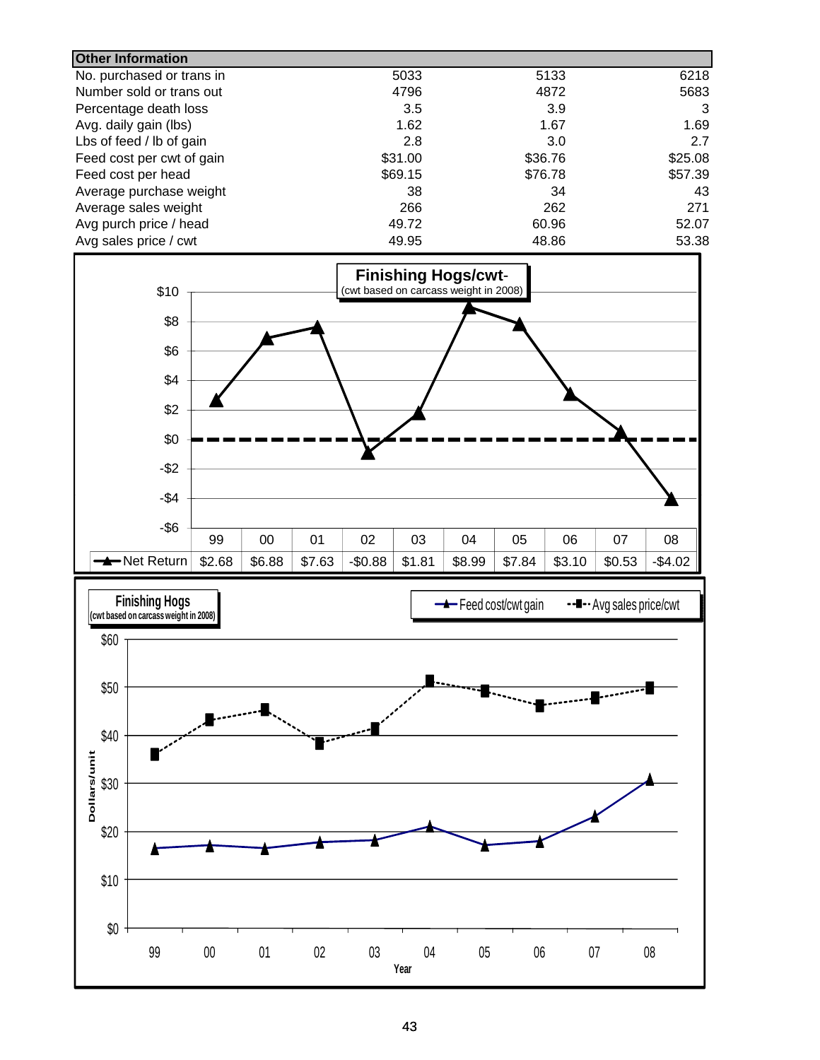| Other Information | | | |
|---|---|---|---|
| No. purchased or trans in | 5033 | 5133 | 6218 |
| Number sold or trans out | 4796 | 4872 | 5683 |
| Percentage death loss | 3.5 | 3.9 | 3 |
| Avg. daily gain (lbs) | 1.62 | 1.67 | 1.69 |
| Lbs of feed / lb of gain | 2.8 | 3.0 | 2.7 |
| Feed cost per cwt of gain | $31.00 | $36.76 | $25.08 |
| Feed cost per head | $69.15 | $76.78 | $57.39 |
| Average purchase weight | 38 | 34 | 43 |
| Average sales weight | 266 | 262 | 271 |
| Avg purch price / head | 49.72 | 60.96 | 52.07 |
| Avg sales price / cwt | 49.95 | 48.86 | 53.38 |

**Finishing Hogs/cwt-**
(cwt based on carcass weight in 2008)

| | 99 | 00 | 01 | 02 | 03 | 04 | 05 | 06 | 07 | 08 |
|---|---|---|---|---|---|---|---|---|---|---|
| Net Return | $2.68 | $6.88 | $7.63 | -$0.88 | $1.81 | $8.99 | $7.84 | $3.10 | $0.53 | -$4.02 |

**Finishing Hogs**
(cwt based on carcass weight in 2008)

Feed cost/cwt gain; Avg sales price/cwt

Dollars/unit

Year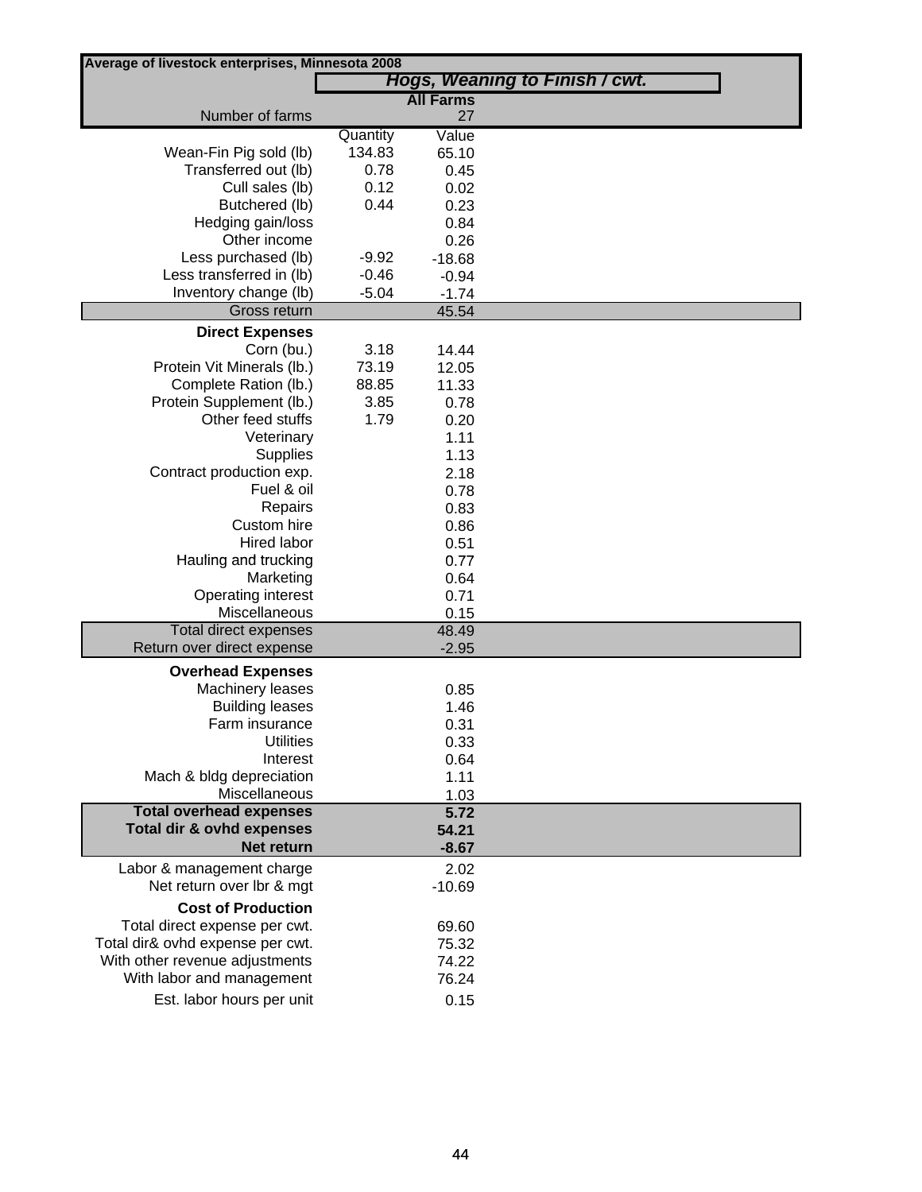**Average of livestock enterprises, Minnesota 2008**

| | Hogs, Weaning to Finish / cwt. | |
|---|---|---|
| | All Farms | |
| Number of farms | | 27 |
| | Quantity | Value |
| Wean-Fin Pig sold (lb) | 134.83 | 65.10 |
| Transferred out (lb) | 0.78 | 0.45 |
| Cull sales (lb) | 0.12 | 0.02 |
| Butchered (lb) | 0.44 | 0.23 |
| Hedging gain/loss | | 0.84 |
| Other income | | 0.26 |
| Less purchased (lb) | -9.92 | -18.68 |
| Less transferred in (lb) | -0.46 | -0.94 |
| Inventory change (lb) | -5.04 | -1.74 |
| Gross return | | 45.54 |
| **Direct Expenses** | | |
| Corn (bu.) | 3.18 | 14.44 |
| Protein Vit Minerals (lb.) | 73.19 | 12.05 |
| Complete Ration (lb.) | 88.85 | 11.33 |
| Protein Supplement (lb.) | 3.85 | 0.78 |
| Other feed stuffs | 1.79 | 0.20 |
| Veterinary | | 1.11 |
| Supplies | | 1.13 |
| Contract production exp. | | 2.18 |
| Fuel & oil | | 0.78 |
| Repairs | | 0.83 |
| Custom hire | | 0.86 |
| Hired labor | | 0.51 |
| Hauling and trucking | | 0.77 |
| Marketing | | 0.64 |
| Operating interest | | 0.71 |
| Miscellaneous | | 0.15 |
| Total direct expenses | | 48.49 |
| Return over direct expense | | -2.95 |
| **Overhead Expenses** | | |
| Machinery leases | | 0.85 |
| Building leases | | 1.46 |
| Farm insurance | | 0.31 |
| Utilities | | 0.33 |
| Interest | | 0.64 |
| Mach & bldg depreciation | | 1.11 |
| Miscellaneous | | 1.03 |
| **Total overhead expenses** | | **5.72** |
| **Total dir & ovhd expenses** | | **54.21** |
| **Net return** | | **-8.67** |
| Labor & management charge | | 2.02 |
| Net return over lbr & mgt | | -10.69 |
| **Cost of Production** | | |
| Total direct expense per cwt. | | 69.60 |
| Total dir& ovhd expense per cwt. | | 75.32 |
| With other revenue adjustments | | 74.22 |
| With labor and management | | 76.24 |
| Est. labor hours per unit | | 0.15 |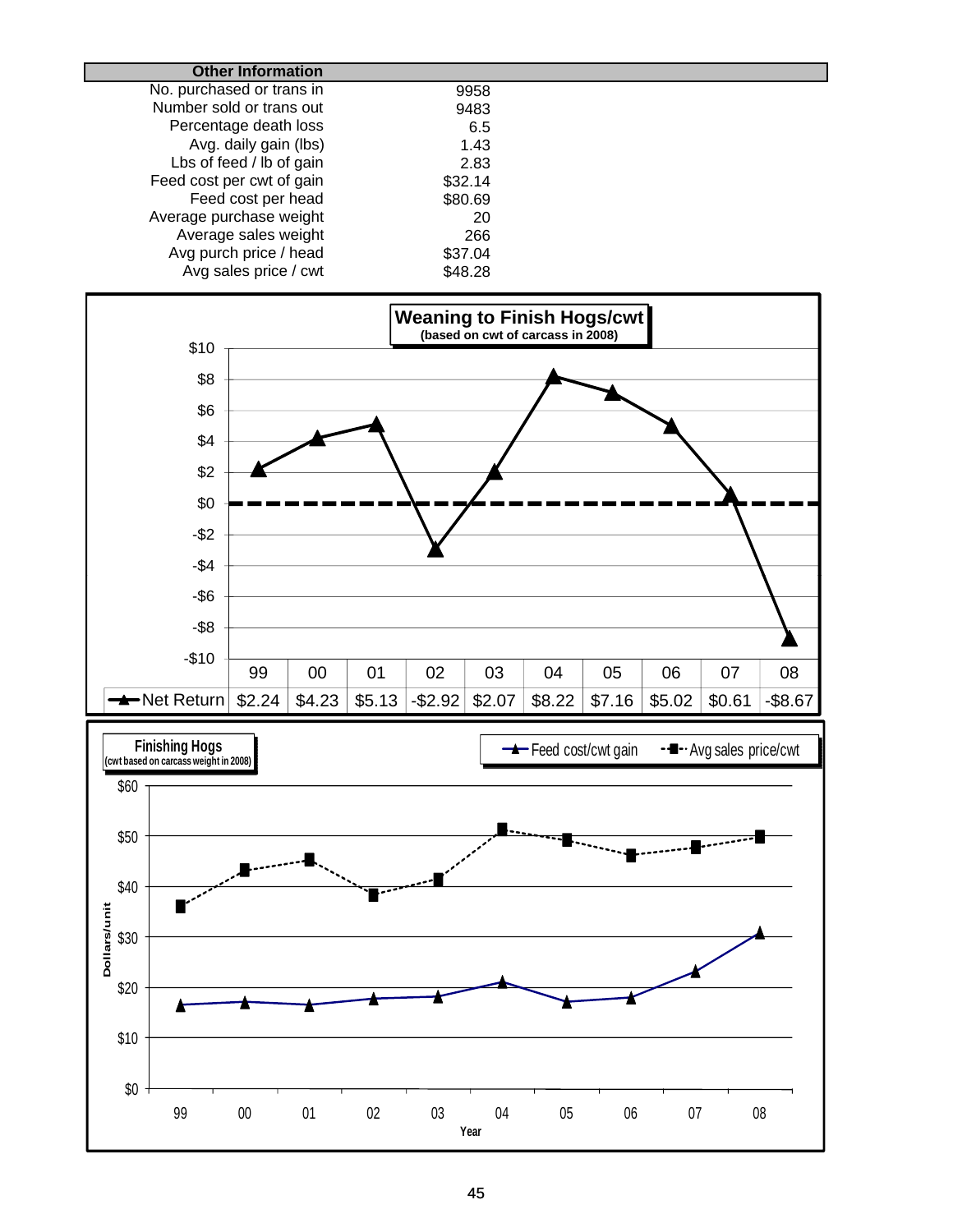## Other Information

| Other Information | |
|---|---|
| No. purchased or trans in | 9958 |
| Number sold or trans out | 9483 |
| Percentage death loss | 6.5 |
| Avg. daily gain (lbs) | 1.43 |
| Lbs of feed / lb of gain | 2.83 |
| Feed cost per cwt of gain | $32.14 |
| Feed cost per head | $80.69 |
| Average purchase weight | 20 |
| Average sales weight | 266 |
| Avg purch price / head | $37.04 |
| Avg sales price / cwt | $48.28 |

**Weaning to Finish Hogs/cwt**
**(based on cwt of carcass in 2008)**

| | 99 | 00 | 01 | 02 | 03 | 04 | 05 | 06 | 07 | 08 |
|---|---|---|---|---|---|---|---|---|---|---|
| Net Return | $2.24 | $4.23 | $5.13 | -$2.92 | $2.07 | $8.22 | $7.16 | $5.02 | $0.61 | -$8.67 |

**Finishing Hogs**
**(cwt based on carcass weight in 2008)**

Feed cost/cwt gain — Avg sales price/cwt

Dollars/unit

Year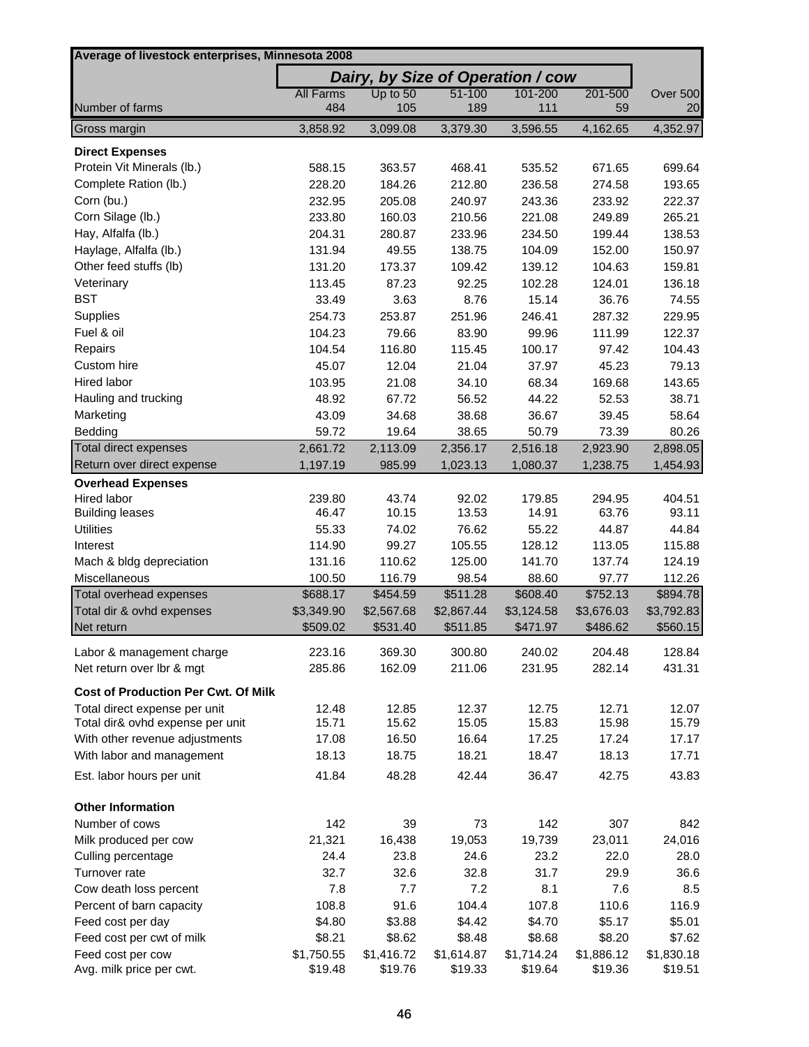## Average of livestock enterprises, Minnesota 2008

| | Dairy, by Size of Operation / cow | | | | | |
|---|---|---|---|---|---|---|
| | All Farms | Up to 50 | 51-100 | 101-200 | 201-500 | Over 500 |
| Number of farms | 484 | 105 | 189 | 111 | 59 | 20 |
| Gross margin | 3,858.92 | 3,099.08 | 3,379.30 | 3,596.55 | 4,162.65 | 4,352.97 |
| **Direct Expenses** | | | | | | |
| Protein Vit Minerals (lb.) | 588.15 | 363.57 | 468.41 | 535.52 | 671.65 | 699.64 |
| Complete Ration (lb.) | 228.20 | 184.26 | 212.80 | 236.58 | 274.58 | 193.65 |
| Corn (bu.) | 232.95 | 205.08 | 240.97 | 243.36 | 233.92 | 222.37 |
| Corn Silage (lb.) | 233.80 | 160.03 | 210.56 | 221.08 | 249.89 | 265.21 |
| Hay, Alfalfa (lb.) | 204.31 | 280.87 | 233.96 | 234.50 | 199.44 | 138.53 |
| Haylage, Alfalfa (lb.) | 131.94 | 49.55 | 138.75 | 104.09 | 152.00 | 150.97 |
| Other feed stuffs (lb) | 131.20 | 173.37 | 109.42 | 139.12 | 104.63 | 159.81 |
| Veterinary | 113.45 | 87.23 | 92.25 | 102.28 | 124.01 | 136.18 |
| BST | 33.49 | 3.63 | 8.76 | 15.14 | 36.76 | 74.55 |
| Supplies | 254.73 | 253.87 | 251.96 | 246.41 | 287.32 | 229.95 |
| Fuel & oil | 104.23 | 79.66 | 83.90 | 99.96 | 111.99 | 122.37 |
| Repairs | 104.54 | 116.80 | 115.45 | 100.17 | 97.42 | 104.43 |
| Custom hire | 45.07 | 12.04 | 21.04 | 37.97 | 45.23 | 79.13 |
| Hired labor | 103.95 | 21.08 | 34.10 | 68.34 | 169.68 | 143.65 |
| Hauling and trucking | 48.92 | 67.72 | 56.52 | 44.22 | 52.53 | 38.71 |
| Marketing | 43.09 | 34.68 | 38.68 | 36.67 | 39.45 | 58.64 |
| Bedding | 59.72 | 19.64 | 38.65 | 50.79 | 73.39 | 80.26 |
| Total direct expenses | 2,661.72 | 2,113.09 | 2,356.17 | 2,516.18 | 2,923.90 | 2,898.05 |
| Return over direct expense | 1,197.19 | 985.99 | 1,023.13 | 1,080.37 | 1,238.75 | 1,454.93 |
| **Overhead Expenses** | | | | | | |
| Hired labor | 239.80 | 43.74 | 92.02 | 179.85 | 294.95 | 404.51 |
| Building leases | 46.47 | 10.15 | 13.53 | 14.91 | 63.76 | 93.11 |
| Utilities | 55.33 | 74.02 | 76.62 | 55.22 | 44.87 | 44.84 |
| Interest | 114.90 | 99.27 | 105.55 | 128.12 | 113.05 | 115.88 |
| Mach & bldg depreciation | 131.16 | 110.62 | 125.00 | 141.70 | 137.74 | 124.19 |
| Miscellaneous | 100.50 | 116.79 | 98.54 | 88.60 | 97.77 | 112.26 |
| Total overhead expenses | $688.17 | $454.59 | $511.28 | $608.40 | $752.13 | $894.78 |
| Total dir & ovhd expenses | $3,349.90 | $2,567.68 | $2,867.44 | $3,124.58 | $3,676.03 | $3,792.83 |
| Net return | $509.02 | $531.40 | $511.85 | $471.97 | $486.62 | $560.15 |
| Labor & management charge | 223.16 | 369.30 | 300.80 | 240.02 | 204.48 | 128.84 |
| Net return over lbr & mgt | 285.86 | 162.09 | 211.06 | 231.95 | 282.14 | 431.31 |
| **Cost of Production Per Cwt. Of Milk** | | | | | | |
| Total direct expense per unit | 12.48 | 12.85 | 12.37 | 12.75 | 12.71 | 12.07 |
| Total dir& ovhd expense per unit | 15.71 | 15.62 | 15.05 | 15.83 | 15.98 | 15.79 |
| With other revenue adjustments | 17.08 | 16.50 | 16.64 | 17.25 | 17.24 | 17.17 |
| With labor and management | 18.13 | 18.75 | 18.21 | 18.47 | 18.13 | 17.71 |
| Est. labor hours per unit | 41.84 | 48.28 | 42.44 | 36.47 | 42.75 | 43.83 |
| **Other Information** | | | | | | |
| Number of cows | 142 | 39 | 73 | 142 | 307 | 842 |
| Milk produced per cow | 21,321 | 16,438 | 19,053 | 19,739 | 23,011 | 24,016 |
| Culling percentage | 24.4 | 23.8 | 24.6 | 23.2 | 22.0 | 28.0 |
| Turnover rate | 32.7 | 32.6 | 32.8 | 31.7 | 29.9 | 36.6 |
| Cow death loss percent | 7.8 | 7.7 | 7.2 | 8.1 | 7.6 | 8.5 |
| Percent of barn capacity | 108.8 | 91.6 | 104.4 | 107.8 | 110.6 | 116.9 |
| Feed cost per day | $4.80 | $3.88 | $4.42 | $4.70 | $5.17 | $5.01 |
| Feed cost per cwt of milk | $8.21 | $8.62 | $8.48 | $8.68 | $8.20 | $7.62 |
| Feed cost per cow | $1,750.55 | $1,416.72 | $1,614.87 | $1,714.24 | $1,886.12 | $1,830.18 |
| Avg. milk price per cwt. | $19.48 | $19.76 | $19.33 | $19.64 | $19.36 | $19.51 |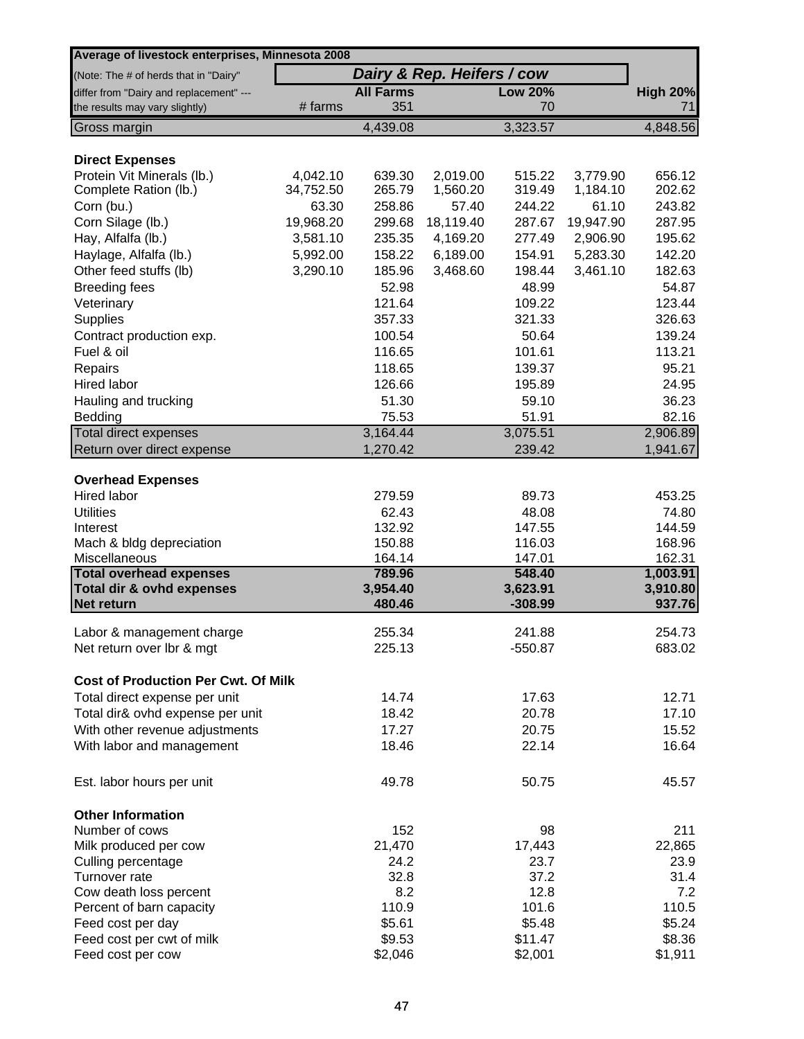| Average of livestock enterprises, Minnesota 2008 | | | | | | |
|---|---|---|---|---|---|---|
| (Note: The # of herds that in "Dairy" | | *Dairy & Rep. Heifers / cow* | | | | |
| differ from "Dairy and replacement" --- | | **All Farms** | | **Low 20%** | | **High 20%** |
| the results may vary slightly) | # farms | 351 | | 70 | | 71 |
| Gross margin | | 4,439.08 | | 3,323.57 | | 4,848.56 |
| | | | | | | |
| **Direct Expenses** | | | | | | |
| Protein Vit Minerals (lb.) | 4,042.10 | 639.30 | 2,019.00 | 515.22 | 3,779.90 | 656.12 |
| Complete Ration (lb.) | 34,752.50 | 265.79 | 1,560.20 | 319.49 | 1,184.10 | 202.62 |
| Corn (bu.) | 63.30 | 258.86 | 57.40 | 244.22 | 61.10 | 243.82 |
| Corn Silage (lb.) | 19,968.20 | 299.68 | 18,119.40 | 287.67 | 19,947.90 | 287.95 |
| Hay, Alfalfa (lb.) | 3,581.10 | 235.35 | 4,169.20 | 277.49 | 2,906.90 | 195.62 |
| Haylage, Alfalfa (lb.) | 5,992.00 | 158.22 | 6,189.00 | 154.91 | 5,283.30 | 142.20 |
| Other feed stuffs (lb) | 3,290.10 | 185.96 | 3,468.60 | 198.44 | 3,461.10 | 182.63 |
| Breeding fees | | 52.98 | | 48.99 | | 54.87 |
| Veterinary | | 121.64 | | 109.22 | | 123.44 |
| Supplies | | 357.33 | | 321.33 | | 326.63 |
| Contract production exp. | | 100.54 | | 50.64 | | 139.24 |
| Fuel & oil | | 116.65 | | 101.61 | | 113.21 |
| Repairs | | 118.65 | | 139.37 | | 95.21 |
| Hired labor | | 126.66 | | 195.89 | | 24.95 |
| Hauling and trucking | | 51.30 | | 59.10 | | 36.23 |
| Bedding | | 75.53 | | 51.91 | | 82.16 |
| Total direct expenses | | 3,164.44 | | 3,075.51 | | 2,906.89 |
| Return over direct expense | | 1,270.42 | | 239.42 | | 1,941.67 |
| | | | | | | |
| **Overhead Expenses** | | | | | | |
| Hired labor | | 279.59 | | 89.73 | | 453.25 |
| Utilities | | 62.43 | | 48.08 | | 74.80 |
| Interest | | 132.92 | | 147.55 | | 144.59 |
| Mach & bldg depreciation | | 150.88 | | 116.03 | | 168.96 |
| Miscellaneous | | 164.14 | | 147.01 | | 162.31 |
| **Total overhead expenses** | | **789.96** | | **548.40** | | **1,003.91** |
| **Total dir & ovhd expenses** | | **3,954.40** | | **3,623.91** | | **3,910.80** |
| **Net return** | | **480.46** | | **-308.99** | | **937.76** |
| | | | | | | |
| Labor & management charge | | 255.34 | | 241.88 | | 254.73 |
| Net return over lbr & mgt | | 225.13 | | -550.87 | | 683.02 |
| | | | | | | |
| **Cost of Production Per Cwt. Of Milk** | | | | | | |
| Total direct expense per unit | | 14.74 | | 17.63 | | 12.71 |
| Total dir& ovhd expense per unit | | 18.42 | | 20.78 | | 17.10 |
| With other revenue adjustments | | 17.27 | | 20.75 | | 15.52 |
| With labor and management | | 18.46 | | 22.14 | | 16.64 |
| | | | | | | |
| Est. labor hours per unit | | 49.78 | | 50.75 | | 45.57 |
| | | | | | | |
| **Other Information** | | | | | | |
| Number of cows | | 152 | | 98 | | 211 |
| Milk produced per cow | | 21,470 | | 17,443 | | 22,865 |
| Culling percentage | | 24.2 | | 23.7 | | 23.9 |
| Turnover rate | | 32.8 | | 37.2 | | 31.4 |
| Cow death loss percent | | 8.2 | | 12.8 | | 7.2 |
| Percent of barn capacity | | 110.9 | | 101.6 | | 110.5 |
| Feed cost per day | | $5.61 | | $5.48 | | $5.24 |
| Feed cost per cwt of milk | | $9.53 | | $11.47 | | $8.36 |
| Feed cost per cow | | $2,046 | | $2,001 | | $1,911 |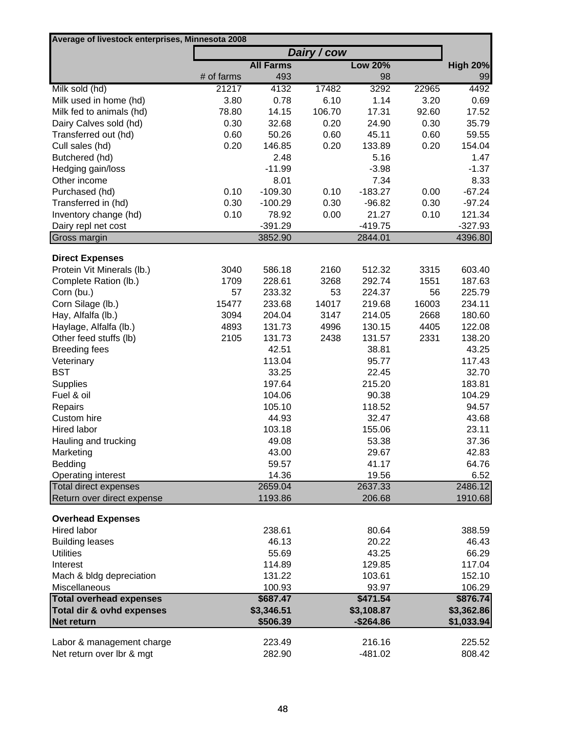| Average of livestock enterprises, Minnesota 2008 | | | | | | |
|---|---|---|---|---|---|---|
| | *Dairy / cow* | | | | | |
| | | **All Farms** | | **Low 20%** | | **High 20%** |
| | # of farms | 493 | | 98 | | 99 |
| Milk sold (hd) | 21217 | 4132 | 17482 | 3292 | 22965 | 4492 |
| Milk used in home (hd) | 3.80 | 0.78 | 6.10 | 1.14 | 3.20 | 0.69 |
| Milk fed to animals (hd) | 78.80 | 14.15 | 106.70 | 17.31 | 92.60 | 17.52 |
| Dairy Calves sold (hd) | 0.30 | 32.68 | 0.20 | 24.90 | 0.30 | 35.79 |
| Transferred out (hd) | 0.60 | 50.26 | 0.60 | 45.11 | 0.60 | 59.55 |
| Cull sales (hd) | 0.20 | 146.85 | 0.20 | 133.89 | 0.20 | 154.04 |
| Butchered (hd) | | 2.48 | | 5.16 | | 1.47 |
| Hedging gain/loss | | -11.99 | | -3.98 | | -1.37 |
| Other income | | 8.01 | | 7.34 | | 8.33 |
| Purchased (hd) | 0.10 | -109.30 | 0.10 | -183.27 | 0.00 | -67.24 |
| Transferred in (hd) | 0.30 | -100.29 | 0.30 | -96.82 | 0.30 | -97.24 |
| Inventory change (hd) | 0.10 | 78.92 | 0.00 | 21.27 | 0.10 | 121.34 |
| Dairy repl net cost | | -391.29 | | -419.75 | | -327.93 |
| Gross margin | | 3852.90 | | 2844.01 | | 4396.80 |
| **Direct Expenses** | | | | | | |
| Protein Vit Minerals (lb.) | 3040 | 586.18 | 2160 | 512.32 | 3315 | 603.40 |
| Complete Ration (lb.) | 1709 | 228.61 | 3268 | 292.74 | 1551 | 187.63 |
| Corn (bu.) | 57 | 233.32 | 53 | 224.37 | 56 | 225.79 |
| Corn Silage (lb.) | 15477 | 233.68 | 14017 | 219.68 | 16003 | 234.11 |
| Hay, Alfalfa (lb.) | 3094 | 204.04 | 3147 | 214.05 | 2668 | 180.60 |
| Haylage, Alfalfa (lb.) | 4893 | 131.73 | 4996 | 130.15 | 4405 | 122.08 |
| Other feed stuffs (lb) | 2105 | 131.73 | 2438 | 131.57 | 2331 | 138.20 |
| Breeding fees | | 42.51 | | 38.81 | | 43.25 |
| Veterinary | | 113.04 | | 95.77 | | 117.43 |
| BST | | 33.25 | | 22.45 | | 32.70 |
| Supplies | | 197.64 | | 215.20 | | 183.81 |
| Fuel & oil | | 104.06 | | 90.38 | | 104.29 |
| Repairs | | 105.10 | | 118.52 | | 94.57 |
| Custom hire | | 44.93 | | 32.47 | | 43.68 |
| Hired labor | | 103.18 | | 155.06 | | 23.11 |
| Hauling and trucking | | 49.08 | | 53.38 | | 37.36 |
| Marketing | | 43.00 | | 29.67 | | 42.83 |
| Bedding | | 59.57 | | 41.17 | | 64.76 |
| Operating interest | | 14.36 | | 19.56 | | 6.52 |
| Total direct expenses | | 2659.04 | | 2637.33 | | 2486.12 |
| Return over direct expense | | 1193.86 | | 206.68 | | 1910.68 |
| **Overhead Expenses** | | | | | | |
| Hired labor | | 238.61 | | 80.64 | | 388.59 |
| Building leases | | 46.13 | | 20.22 | | 46.43 |
| Utilities | | 55.69 | | 43.25 | | 66.29 |
| Interest | | 114.89 | | 129.85 | | 117.04 |
| Mach & bldg depreciation | | 131.22 | | 103.61 | | 152.10 |
| Miscellaneous | | 100.93 | | 93.97 | | 106.29 |
| **Total overhead expenses** | | **$687.47** | | **$471.54** | | **$876.74** |
| **Total dir & ovhd expenses** | | **$3,346.51** | | **$3,108.87** | | **$3,362.86** |
| **Net return** | | **$506.39** | | **-$264.86** | | **$1,033.94** |
| Labor & management charge | | 223.49 | | 216.16 | | 225.52 |
| Net return over lbr & mgt | | 282.90 | | -481.02 | | 808.42 |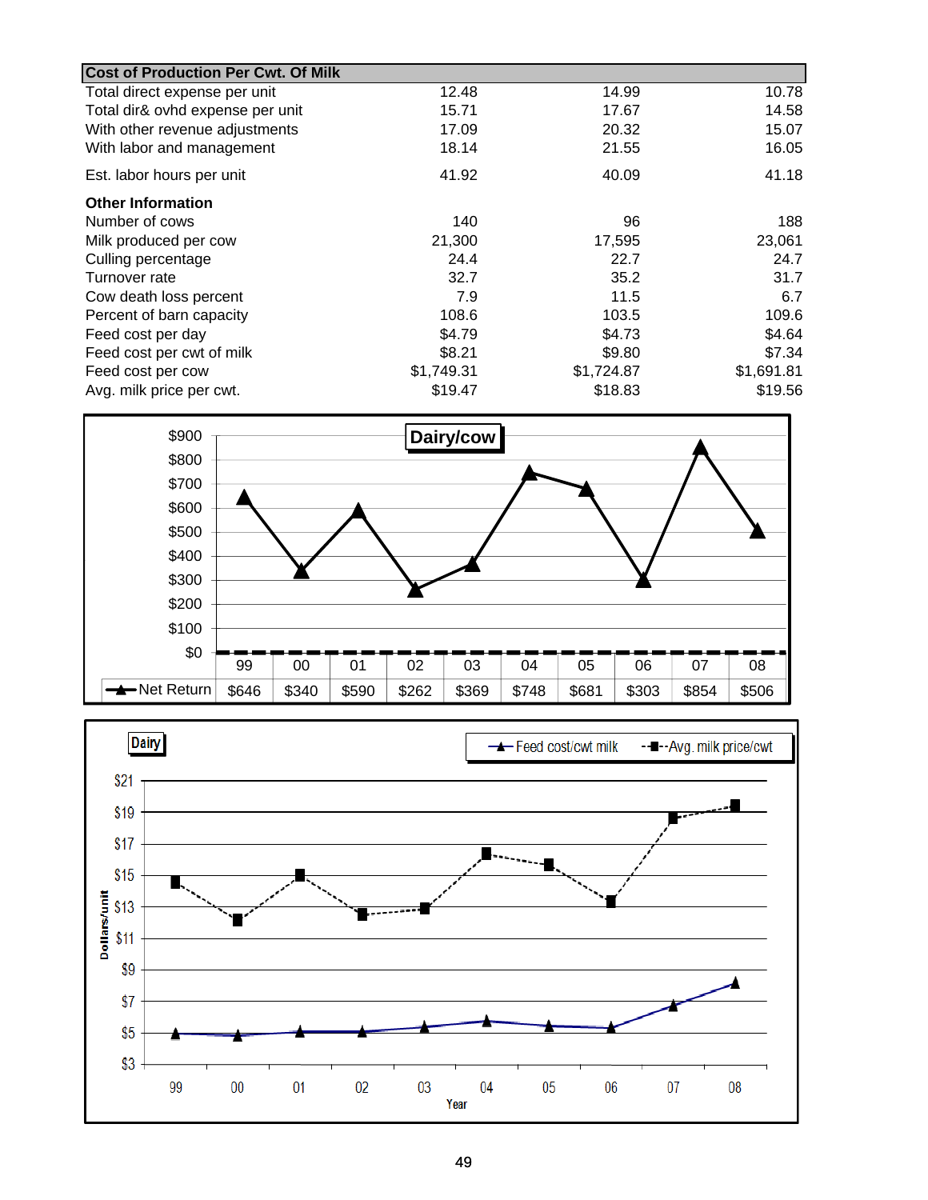| Cost of Production Per Cwt. Of Milk | | | |
|---|---|---|---|
| Total direct expense per unit | 12.48 | 14.99 | 10.78 |
| Total dir& ovhd expense per unit | 15.71 | 17.67 | 14.58 |
| With other revenue adjustments | 17.09 | 20.32 | 15.07 |
| With labor and management | 18.14 | 21.55 | 16.05 |
| Est. labor hours per unit | 41.92 | 40.09 | 41.18 |
| **Other Information** | | | |
| Number of cows | 140 | 96 | 188 |
| Milk produced per cow | 21,300 | 17,595 | 23,061 |
| Culling percentage | 24.4 | 22.7 | 24.7 |
| Turnover rate | 32.7 | 35.2 | 31.7 |
| Cow death loss percent | 7.9 | 11.5 | 6.7 |
| Percent of barn capacity | 108.6 | 103.5 | 109.6 |
| Feed cost per day | $4.79 | $4.73 | $4.64 |
| Feed cost per cwt of milk | $8.21 | $9.80 | $7.34 |
| Feed cost per cow | $1,749.31 | $1,724.87 | $1,691.81 |
| Avg. milk price per cwt. | $19.47 | $18.83 | $19.56 |

**Dairy/cow**

| | 99 | 00 | 01 | 02 | 03 | 04 | 05 | 06 | 07 | 08 |
|---|---|---|---|---|---|---|---|---|---|---|
| Net Return | $646 | $340 | $590 | $262 | $369 | $748 | $681 | $303 | $854 | $506 |

**Dairy**

Feed cost/cwt milk — Avg. milk price/cwt

Dollars/unit

Year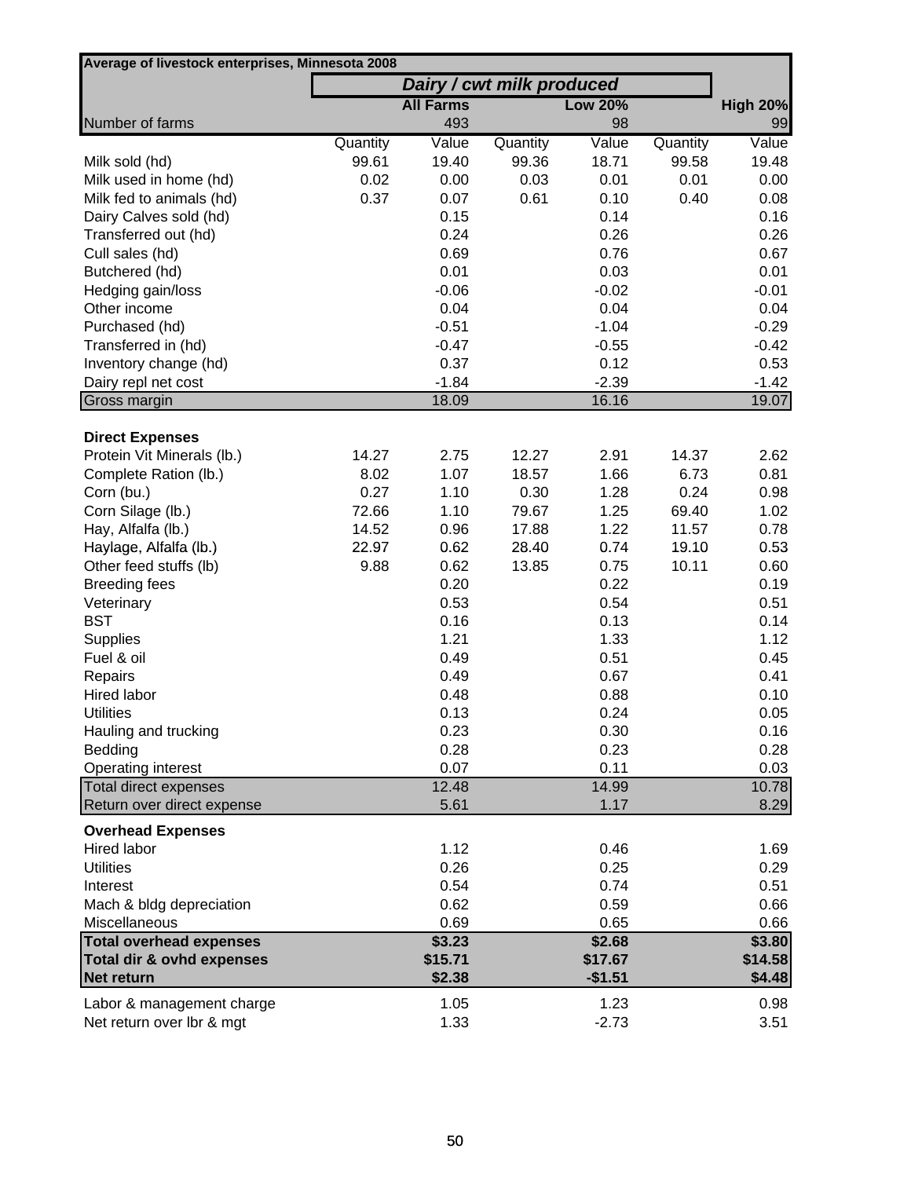| Average of livestock enterprises, Minnesota 2008 | | | | | | |
|---|---|---|---|---|---|---|
| | *Dairy / cwt milk produced* | | | | | |
| | | **All Farms** | | **Low 20%** | | **High 20%** |
| Number of farms | | 493 | | 98 | | 99 |
| | Quantity | Value | Quantity | Value | Quantity | Value |
| Milk sold (hd) | 99.61 | 19.40 | 99.36 | 18.71 | 99.58 | 19.48 |
| Milk used in home (hd) | 0.02 | 0.00 | 0.03 | 0.01 | 0.01 | 0.00 |
| Milk fed to animals (hd) | 0.37 | 0.07 | 0.61 | 0.10 | 0.40 | 0.08 |
| Dairy Calves sold (hd) | | 0.15 | | 0.14 | | 0.16 |
| Transferred out (hd) | | 0.24 | | 0.26 | | 0.26 |
| Cull sales (hd) | | 0.69 | | 0.76 | | 0.67 |
| Butchered (hd) | | 0.01 | | 0.03 | | 0.01 |
| Hedging gain/loss | | -0.06 | | -0.02 | | -0.01 |
| Other income | | 0.04 | | 0.04 | | 0.04 |
| Purchased (hd) | | -0.51 | | -1.04 | | -0.29 |
| Transferred in (hd) | | -0.47 | | -0.55 | | -0.42 |
| Inventory change (hd) | | 0.37 | | 0.12 | | 0.53 |
| Dairy repl net cost | | -1.84 | | -2.39 | | -1.42 |
| Gross margin | | 18.09 | | 16.16 | | 19.07 |
| | | | | | | |
| **Direct Expenses** | | | | | | |
| Protein Vit Minerals (lb.) | 14.27 | 2.75 | 12.27 | 2.91 | 14.37 | 2.62 |
| Complete Ration (lb.) | 8.02 | 1.07 | 18.57 | 1.66 | 6.73 | 0.81 |
| Corn (bu.) | 0.27 | 1.10 | 0.30 | 1.28 | 0.24 | 0.98 |
| Corn Silage (lb.) | 72.66 | 1.10 | 79.67 | 1.25 | 69.40 | 1.02 |
| Hay, Alfalfa (lb.) | 14.52 | 0.96 | 17.88 | 1.22 | 11.57 | 0.78 |
| Haylage, Alfalfa (lb.) | 22.97 | 0.62 | 28.40 | 0.74 | 19.10 | 0.53 |
| Other feed stuffs (lb) | 9.88 | 0.62 | 13.85 | 0.75 | 10.11 | 0.60 |
| Breeding fees | | 0.20 | | 0.22 | | 0.19 |
| Veterinary | | 0.53 | | 0.54 | | 0.51 |
| BST | | 0.16 | | 0.13 | | 0.14 |
| Supplies | | 1.21 | | 1.33 | | 1.12 |
| Fuel & oil | | 0.49 | | 0.51 | | 0.45 |
| Repairs | | 0.49 | | 0.67 | | 0.41 |
| Hired labor | | 0.48 | | 0.88 | | 0.10 |
| Utilities | | 0.13 | | 0.24 | | 0.05 |
| Hauling and trucking | | 0.23 | | 0.30 | | 0.16 |
| Bedding | | 0.28 | | 0.23 | | 0.28 |
| Operating interest | | 0.07 | | 0.11 | | 0.03 |
| Total direct expenses | | 12.48 | | 14.99 | | 10.78 |
| Return over direct expense | | 5.61 | | 1.17 | | 8.29 |
| **Overhead Expenses** | | | | | | |
| Hired labor | | 1.12 | | 0.46 | | 1.69 |
| Utilities | | 0.26 | | 0.25 | | 0.29 |
| Interest | | 0.54 | | 0.74 | | 0.51 |
| Mach & bldg depreciation | | 0.62 | | 0.59 | | 0.66 |
| Miscellaneous | | 0.69 | | 0.65 | | 0.66 |
| **Total overhead expenses** | | **$3.23** | | **$2.68** | | **$3.80** |
| **Total dir & ovhd expenses** | | **$15.71** | | **$17.67** | | **$14.58** |
| **Net return** | | **$2.38** | | **-$1.51** | | **$4.48** |
| Labor & management charge | | 1.05 | | 1.23 | | 0.98 |
| Net return over lbr & mgt | | 1.33 | | -2.73 | | 3.51 |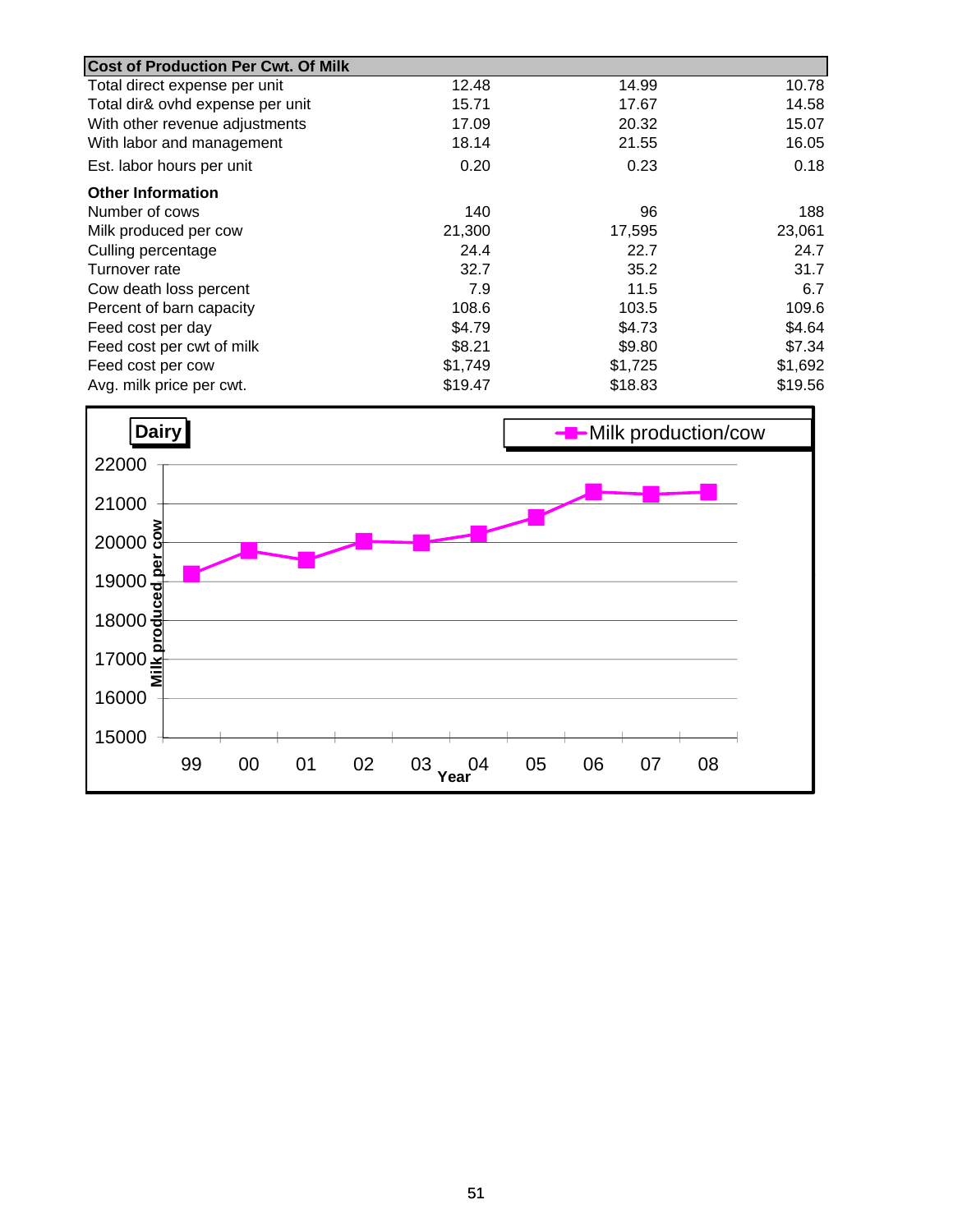| Cost of Production Per Cwt. Of Milk | | | |
|---|---|---|---|
| Total direct expense per unit | 12.48 | 14.99 | 10.78 |
| Total dir& ovhd expense per unit | 15.71 | 17.67 | 14.58 |
| With other revenue adjustments | 17.09 | 20.32 | 15.07 |
| With labor and management | 18.14 | 21.55 | 16.05 |
| Est. labor hours per unit | 0.20 | 0.23 | 0.18 |
| **Other Information** | | | |
| Number of cows | 140 | 96 | 188 |
| Milk produced per cow | 21,300 | 17,595 | 23,061 |
| Culling percentage | 24.4 | 22.7 | 24.7 |
| Turnover rate | 32.7 | 35.2 | 31.7 |
| Cow death loss percent | 7.9 | 11.5 | 6.7 |
| Percent of barn capacity | 108.6 | 103.5 | 109.6 |
| Feed cost per day | $4.79 | $4.73 | $4.64 |
| Feed cost per cwt of milk | $8.21 | $9.80 | $7.34 |
| Feed cost per cow | $1,749 | $1,725 | $1,692 |
| Avg. milk price per cwt. | $19.47 | $18.83 | $19.56 |

**Dairy**

Milk production/cow

Milk produced per cow (15000–22000) by Year (99, 00, 01, 02, 03, 04, 05, 06, 07, 08)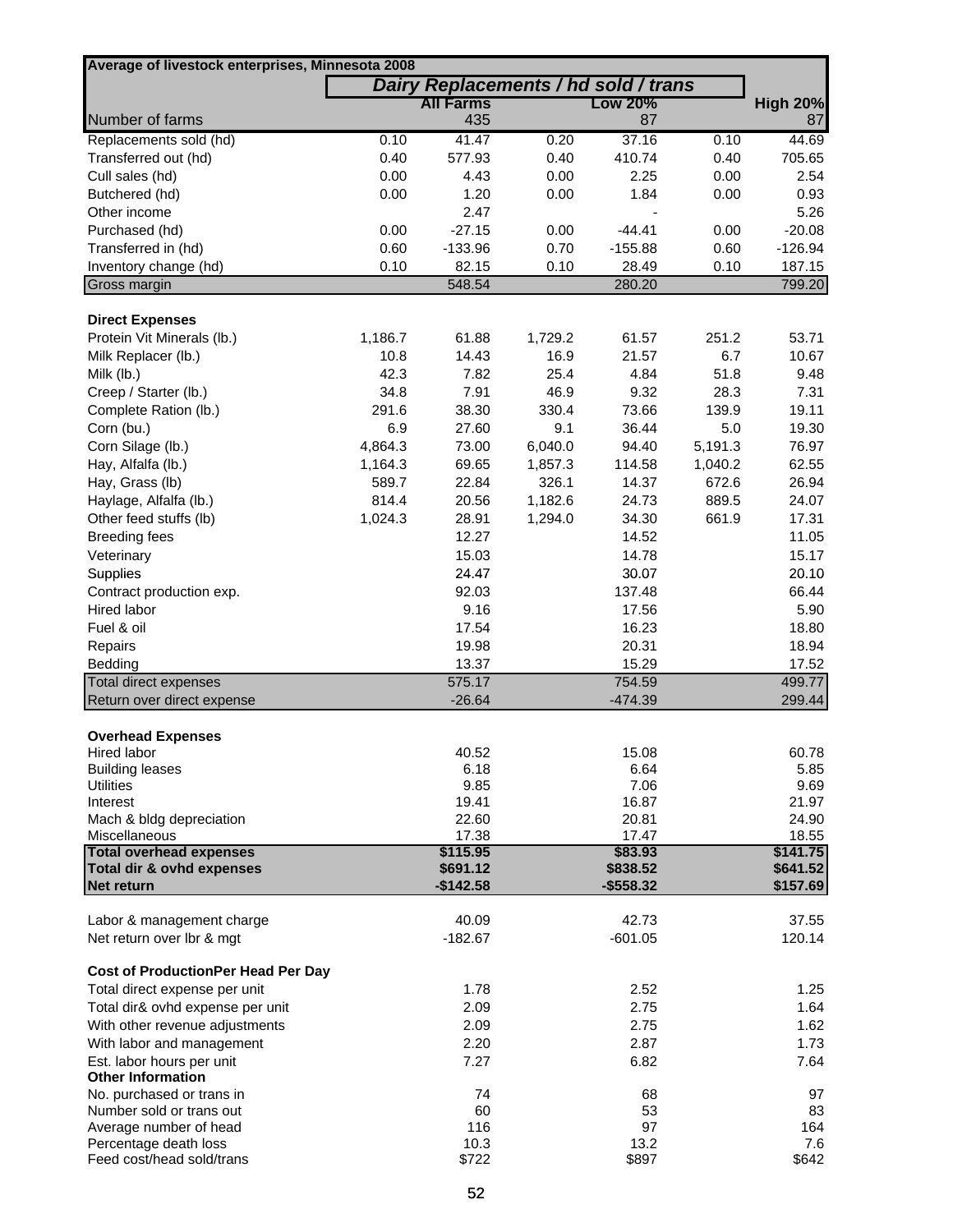| Average of livestock enterprises, Minnesota 2008 | | | | | | |
|---|---|---|---|---|---|---|
| | *Dairy Replacements / hd sold / trans* | | | | | |
| | | **All Farms** | | **Low 20%** | | **High 20%** |
| Number of farms | | 435 | | 87 | | 87 |
| Replacements sold (hd) | 0.10 | 41.47 | 0.20 | 37.16 | 0.10 | 44.69 |
| Transferred out (hd) | 0.40 | 577.93 | 0.40 | 410.74 | 0.40 | 705.65 |
| Cull sales (hd) | 0.00 | 4.43 | 0.00 | 2.25 | 0.00 | 2.54 |
| Butchered (hd) | 0.00 | 1.20 | 0.00 | 1.84 | 0.00 | 0.93 |
| Other income | | 2.47 | | - | | 5.26 |
| Purchased (hd) | 0.00 | -27.15 | 0.00 | -44.41 | 0.00 | -20.08 |
| Transferred in (hd) | 0.60 | -133.96 | 0.70 | -155.88 | 0.60 | -126.94 |
| Inventory change (hd) | 0.10 | 82.15 | 0.10 | 28.49 | 0.10 | 187.15 |
| Gross margin | | 548.54 | | 280.20 | | 799.20 |
| | | | | | | |
| **Direct Expenses** | | | | | | |
| Protein Vit Minerals (lb.) | 1,186.7 | 61.88 | 1,729.2 | 61.57 | 251.2 | 53.71 |
| Milk Replacer (lb.) | 10.8 | 14.43 | 16.9 | 21.57 | 6.7 | 10.67 |
| Milk (lb.) | 42.3 | 7.82 | 25.4 | 4.84 | 51.8 | 9.48 |
| Creep / Starter (lb.) | 34.8 | 7.91 | 46.9 | 9.32 | 28.3 | 7.31 |
| Complete Ration (lb.) | 291.6 | 38.30 | 330.4 | 73.66 | 139.9 | 19.11 |
| Corn (bu.) | 6.9 | 27.60 | 9.1 | 36.44 | 5.0 | 19.30 |
| Corn Silage (lb.) | 4,864.3 | 73.00 | 6,040.0 | 94.40 | 5,191.3 | 76.97 |
| Hay, Alfalfa (lb.) | 1,164.3 | 69.65 | 1,857.3 | 114.58 | 1,040.2 | 62.55 |
| Hay, Grass (lb) | 589.7 | 22.84 | 326.1 | 14.37 | 672.6 | 26.94 |
| Haylage, Alfalfa (lb.) | 814.4 | 20.56 | 1,182.6 | 24.73 | 889.5 | 24.07 |
| Other feed stuffs (lb) | 1,024.3 | 28.91 | 1,294.0 | 34.30 | 661.9 | 17.31 |
| Breeding fees | | 12.27 | | 14.52 | | 11.05 |
| Veterinary | | 15.03 | | 14.78 | | 15.17 |
| Supplies | | 24.47 | | 30.07 | | 20.10 |
| Contract production exp. | | 92.03 | | 137.48 | | 66.44 |
| Hired labor | | 9.16 | | 17.56 | | 5.90 |
| Fuel & oil | | 17.54 | | 16.23 | | 18.80 |
| Repairs | | 19.98 | | 20.31 | | 18.94 |
| Bedding | | 13.37 | | 15.29 | | 17.52 |
| Total direct expenses | | 575.17 | | 754.59 | | 499.77 |
| Return over direct expense | | -26.64 | | -474.39 | | 299.44 |
| | | | | | | |
| **Overhead Expenses** | | | | | | |
| Hired labor | | 40.52 | | 15.08 | | 60.78 |
| Building leases | | 6.18 | | 6.64 | | 5.85 |
| Utilities | | 9.85 | | 7.06 | | 9.69 |
| Interest | | 19.41 | | 16.87 | | 21.97 |
| Mach & bldg depreciation | | 22.60 | | 20.81 | | 24.90 |
| Miscellaneous | | 17.38 | | 17.47 | | 18.55 |
| **Total overhead expenses** | | **$115.95** | | **$83.93** | | **$141.75** |
| **Total dir & ovhd expenses** | | **$691.12** | | **$838.52** | | **$641.52** |
| **Net return** | | **-$142.58** | | **-$558.32** | | **$157.69** |
| | | | | | | |
| Labor & management charge | | 40.09 | | 42.73 | | 37.55 |
| Net return over lbr & mgt | | -182.67 | | -601.05 | | 120.14 |
| | | | | | | |
| **Cost of ProductionPer Head Per Day** | | | | | | |
| Total direct expense per unit | | 1.78 | | 2.52 | | 1.25 |
| Total dir& ovhd expense per unit | | 2.09 | | 2.75 | | 1.64 |
| With other revenue adjustments | | 2.09 | | 2.75 | | 1.62 |
| With labor and management | | 2.20 | | 2.87 | | 1.73 |
| Est. labor hours per unit | | 7.27 | | 6.82 | | 7.64 |
| **Other Information** | | | | | | |
| No. purchased or trans in | | 74 | | 68 | | 97 |
| Number sold or trans out | | 60 | | 53 | | 83 |
| Average number of head | | 116 | | 97 | | 164 |
| Percentage death loss | | 10.3 | | 13.2 | | 7.6 |
| Feed cost/head sold/trans | | $722 | | $897 | | $642 |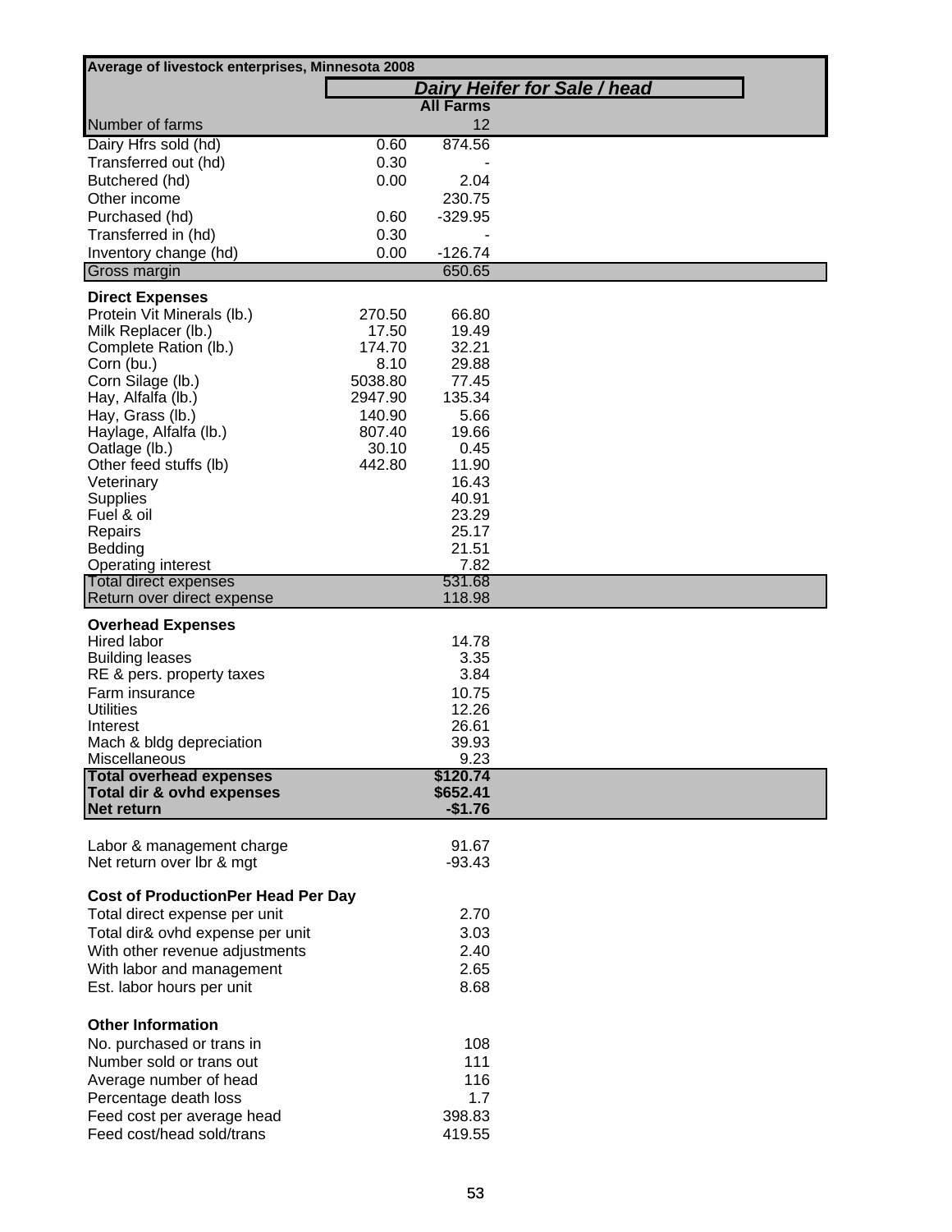| Average of livestock enterprises, Minnesota 2008 | | |
|---|---|---|
| | ***Dairy Heifer for Sale / head*** | |
| | | **All Farms** |
| Number of farms | | 12 |
| Dairy Hfrs sold (hd) | 0.60 | 874.56 |
| Transferred out (hd) | 0.30 | - |
| Butchered (hd) | 0.00 | 2.04 |
| Other income | | 230.75 |
| Purchased (hd) | 0.60 | -329.95 |
| Transferred in (hd) | 0.30 | - |
| Inventory change (hd) | 0.00 | -126.74 |
| Gross margin | | 650.65 |
| **Direct Expenses** | | |
| Protein Vit Minerals (lb.) | 270.50 | 66.80 |
| Milk Replacer (lb.) | 17.50 | 19.49 |
| Complete Ration (lb.) | 174.70 | 32.21 |
| Corn (bu.) | 8.10 | 29.88 |
| Corn Silage (lb.) | 5038.80 | 77.45 |
| Hay, Alfalfa (lb.) | 2947.90 | 135.34 |
| Hay, Grass (lb.) | 140.90 | 5.66 |
| Haylage, Alfalfa (lb.) | 807.40 | 19.66 |
| Oatlage (lb.) | 30.10 | 0.45 |
| Other feed stuffs (lb) | 442.80 | 11.90 |
| Veterinary | | 16.43 |
| Supplies | | 40.91 |
| Fuel & oil | | 23.29 |
| Repairs | | 25.17 |
| Bedding | | 21.51 |
| Operating interest | | 7.82 |
| Total direct expenses | | 531.68 |
| Return over direct expense | | 118.98 |
| **Overhead Expenses** | | |
| Hired labor | | 14.78 |
| Building leases | | 3.35 |
| RE & pers. property taxes | | 3.84 |
| Farm insurance | | 10.75 |
| Utilities | | 12.26 |
| Interest | | 26.61 |
| Mach & bldg depreciation | | 39.93 |
| Miscellaneous | | 9.23 |
| **Total overhead expenses** | | **$120.74** |
| **Total dir & ovhd expenses** | | **$652.41** |
| **Net return** | | **-$1.76** |
| Labor & management charge | | 91.67 |
| Net return over lbr & mgt | | -93.43 |
| **Cost of ProductionPer Head Per Day** | | |
| Total direct expense per unit | | 2.70 |
| Total dir& ovhd expense per unit | | 3.03 |
| With other revenue adjustments | | 2.40 |
| With labor and management | | 2.65 |
| Est. labor hours per unit | | 8.68 |
| **Other Information** | | |
| No. purchased or trans in | | 108 |
| Number sold or trans out | | 111 |
| Average number of head | | 116 |
| Percentage death loss | | 1.7 |
| Feed cost per average head | | 398.83 |
| Feed cost/head sold/trans | | 419.55 |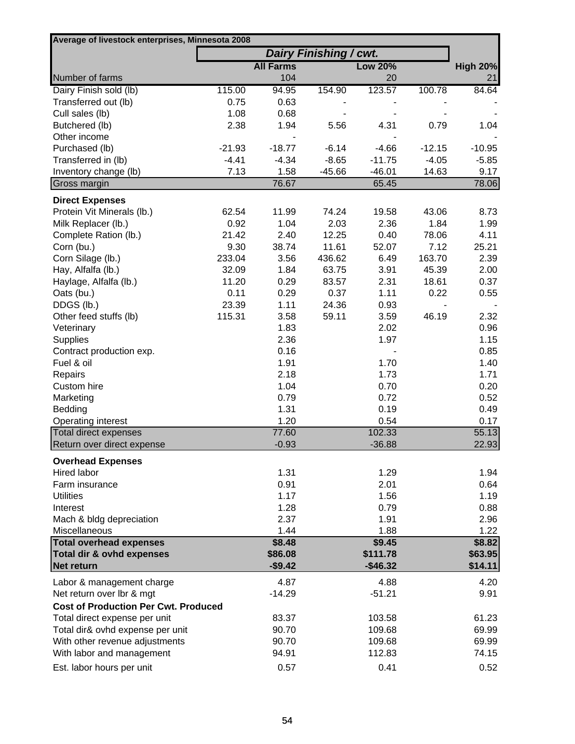| Average of livestock enterprises, Minnesota 2008 | | | | | | |
|---|---|---|---|---|---|---|
| | *Dairy Finishing / cwt.* | | | | | |
| | | **All Farms** | | **Low 20%** | | **High 20%** |
| Number of farms | | 104 | | 20 | | 21 |
| Dairy Finish sold (lb) | 115.00 | 94.95 | 154.90 | 123.57 | 100.78 | 84.64 |
| Transferred out (lb) | 0.75 | 0.63 | - | - | - | - |
| Cull sales (lb) | 1.08 | 0.68 | - | - | - | - |
| Butchered (lb) | 2.38 | 1.94 | 5.56 | 4.31 | 0.79 | 1.04 |
| Other income | | - | | - | | - |
| Purchased (lb) | -21.93 | -18.77 | -6.14 | -4.66 | -12.15 | -10.95 |
| Transferred in (lb) | -4.41 | -4.34 | -8.65 | -11.75 | -4.05 | -5.85 |
| Inventory change (lb) | 7.13 | 1.58 | -45.66 | -46.01 | 14.63 | 9.17 |
| Gross margin | | 76.67 | | 65.45 | | 78.06 |
| **Direct Expenses** | | | | | | |
| Protein Vit Minerals (lb.) | 62.54 | 11.99 | 74.24 | 19.58 | 43.06 | 8.73 |
| Milk Replacer (lb.) | 0.92 | 1.04 | 2.03 | 2.36 | 1.84 | 1.99 |
| Complete Ration (lb.) | 21.42 | 2.40 | 12.25 | 0.40 | 78.06 | 4.11 |
| Corn (bu.) | 9.30 | 38.74 | 11.61 | 52.07 | 7.12 | 25.21 |
| Corn Silage (lb.) | 233.04 | 3.56 | 436.62 | 6.49 | 163.70 | 2.39 |
| Hay, Alfalfa (lb.) | 32.09 | 1.84 | 63.75 | 3.91 | 45.39 | 2.00 |
| Haylage, Alfalfa (lb.) | 11.20 | 0.29 | 83.57 | 2.31 | 18.61 | 0.37 |
| Oats (bu.) | 0.11 | 0.29 | 0.37 | 1.11 | 0.22 | 0.55 |
| DDGS (lb.) | 23.39 | 1.11 | 24.36 | 0.93 | - | - |
| Other feed stuffs (lb) | 115.31 | 3.58 | 59.11 | 3.59 | 46.19 | 2.32 |
| Veterinary | | 1.83 | | 2.02 | | 0.96 |
| Supplies | | 2.36 | | 1.97 | | 1.15 |
| Contract production exp. | | 0.16 | | - | | 0.85 |
| Fuel & oil | | 1.91 | | 1.70 | | 1.40 |
| Repairs | | 2.18 | | 1.73 | | 1.71 |
| Custom hire | | 1.04 | | 0.70 | | 0.20 |
| Marketing | | 0.79 | | 0.72 | | 0.52 |
| Bedding | | 1.31 | | 0.19 | | 0.49 |
| Operating interest | | 1.20 | | 0.54 | | 0.17 |
| Total direct expenses | | 77.60 | | 102.33 | | 55.13 |
| Return over direct expense | | -0.93 | | -36.88 | | 22.93 |
| **Overhead Expenses** | | | | | | |
| Hired labor | | 1.31 | | 1.29 | | 1.94 |
| Farm insurance | | 0.91 | | 2.01 | | 0.64 |
| Utilities | | 1.17 | | 1.56 | | 1.19 |
| Interest | | 1.28 | | 0.79 | | 0.88 |
| Mach & bldg depreciation | | 2.37 | | 1.91 | | 2.96 |
| Miscellaneous | | 1.44 | | 1.88 | | 1.22 |
| **Total overhead expenses** | | **$8.48** | | **$9.45** | | **$8.82** |
| **Total dir & ovhd expenses** | | **$86.08** | | **$111.78** | | **$63.95** |
| **Net return** | | **-$9.42** | | **-$46.32** | | **$14.11** |
| Labor & management charge | | 4.87 | | 4.88 | | 4.20 |
| Net return over lbr & mgt | | -14.29 | | -51.21 | | 9.91 |
| **Cost of Production Per Cwt. Produced** | | | | | | |
| Total direct expense per unit | | 83.37 | | 103.58 | | 61.23 |
| Total dir& ovhd expense per unit | | 90.70 | | 109.68 | | 69.99 |
| With other revenue adjustments | | 90.70 | | 109.68 | | 69.99 |
| With labor and management | | 94.91 | | 112.83 | | 74.15 |
| Est. labor hours per unit | | 0.57 | | 0.41 | | 0.52 |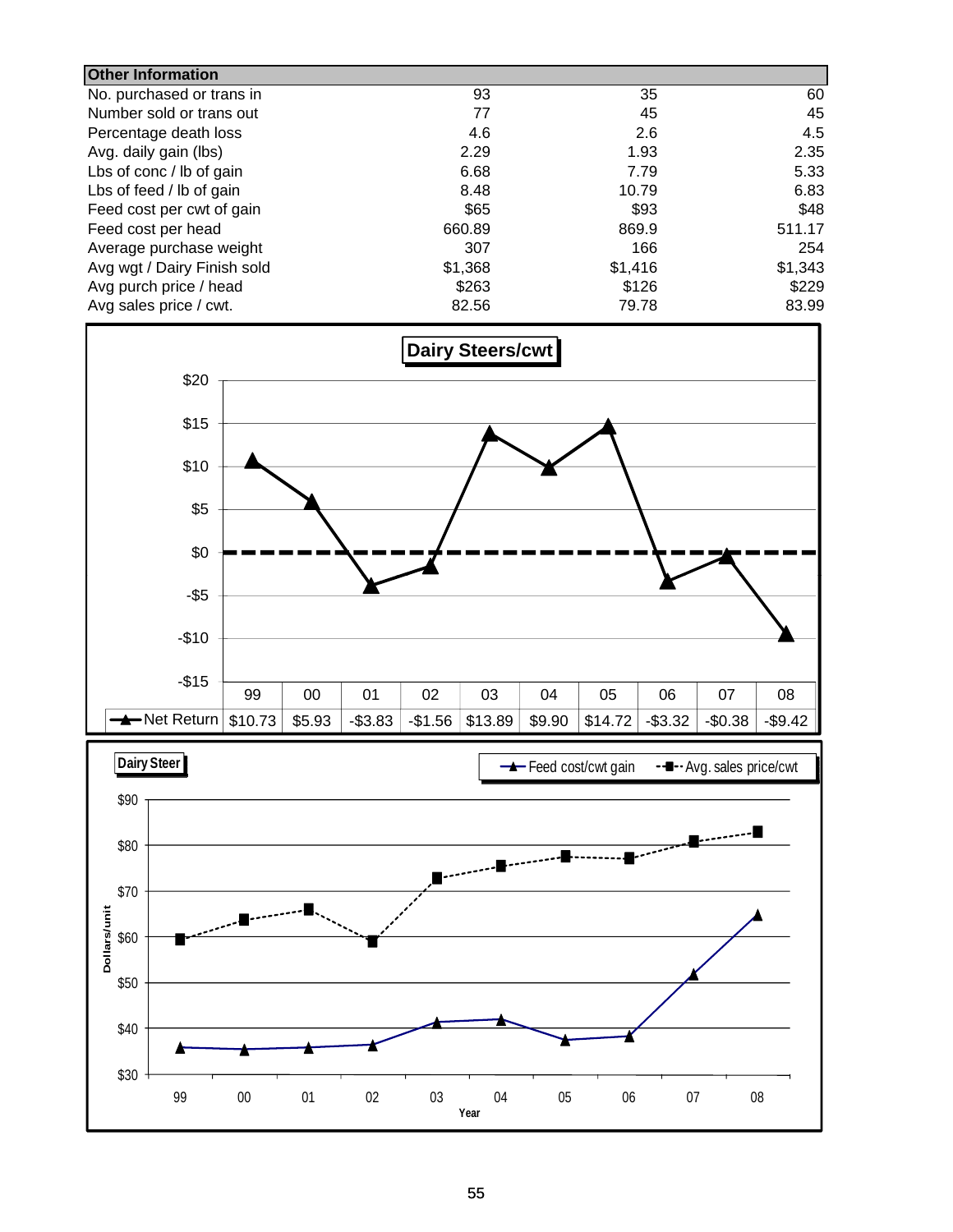| Other Information | | | |
|---|---|---|---|
| No. purchased or trans in | 93 | 35 | 60 |
| Number sold or trans out | 77 | 45 | 45 |
| Percentage death loss | 4.6 | 2.6 | 4.5 |
| Avg. daily gain (lbs) | 2.29 | 1.93 | 2.35 |
| Lbs of conc / lb of gain | 6.68 | 7.79 | 5.33 |
| Lbs of feed / lb of gain | 8.48 | 10.79 | 6.83 |
| Feed cost per cwt of gain | $65 | $93 | $48 |
| Feed cost per head | 660.89 | 869.9 | 511.17 |
| Average purchase weight | 307 | 166 | 254 |
| Avg wgt / Dairy Finish sold | $1,368 | $1,416 | $1,343 |
| Avg purch price / head | $263 | $126 | $229 |
| Avg sales price / cwt. | 82.56 | 79.78 | 83.99 |

**Dairy Steers/cwt**

| | 99 | 00 | 01 | 02 | 03 | 04 | 05 | 06 | 07 | 08 |
|---|---|---|---|---|---|---|---|---|---|---|
| Net Return | $10.73 | $5.93 | -$3.83 | -$1.56 | $13.89 | $9.90 | $14.72 | -$3.32 | -$0.38 | -$9.42 |

**Dairy Steer**

Feed cost/cwt gain — Avg. sales price/cwt

Dollars/unit (y-axis, $30–$90); Year (x-axis, 99–08)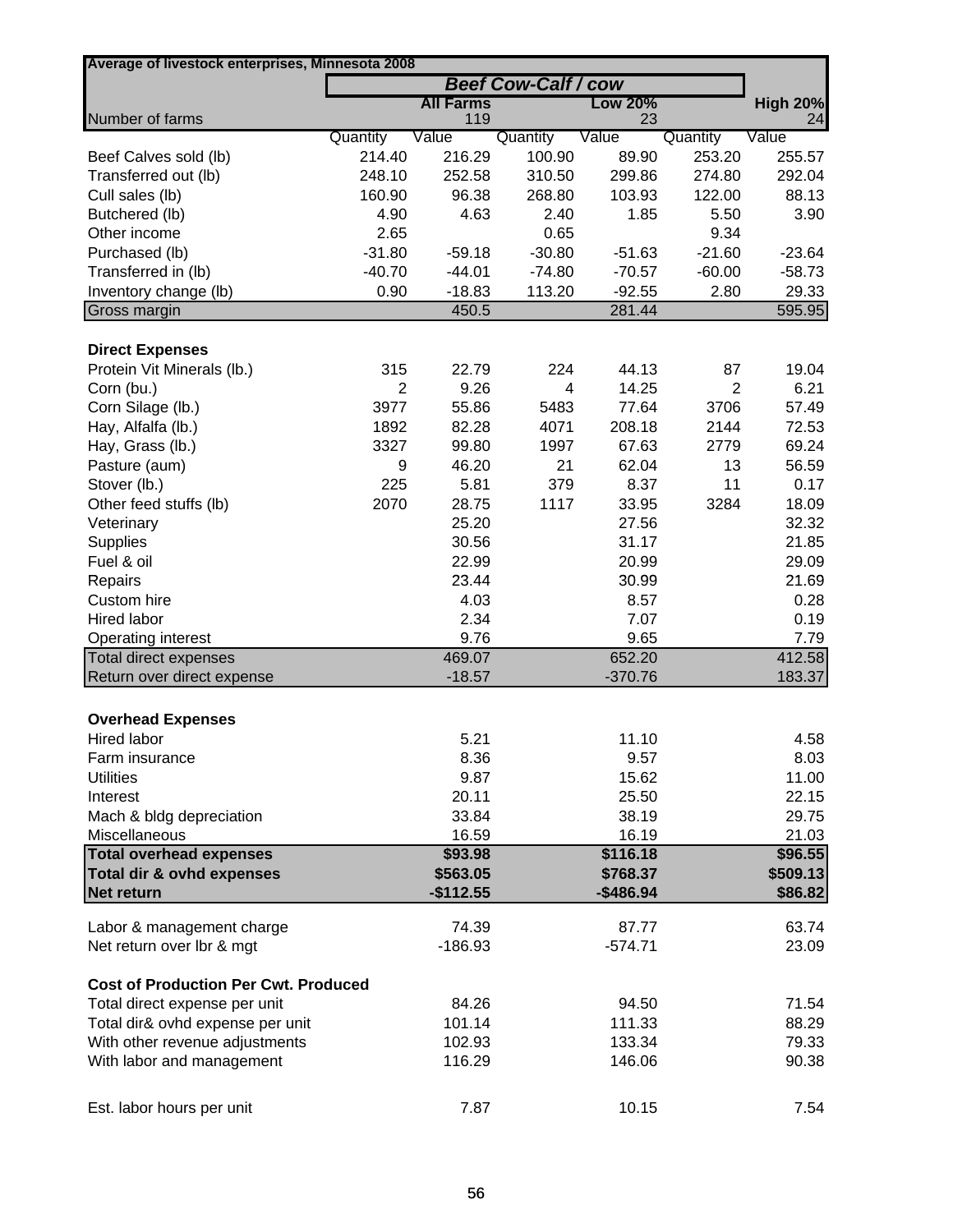| Average of livestock enterprises, Minnesota 2008 | | | | | | |
|---|---|---|---|---|---|---|
| | *Beef Cow-Calf / cow* | | | | | |
| | All Farms | | Low 20% | | | High 20% |
| Number of farms | | 119 | | 23 | | 24 |
| | Quantity | Value | Quantity | Value | Quantity | Value |
| Beef Calves sold (lb) | 214.40 | 216.29 | 100.90 | 89.90 | 253.20 | 255.57 |
| Transferred out (lb) | 248.10 | 252.58 | 310.50 | 299.86 | 274.80 | 292.04 |
| Cull sales (lb) | 160.90 | 96.38 | 268.80 | 103.93 | 122.00 | 88.13 |
| Butchered (lb) | 4.90 | 4.63 | 2.40 | 1.85 | 5.50 | 3.90 |
| Other income | 2.65 | | 0.65 | | 9.34 | |
| Purchased (lb) | -31.80 | -59.18 | -30.80 | -51.63 | -21.60 | -23.64 |
| Transferred in (lb) | -40.70 | -44.01 | -74.80 | -70.57 | -60.00 | -58.73 |
| Inventory change (lb) | 0.90 | -18.83 | 113.20 | -92.55 | 2.80 | 29.33 |
| Gross margin | | 450.5 | | 281.44 | | 595.95 |
| | | | | | | |
| **Direct Expenses** | | | | | | |
| Protein Vit Minerals (lb.) | 315 | 22.79 | 224 | 44.13 | 87 | 19.04 |
| Corn (bu.) | 2 | 9.26 | 4 | 14.25 | 2 | 6.21 |
| Corn Silage (lb.) | 3977 | 55.86 | 5483 | 77.64 | 3706 | 57.49 |
| Hay, Alfalfa (lb.) | 1892 | 82.28 | 4071 | 208.18 | 2144 | 72.53 |
| Hay, Grass (lb.) | 3327 | 99.80 | 1997 | 67.63 | 2779 | 69.24 |
| Pasture (aum) | 9 | 46.20 | 21 | 62.04 | 13 | 56.59 |
| Stover (lb.) | 225 | 5.81 | 379 | 8.37 | 11 | 0.17 |
| Other feed stuffs (lb) | 2070 | 28.75 | 1117 | 33.95 | 3284 | 18.09 |
| Veterinary | | 25.20 | | 27.56 | | 32.32 |
| Supplies | | 30.56 | | 31.17 | | 21.85 |
| Fuel & oil | | 22.99 | | 20.99 | | 29.09 |
| Repairs | | 23.44 | | 30.99 | | 21.69 |
| Custom hire | | 4.03 | | 8.57 | | 0.28 |
| Hired labor | | 2.34 | | 7.07 | | 0.19 |
| Operating interest | | 9.76 | | 9.65 | | 7.79 |
| Total direct expenses | | 469.07 | | 652.20 | | 412.58 |
| Return over direct expense | | -18.57 | | -370.76 | | 183.37 |
| | | | | | | |
| **Overhead Expenses** | | | | | | |
| Hired labor | | 5.21 | | 11.10 | | 4.58 |
| Farm insurance | | 8.36 | | 9.57 | | 8.03 |
| Utilities | | 9.87 | | 15.62 | | 11.00 |
| Interest | | 20.11 | | 25.50 | | 22.15 |
| Mach & bldg depreciation | | 33.84 | | 38.19 | | 29.75 |
| Miscellaneous | | 16.59 | | 16.19 | | 21.03 |
| **Total overhead expenses** | | **$93.98** | | **$116.18** | | **$96.55** |
| **Total dir & ovhd expenses** | | **$563.05** | | **$768.37** | | **$509.13** |
| **Net return** | | **-$112.55** | | **-$486.94** | | **$86.82** |
| | | | | | | |
| Labor & management charge | | 74.39 | | 87.77 | | 63.74 |
| Net return over lbr & mgt | | -186.93 | | -574.71 | | 23.09 |
| | | | | | | |
| **Cost of Production Per Cwt. Produced** | | | | | | |
| Total direct expense per unit | | 84.26 | | 94.50 | | 71.54 |
| Total dir& ovhd expense per unit | | 101.14 | | 111.33 | | 88.29 |
| With other revenue adjustments | | 102.93 | | 133.34 | | 79.33 |
| With labor and management | | 116.29 | | 146.06 | | 90.38 |
| | | | | | | |
| Est. labor hours per unit | | 7.87 | | 10.15 | | 7.54 |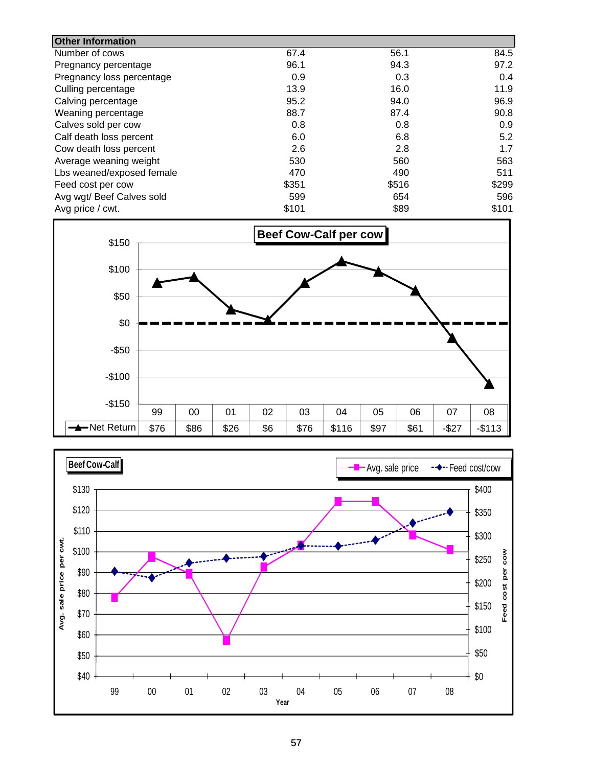| Other Information | | | |
|---|---|---|---|
| Number of cows | 67.4 | 56.1 | 84.5 |
| Pregnancy percentage | 96.1 | 94.3 | 97.2 |
| Pregnancy loss percentage | 0.9 | 0.3 | 0.4 |
| Culling percentage | 13.9 | 16.0 | 11.9 |
| Calving percentage | 95.2 | 94.0 | 96.9 |
| Weaning percentage | 88.7 | 87.4 | 90.8 |
| Calves sold per cow | 0.8 | 0.8 | 0.9 |
| Calf death loss percent | 6.0 | 6.8 | 5.2 |
| Cow death loss percent | 2.6 | 2.8 | 1.7 |
| Average weaning weight | 530 | 560 | 563 |
| Lbs weaned/exposed female | 470 | 490 | 511 |
| Feed cost per cow | $351 | $516 | $299 |
| Avg wgt/ Beef Calves sold | 599 | 654 | 596 |
| Avg price / cwt. | $101 | $89 | $101 |

**Beef Cow-Calf per cow**

| | 99 | 00 | 01 | 02 | 03 | 04 | 05 | 06 | 07 | 08 |
|---|---|---|---|---|---|---|---|---|---|---|
| Net Return | $76 | $86 | $26 | $6 | $76 | $116 | $97 | $61 | -$27 | -$113 |

**Beef Cow-Calf**

Avg. sale price / Feed cost/cow

Avg. sale price per cwt. ($40–$130); Feed cost per cow ($0–$400); Year (99–08)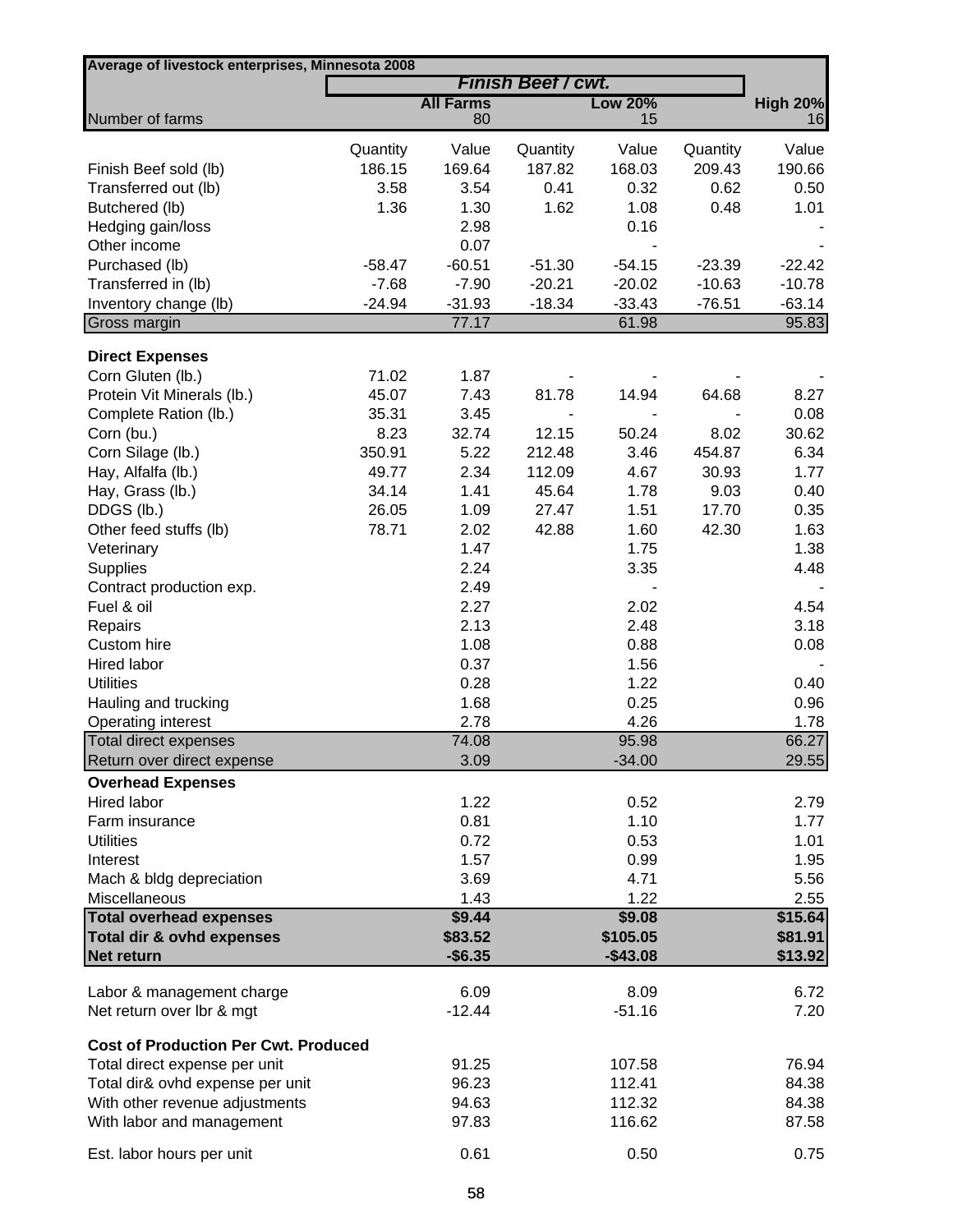| Average of livestock enterprises, Minnesota 2008 | | | | | | |
|---|---|---|---|---|---|---|
| | *Finish Beef / cwt.* | | | | | |
| | | **All Farms** | | **Low 20%** | | **High 20%** |
| Number of farms | | 80 | | 15 | | 16 |
| | Quantity | Value | Quantity | Value | Quantity | Value |
| Finish Beef sold (lb) | 186.15 | 169.64 | 187.82 | 168.03 | 209.43 | 190.66 |
| Transferred out (lb) | 3.58 | 3.54 | 0.41 | 0.32 | 0.62 | 0.50 |
| Butchered (lb) | 1.36 | 1.30 | 1.62 | 1.08 | 0.48 | 1.01 |
| Hedging gain/loss | | 2.98 | | 0.16 | | - |
| Other income | | 0.07 | | - | | - |
| Purchased (lb) | -58.47 | -60.51 | -51.30 | -54.15 | -23.39 | -22.42 |
| Transferred in (lb) | -7.68 | -7.90 | -20.21 | -20.02 | -10.63 | -10.78 |
| Inventory change (lb) | -24.94 | -31.93 | -18.34 | -33.43 | -76.51 | -63.14 |
| Gross margin | | 77.17 | | 61.98 | | 95.83 |
| **Direct Expenses** | | | | | | |
| Corn Gluten (lb.) | 71.02 | 1.87 | - | - | - | - |
| Protein Vit Minerals (lb.) | 45.07 | 7.43 | 81.78 | 14.94 | 64.68 | 8.27 |
| Complete Ration (lb.) | 35.31 | 3.45 | - | - | - | 0.08 |
| Corn (bu.) | 8.23 | 32.74 | 12.15 | 50.24 | 8.02 | 30.62 |
| Corn Silage (lb.) | 350.91 | 5.22 | 212.48 | 3.46 | 454.87 | 6.34 |
| Hay, Alfalfa (lb.) | 49.77 | 2.34 | 112.09 | 4.67 | 30.93 | 1.77 |
| Hay, Grass (lb.) | 34.14 | 1.41 | 45.64 | 1.78 | 9.03 | 0.40 |
| DDGS (lb.) | 26.05 | 1.09 | 27.47 | 1.51 | 17.70 | 0.35 |
| Other feed stuffs (lb) | 78.71 | 2.02 | 42.88 | 1.60 | 42.30 | 1.63 |
| Veterinary | | 1.47 | | 1.75 | | 1.38 |
| Supplies | | 2.24 | | 3.35 | | 4.48 |
| Contract production exp. | | 2.49 | | - | | - |
| Fuel & oil | | 2.27 | | 2.02 | | 4.54 |
| Repairs | | 2.13 | | 2.48 | | 3.18 |
| Custom hire | | 1.08 | | 0.88 | | 0.08 |
| Hired labor | | 0.37 | | 1.56 | | - |
| Utilities | | 0.28 | | 1.22 | | 0.40 |
| Hauling and trucking | | 1.68 | | 0.25 | | 0.96 |
| Operating interest | | 2.78 | | 4.26 | | 1.78 |
| Total direct expenses | | 74.08 | | 95.98 | | 66.27 |
| Return over direct expense | | 3.09 | | -34.00 | | 29.55 |
| **Overhead Expenses** | | | | | | |
| Hired labor | | 1.22 | | 0.52 | | 2.79 |
| Farm insurance | | 0.81 | | 1.10 | | 1.77 |
| Utilities | | 0.72 | | 0.53 | | 1.01 |
| Interest | | 1.57 | | 0.99 | | 1.95 |
| Mach & bldg depreciation | | 3.69 | | 4.71 | | 5.56 |
| Miscellaneous | | 1.43 | | 1.22 | | 2.55 |
| **Total overhead expenses** | | **$9.44** | | **$9.08** | | **$15.64** |
| **Total dir & ovhd expenses** | | **$83.52** | | **$105.05** | | **$81.91** |
| **Net return** | | **-$6.35** | | **-$43.08** | | **$13.92** |
| Labor & management charge | | 6.09 | | 8.09 | | 6.72 |
| Net return over lbr & mgt | | -12.44 | | -51.16 | | 7.20 |
| **Cost of Production Per Cwt. Produced** | | | | | | |
| Total direct expense per unit | | 91.25 | | 107.58 | | 76.94 |
| Total dir& ovhd expense per unit | | 96.23 | | 112.41 | | 84.38 |
| With other revenue adjustments | | 94.63 | | 112.32 | | 84.38 |
| With labor and management | | 97.83 | | 116.62 | | 87.58 |
| Est. labor hours per unit | | 0.61 | | 0.50 | | 0.75 |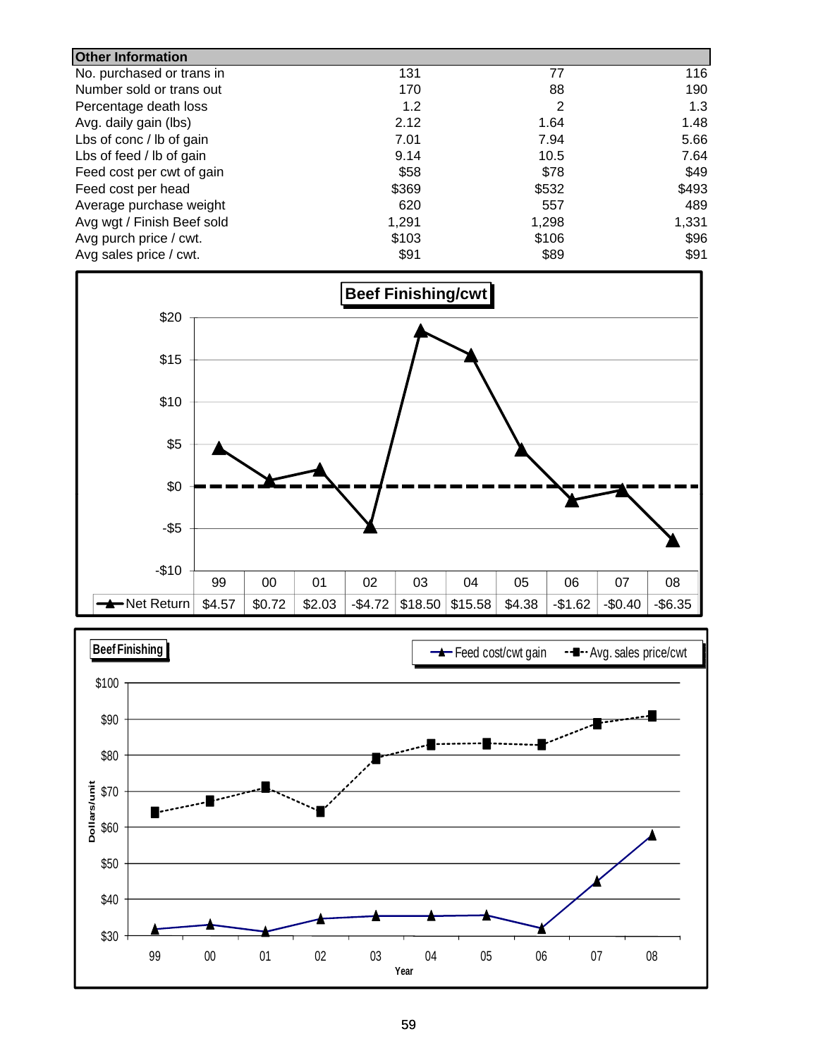| Other Information | | | |
|---|---|---|---|
| No. purchased or trans in | 131 | 77 | 116 |
| Number sold or trans out | 170 | 88 | 190 |
| Percentage death loss | 1.2 | 2 | 1.3 |
| Avg. daily gain (lbs) | 2.12 | 1.64 | 1.48 |
| Lbs of conc / lb of gain | 7.01 | 7.94 | 5.66 |
| Lbs of feed / lb of gain | 9.14 | 10.5 | 7.64 |
| Feed cost per cwt of gain | $58 | $78 | $49 |
| Feed cost per head | $369 | $532 | $493 |
| Average purchase weight | 620 | 557 | 489 |
| Avg wgt / Finish Beef sold | 1,291 | 1,298 | 1,331 |
| Avg purch price / cwt. | $103 | $106 | $96 |
| Avg sales price / cwt. | $91 | $89 | $91 |

**Beef Finishing/cwt**

| | 99 | 00 | 01 | 02 | 03 | 04 | 05 | 06 | 07 | 08 |
|---|---|---|---|---|---|---|---|---|---|---|
| Net Return | $4.57 | $0.72 | $2.03 | -$4.72 | $18.50 | $15.58 | $4.38 | -$1.62 | -$0.40 | -$6.35 |

**Beef Finishing**

Feed cost/cwt gain — Avg. sales price/cwt

Dollars/unit

Year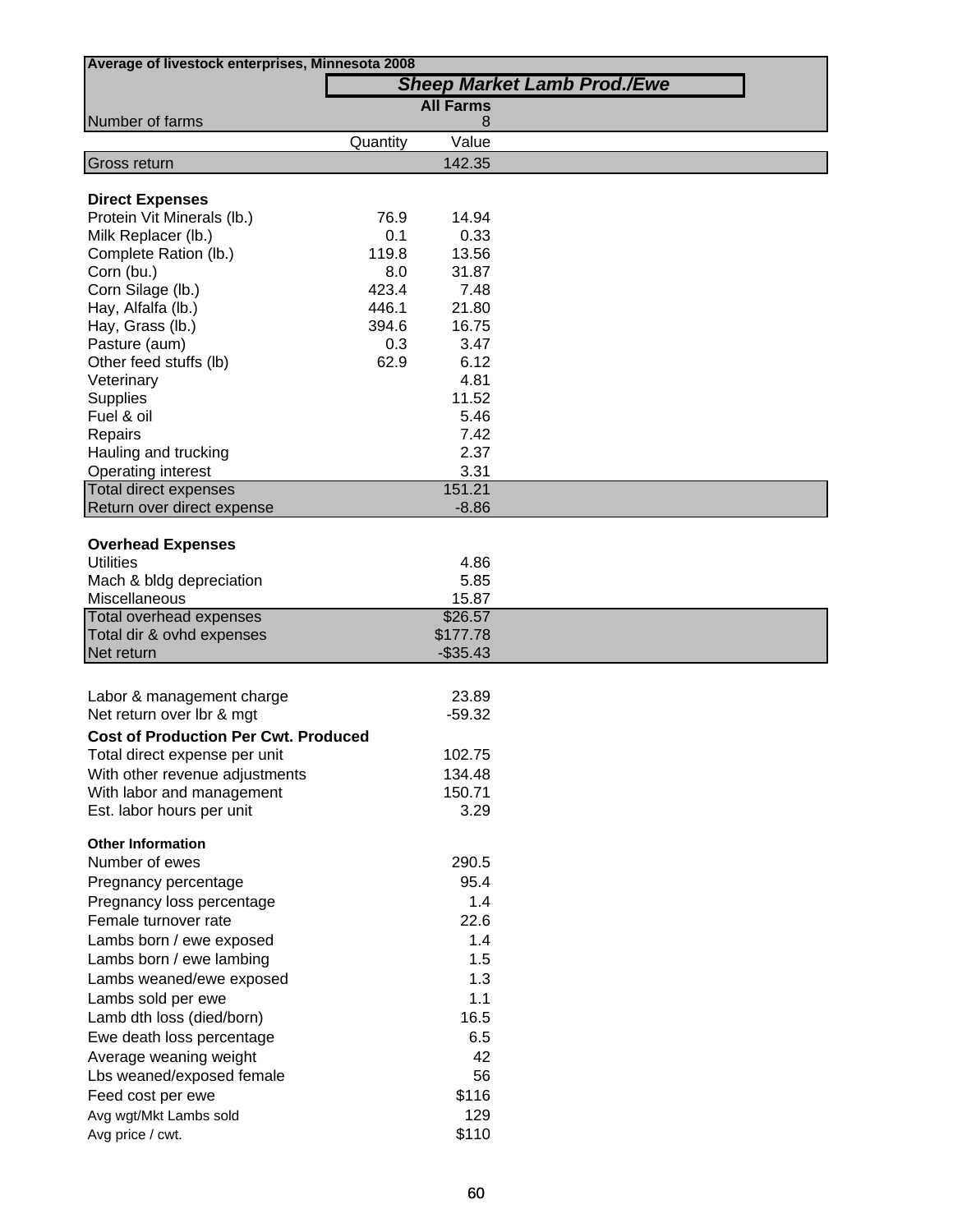**Average of livestock enterprises, Minnesota 2008**

| | | ***Sheep Market Lamb Prod./Ewe*** |
|---|---|---|
| | | **All Farms** |
| Number of farms | | 8 |
| | Quantity | Value |
| Gross return | | 142.35 |
| **Direct Expenses** | | |
| Protein Vit Minerals (lb.) | 76.9 | 14.94 |
| Milk Replacer (lb.) | 0.1 | 0.33 |
| Complete Ration (lb.) | 119.8 | 13.56 |
| Corn (bu.) | 8.0 | 31.87 |
| Corn Silage (lb.) | 423.4 | 7.48 |
| Hay, Alfalfa (lb.) | 446.1 | 21.80 |
| Hay, Grass (lb.) | 394.6 | 16.75 |
| Pasture (aum) | 0.3 | 3.47 |
| Other feed stuffs (lb) | 62.9 | 6.12 |
| Veterinary | | 4.81 |
| Supplies | | 11.52 |
| Fuel & oil | | 5.46 |
| Repairs | | 7.42 |
| Hauling and trucking | | 2.37 |
| Operating interest | | 3.31 |
| Total direct expenses | | 151.21 |
| Return over direct expense | | -8.86 |
| **Overhead Expenses** | | |
| Utilities | | 4.86 |
| Mach & bldg depreciation | | 5.85 |
| Miscellaneous | | 15.87 |
| Total overhead expenses | | $26.57 |
| Total dir & ovhd expenses | | $177.78 |
| Net return | | -$35.43 |
| Labor & management charge | | 23.89 |
| Net return over lbr & mgt | | -59.32 |
| **Cost of Production Per Cwt. Produced** | | |
| Total direct expense per unit | | 102.75 |
| With other revenue adjustments | | 134.48 |
| With labor and management | | 150.71 |
| Est. labor hours per unit | | 3.29 |
| **Other Information** | | |
| Number of ewes | | 290.5 |
| Pregnancy percentage | | 95.4 |
| Pregnancy loss percentage | | 1.4 |
| Female turnover rate | | 22.6 |
| Lambs born / ewe exposed | | 1.4 |
| Lambs born / ewe lambing | | 1.5 |
| Lambs weaned/ewe exposed | | 1.3 |
| Lambs sold per ewe | | 1.1 |
| Lamb dth loss (died/born) | | 16.5 |
| Ewe death loss percentage | | 6.5 |
| Average weaning weight | | 42 |
| Lbs weaned/exposed female | | 56 |
| Feed cost per ewe | | $116 |
| Avg wgt/Mkt Lambs sold | | 129 |
| Avg price / cwt. | | $110 |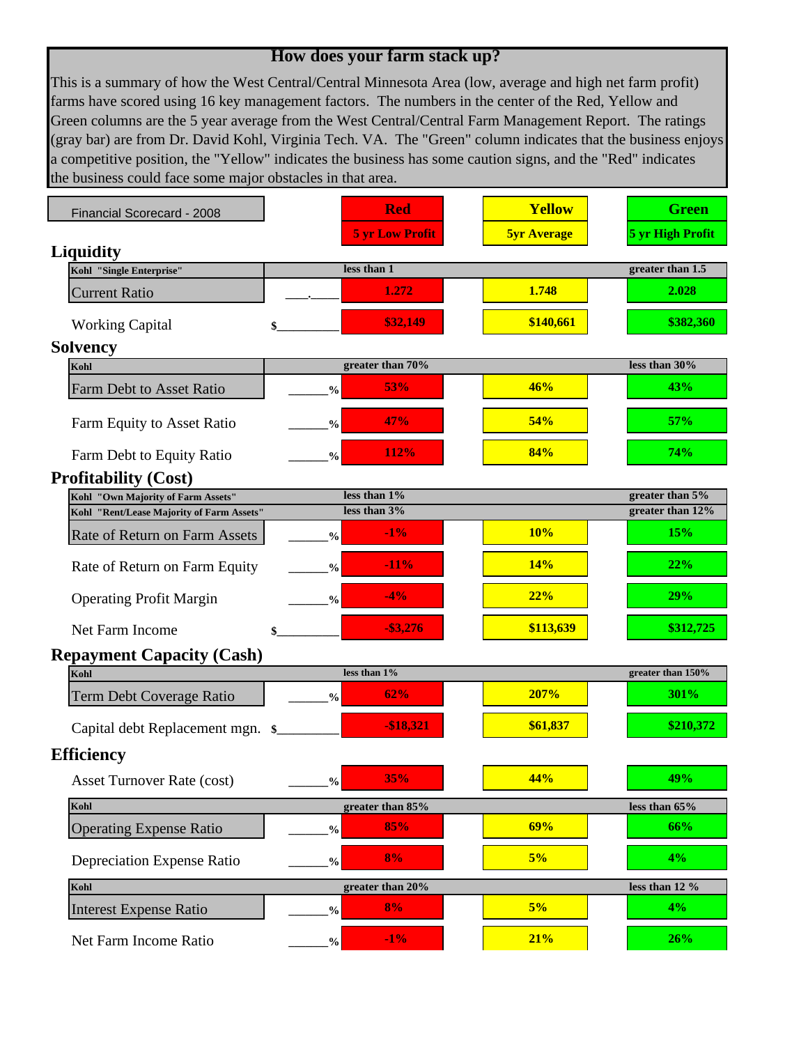## How does your farm stack up?

This is a summary of how the West Central/Central Minnesota Area (low, average and high net farm profit) farms have scored using 16 key management factors. The numbers in the center of the Red, Yellow and Green columns are the 5 year average from the West Central/Central Farm Management Report. The ratings (gray bar) are from Dr. David Kohl, Virginia Tech. VA. The "Green" column indicates that the business enjoys a competitive position, the "Yellow" indicates the business has some caution signs, and the "Red" indicates the business could face some major obstacles in that area.

| Financial Scorecard - 2008 | Your Farm | Red<br>5 yr Low Profit | Yellow<br>5yr Average | Green<br>5 yr High Profit |
|---|---|---|---|---|
| **Liquidity** | | | | |
| Kohl "Single Enterprise" | | less than 1 | | greater than 1.5 |
| Current Ratio | ___.____ | 1.272 | 1.748 | 2.028 |
| Working Capital | $_________ | $32,149 | $140,661 | $382,360 |
| **Solvency** | | | | |
| Kohl | | greater than 70% | | less than 30% |
| Farm Debt to Asset Ratio | ______% | 53% | 46% | 43% |
| Farm Equity to Asset Ratio | ______% | 47% | 54% | 57% |
| Farm Debt to Equity Ratio | ______% | 112% | 84% | 74% |
| **Profitability (Cost)** | | | | |
| Kohl "Own Majority of Farm Assets" | | less than 1% | | greater than 5% |
| Kohl "Rent/Lease Majority of Farm Assets" | | less than 3% | | greater than 12% |
| Rate of Return on Farm Assets | ______% | -1% | 10% | 15% |
| Rate of Return on Farm Equity | ______% | -11% | 14% | 22% |
| Operating Profit Margin | ______% | -4% | 22% | 29% |
| Net Farm Income | $_________ | -$3,276 | $113,639 | $312,725 |
| **Repayment Capacity (Cash)** | | | | |
| Kohl | | less than 1% | | greater than 150% |
| Term Debt Coverage Ratio | ______% | 62% | 207% | 301% |
| Capital debt Replacement mgn. | $_________ | -$18,321 | $61,837 | $210,372 |
| **Efficiency** | | | | |
| Asset Turnover Rate (cost) | ______% | 35% | 44% | 49% |
| Kohl | | greater than 85% | | less than 65% |
| Operating Expense Ratio | ______% | 85% | 69% | 66% |
| Depreciation Expense Ratio | ______% | 8% | 5% | 4% |
| Kohl | | greater than 20% | | less than 12 % |
| Interest Expense Ratio | ______% | 8% | 5% | 4% |
| Net Farm Income Ratio | ______% | -1% | 21% | 26% |